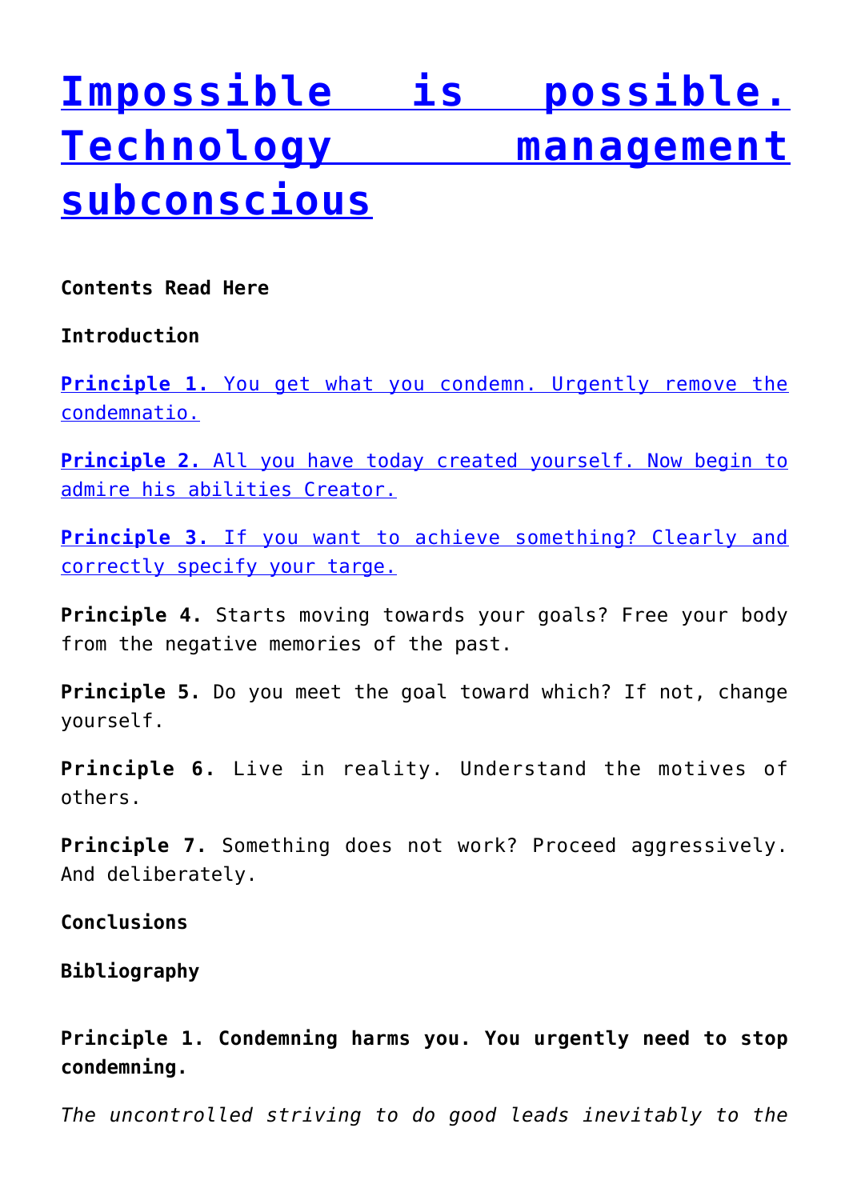# [Impossible is possible. Technology management subconscious]()

**Contents Read Here**

**Introduction**

[**Principle 1.** You get what you condemn. Urgently remove the condemnatio.]()

[**Principle 2.** All you have today created yourself. Now begin to admire his abilities Creator.]()

[**Principle 3.** If you want to achieve something? Clearly and correctly specify your targe.]()

**Principle 4.** Starts moving towards your goals? Free your body from the negative memories of the past.

**Principle 5.** Do you meet the goal toward which? If not, change yourself.

**Principle 6.** Live in reality. Understand the motives of others.

**Principle 7.** Something does not work? Proceed aggressively. And deliberately.

**Conclusions**

**Bibliography**

**Principle 1. Condemning harms you. You urgently need to stop condemning.**

*The uncontrolled striving to do good leads inevitably to the*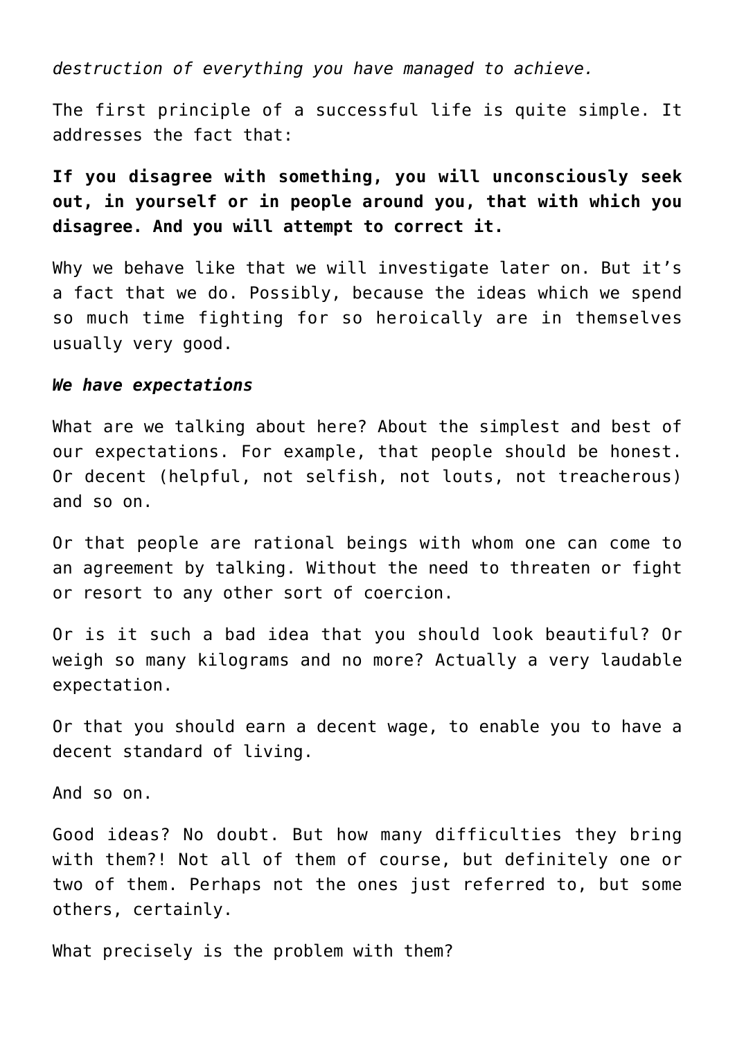*destruction of everything you have managed to achieve.*

The first principle of a successful life is quite simple. It addresses the fact that:

**If you disagree with something, you will unconsciously seek out, in yourself or in people around you, that with which you disagree. And you will attempt to correct it.**

Why we behave like that we will investigate later on. But it's a fact that we do. Possibly, because the ideas which we spend so much time fighting for so heroically are in themselves usually very good.

***We have expectations***

What are we talking about here? About the simplest and best of our expectations. For example, that people should be honest. Or decent (helpful, not selfish, not louts, not treacherous) and so on.

Or that people are rational beings with whom one can come to an agreement by talking. Without the need to threaten or fight or resort to any other sort of coercion.

Or is it such a bad idea that you should look beautiful? Or weigh so many kilograms and no more? Actually a very laudable expectation.

Or that you should earn a decent wage, to enable you to have a decent standard of living.

And so on.

Good ideas? No doubt. But how many difficulties they bring with them?! Not all of them of course, but definitely one or two of them. Perhaps not the ones just referred to, but some others, certainly.

What precisely is the problem with them?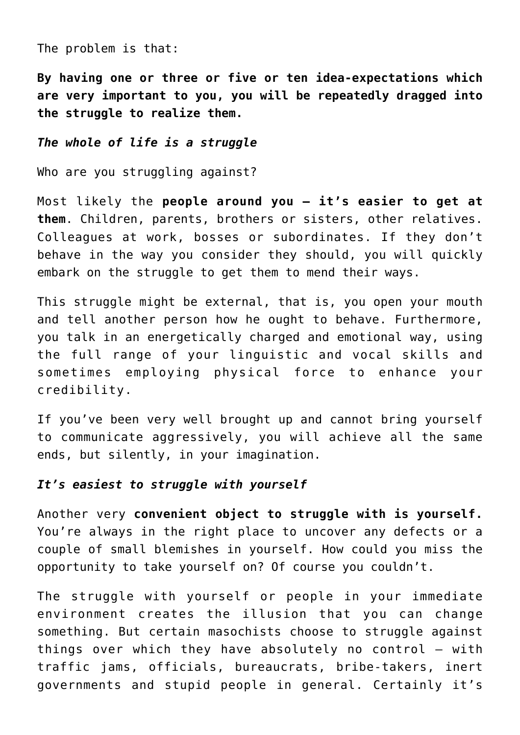The problem is that:

**By having one or three or five or ten idea-expectations which are very important to you, you will be repeatedly dragged into the struggle to realize them.**

***The whole of life is a struggle***

Who are you struggling against?

Most likely the **people around you – it's easier to get at them**. Children, parents, brothers or sisters, other relatives. Colleagues at work, bosses or subordinates. If they don't behave in the way you consider they should, you will quickly embark on the struggle to get them to mend their ways.

This struggle might be external, that is, you open your mouth and tell another person how he ought to behave. Furthermore, you talk in an energetically charged and emotional way, using the full range of your linguistic and vocal skills and sometimes employing physical force to enhance your credibility.

If you've been very well brought up and cannot bring yourself to communicate aggressively, you will achieve all the same ends, but silently, in your imagination.

***It's easiest to struggle with yourself***

Another very **convenient object to struggle with is yourself.** You're always in the right place to uncover any defects or a couple of small blemishes in yourself. How could you miss the opportunity to take yourself on? Of course you couldn't.

The struggle with yourself or people in your immediate environment creates the illusion that you can change something. But certain masochists choose to struggle against things over which they have absolutely no control – with traffic jams, officials, bureaucrats, bribe-takers, inert governments and stupid people in general. Certainly it's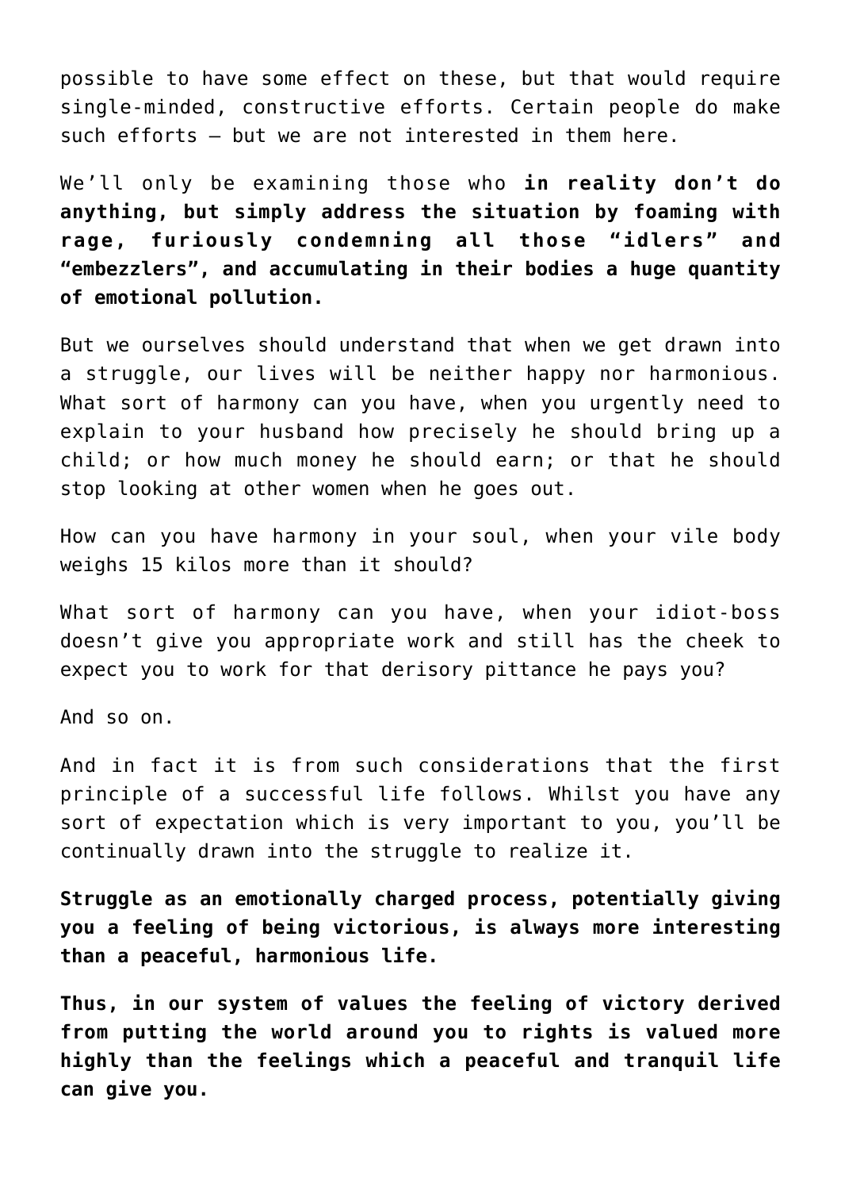possible to have some effect on these, but that would require single-minded, constructive efforts. Certain people do make such efforts – but we are not interested in them here.

We'll only be examining those who **in reality don't do anything, but simply address the situation by foaming with rage, furiously condemning all those "idlers" and "embezzlers", and accumulating in their bodies a huge quantity of emotional pollution.**

But we ourselves should understand that when we get drawn into a struggle, our lives will be neither happy nor harmonious. What sort of harmony can you have, when you urgently need to explain to your husband how precisely he should bring up a child; or how much money he should earn; or that he should stop looking at other women when he goes out.

How can you have harmony in your soul, when your vile body weighs 15 kilos more than it should?

What sort of harmony can you have, when your idiot-boss doesn't give you appropriate work and still has the cheek to expect you to work for that derisory pittance he pays you?

And so on.

And in fact it is from such considerations that the first principle of a successful life follows. Whilst you have any sort of expectation which is very important to you, you'll be continually drawn into the struggle to realize it.

**Struggle as an emotionally charged process, potentially giving you a feeling of being victorious, is always more interesting than a peaceful, harmonious life.**

**Thus, in our system of values the feeling of victory derived from putting the world around you to rights is valued more highly than the feelings which a peaceful and tranquil life can give you.**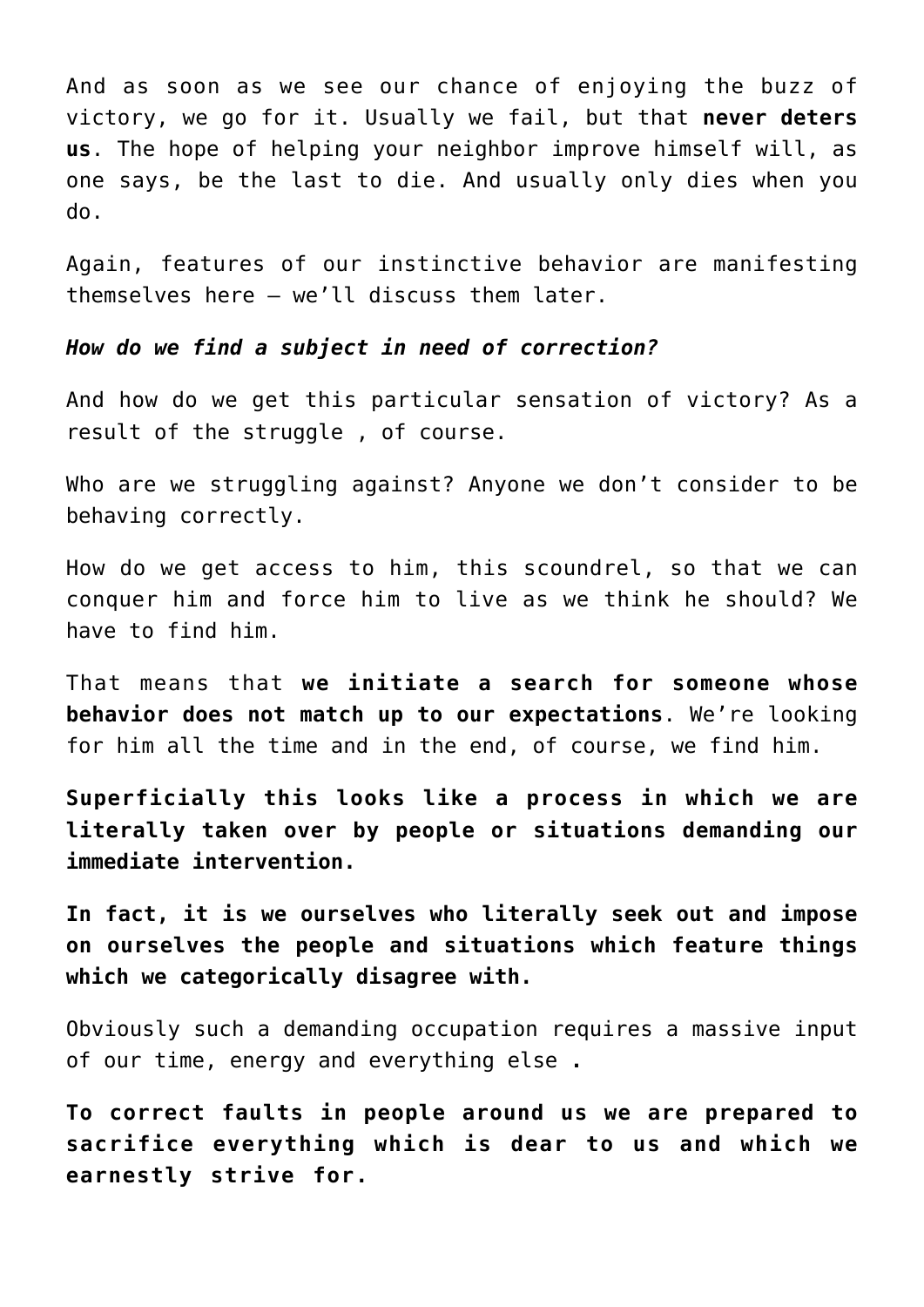And as soon as we see our chance of enjoying the buzz of victory, we go for it. Usually we fail, but that **never deters us**. The hope of helping your neighbor improve himself will, as one says, be the last to die. And usually only dies when you do.

Again, features of our instinctive behavior are manifesting themselves here – we'll discuss them later.

***How do we find a subject in need of correction?***

And how do we get this particular sensation of victory? As a result of the struggle , of course.

Who are we struggling against? Anyone we don't consider to be behaving correctly.

How do we get access to him, this scoundrel, so that we can conquer him and force him to live as we think he should? We have to find him.

That means that **we initiate a search for someone whose behavior does not match up to our expectations**. We're looking for him all the time and in the end, of course, we find him.

**Superficially this looks like a process in which we are literally taken over by people or situations demanding our immediate intervention.**

**In fact, it is we ourselves who literally seek out and impose on ourselves the people and situations which feature things which we categorically disagree with.**

Obviously such a demanding occupation requires a massive input of our time, energy and everything else **.**

**To correct faults in people around us we are prepared to sacrifice everything which is dear to us and which we earnestly strive for.**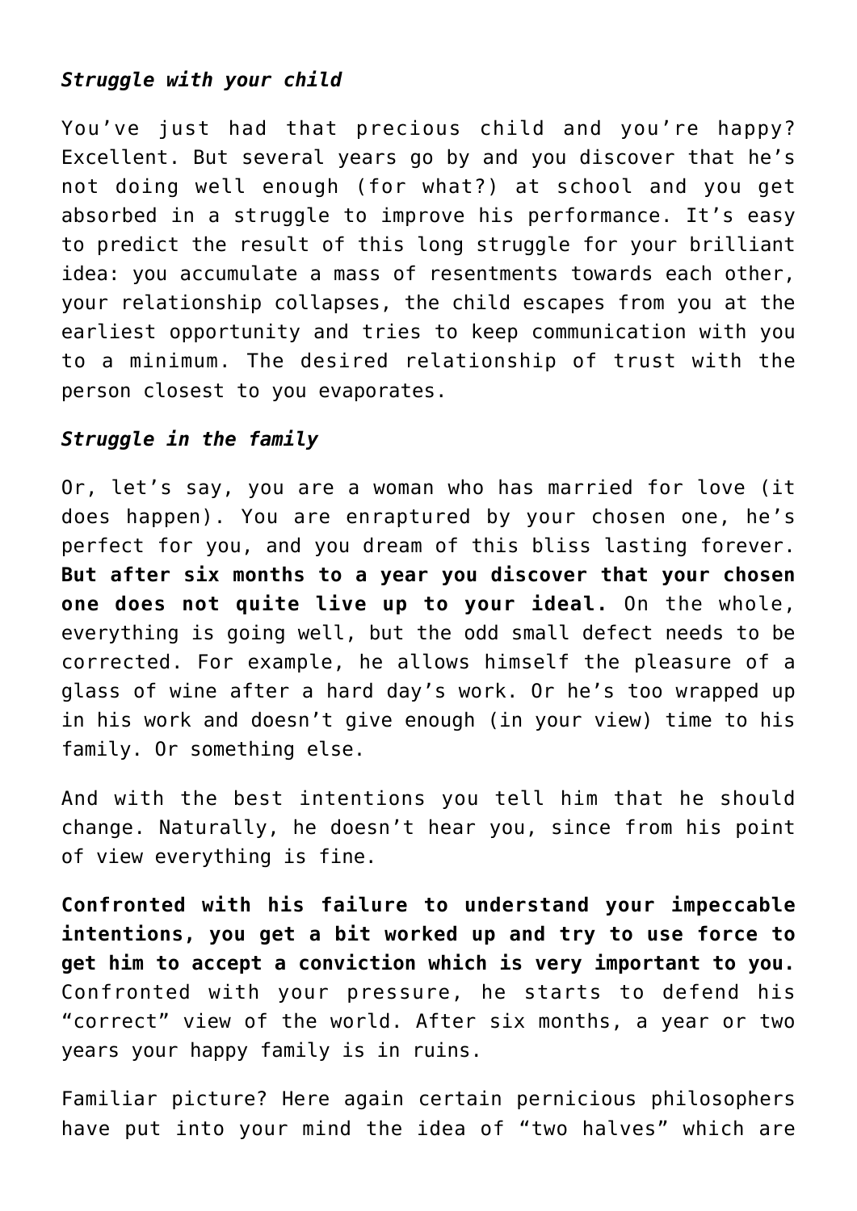***Struggle with your child***

You've just had that precious child and you're happy? Excellent. But several years go by and you discover that he's not doing well enough (for what?) at school and you get absorbed in a struggle to improve his performance. It's easy to predict the result of this long struggle for your brilliant idea: you accumulate a mass of resentments towards each other, your relationship collapses, the child escapes from you at the earliest opportunity and tries to keep communication with you to a minimum. The desired relationship of trust with the person closest to you evaporates.

***Struggle in the family***

Or, let's say, you are a woman who has married for love (it does happen). You are enraptured by your chosen one, he's perfect for you, and you dream of this bliss lasting forever. **But after six months to a year you discover that your chosen one does not quite live up to your ideal.** On the whole, everything is going well, but the odd small defect needs to be corrected. For example, he allows himself the pleasure of a glass of wine after a hard day's work. Or he's too wrapped up in his work and doesn't give enough (in your view) time to his family. Or something else.

And with the best intentions you tell him that he should change. Naturally, he doesn't hear you, since from his point of view everything is fine.

**Confronted with his failure to understand your impeccable intentions, you get a bit worked up and try to use force to get him to accept a conviction which is very important to you.** Confronted with your pressure, he starts to defend his "correct" view of the world. After six months, a year or two years your happy family is in ruins.

Familiar picture? Here again certain pernicious philosophers have put into your mind the idea of "two halves" which are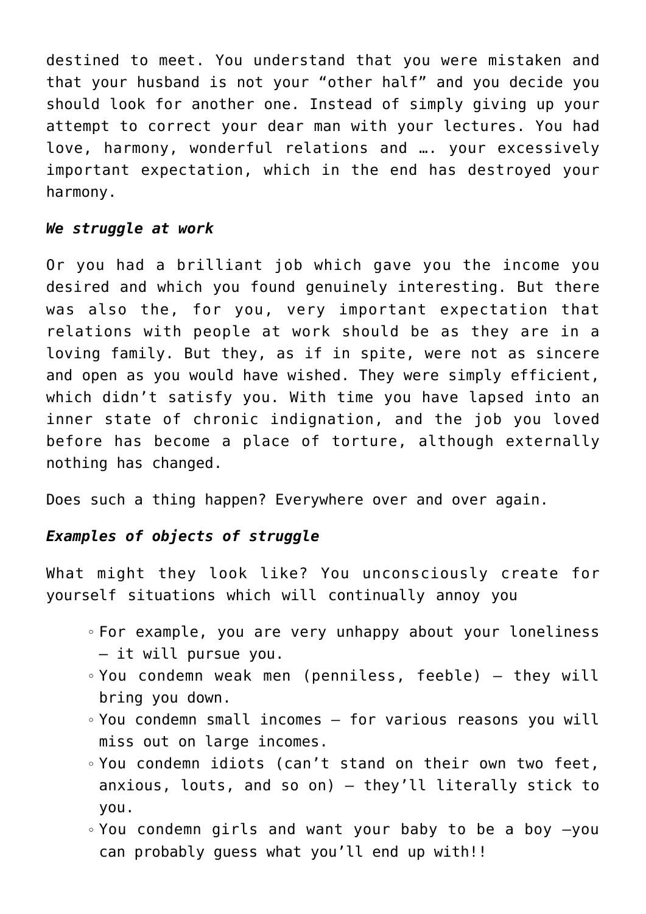destined to meet. You understand that you were mistaken and that your husband is not your “other half” and you decide you should look for another one. Instead of simply giving up your attempt to correct your dear man with your lectures. You had love, harmony, wonderful relations and …. your excessively important expectation, which in the end has destroyed your harmony.

***We struggle at work***

Or you had a brilliant job which gave you the income you desired and which you found genuinely interesting. But there was also the, for you, very important expectation that relations with people at work should be as they are in a loving family. But they, as if in spite, were not as sincere and open as you would have wished. They were simply efficient, which didn’t satisfy you. With time you have lapsed into an inner state of chronic indignation, and the job you loved before has become a place of torture, although externally nothing has changed.

Does such a thing happen? Everywhere over and over again.

***Examples of objects of struggle***

What might they look like? You unconsciously create for yourself situations which will continually annoy you

- For example, you are very unhappy about your loneliness – it will pursue you.
- You condemn weak men (penniless, feeble) – they will bring you down.
- You condemn small incomes – for various reasons you will miss out on large incomes.
- You condemn idiots (can’t stand on their own two feet, anxious, louts, and so on) – they’ll literally stick to you.
- You condemn girls and want your baby to be a boy –you can probably guess what you’ll end up with!!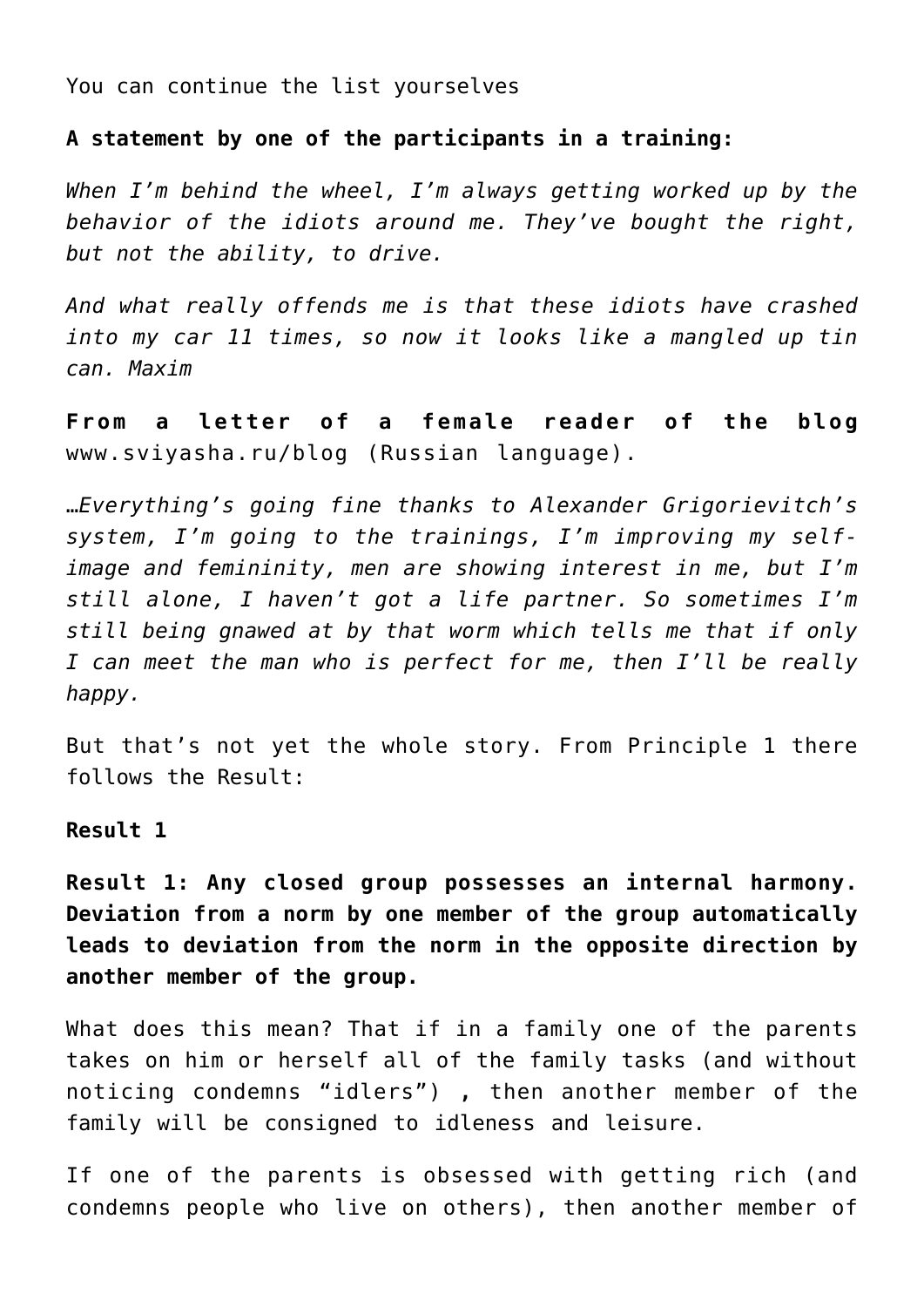You can continue the list yourselves

**A statement by one of the participants in a training:**

*When I’m behind the wheel, I’m always getting worked up by the behavior of the idiots around me. They’ve bought the right, but not the ability, to drive.*

*And what really offends me is that these idiots have crashed into my car 11 times, so now it looks like a mangled up tin can. Maxim*

**From a letter of a female reader of the blog** www.sviyasha.ru/blog (Russian language).

*…Everything’s going fine thanks to Alexander Grigorievitch’s system, I’m going to the trainings, I’m improving my self-image and femininity, men are showing interest in me, but I’m still alone, I haven’t got a life partner. So sometimes I’m still being gnawed at by that worm which tells me that if only I can meet the man who is perfect for me, then I’ll be really happy.*

But that’s not yet the whole story. From Principle 1 there follows the Result:

**Result 1**

**Result 1: Any closed group possesses an internal harmony. Deviation from a norm by one member of the group automatically leads to deviation from the norm in the opposite direction by another member of the group.**

What does this mean? That if in a family one of the parents takes on him or herself all of the family tasks (and without noticing condemns “idlers”) , then another member of the family will be consigned to idleness and leisure.

If one of the parents is obsessed with getting rich (and condemns people who live on others), then another member of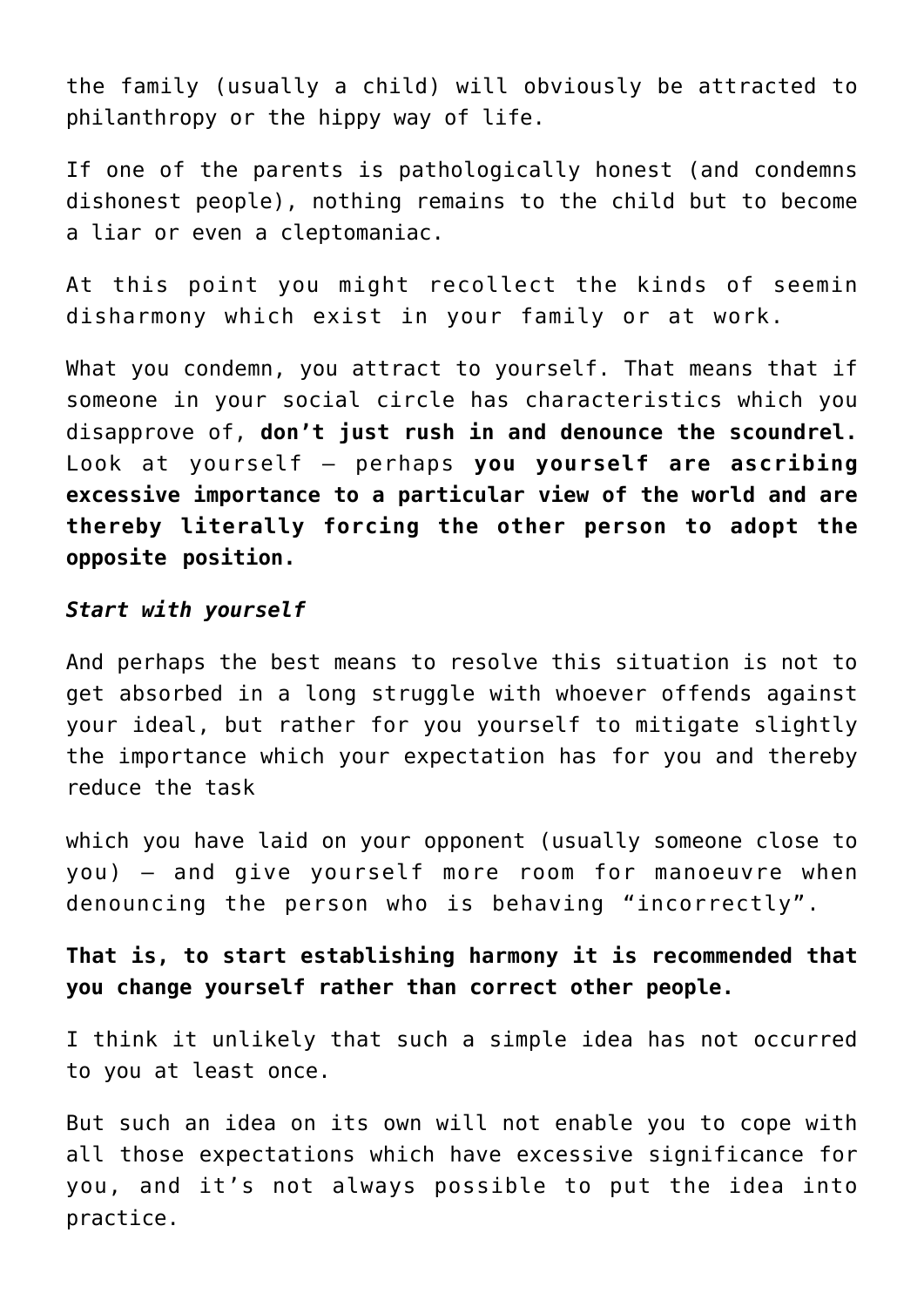the family (usually a child) will obviously be attracted to philanthropy or the hippy way of life.

If one of the parents is pathologically honest (and condemns dishonest people), nothing remains to the child but to become a liar or even a cleptomaniac.

At this point you might recollect the kinds of seemin disharmony which exist in your family or at work.

What you condemn, you attract to yourself. That means that if someone in your social circle has characteristics which you disapprove of, **don't just rush in and denounce the scoundrel.** Look at yourself – perhaps **you yourself are ascribing excessive importance to a particular view of the world and are thereby literally forcing the other person to adopt the opposite position.**

***Start with yourself***

And perhaps the best means to resolve this situation is not to get absorbed in a long struggle with whoever offends against your ideal, but rather for you yourself to mitigate slightly the importance which your expectation has for you and thereby reduce the task

which you have laid on your opponent (usually someone close to you) – and give yourself more room for manoeuvre when denouncing the person who is behaving "incorrectly".

**That is, to start establishing harmony it is recommended that you change yourself rather than correct other people.**

I think it unlikely that such a simple idea has not occurred to you at least once.

But such an idea on its own will not enable you to cope with all those expectations which have excessive significance for you, and it's not always possible to put the idea into practice.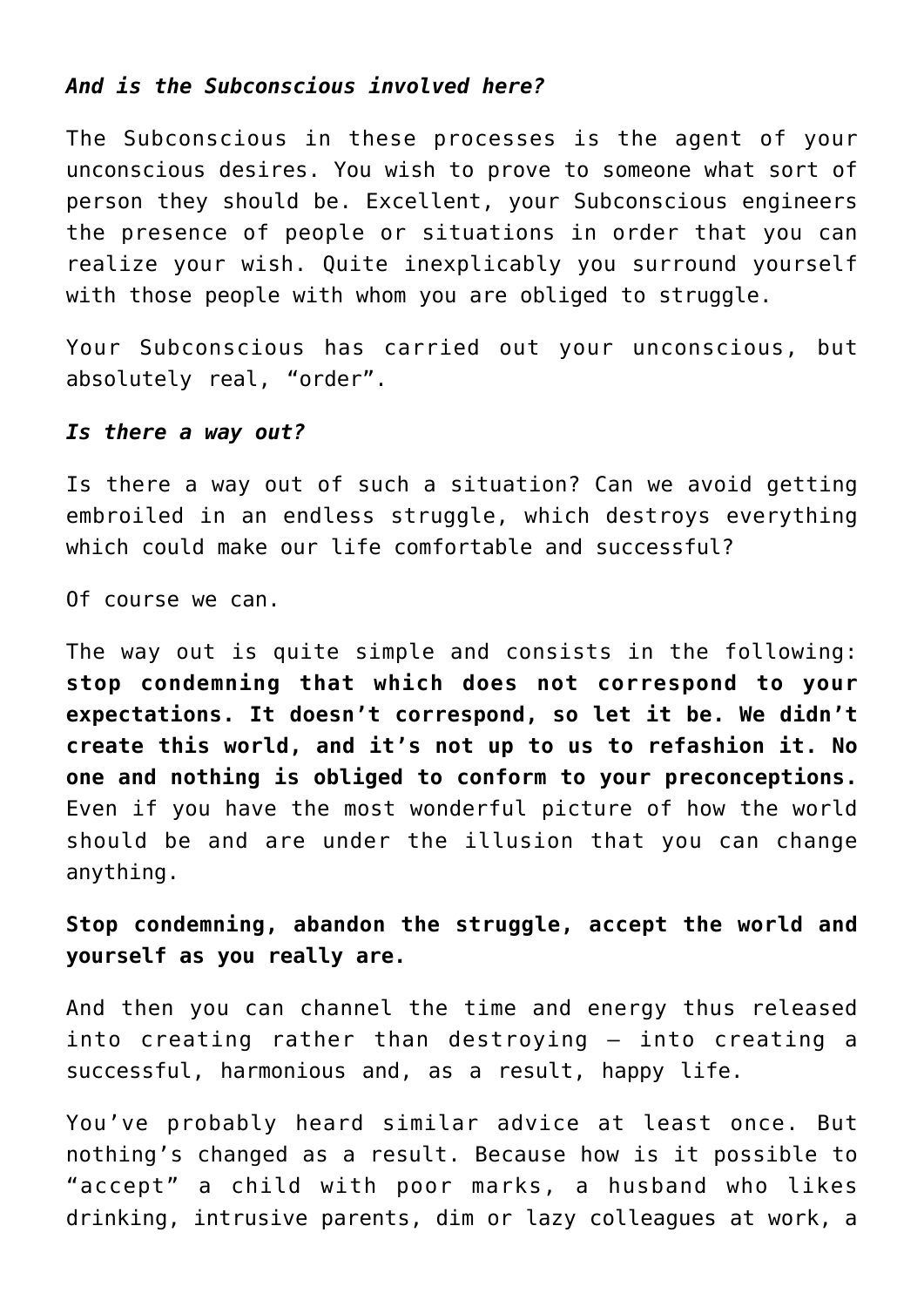***And is the Subconscious involved here?***

The Subconscious in these processes is the agent of your unconscious desires. You wish to prove to someone what sort of person they should be. Excellent, your Subconscious engineers the presence of people or situations in order that you can realize your wish. Quite inexplicably you surround yourself with those people with whom you are obliged to struggle.

Your Subconscious has carried out your unconscious, but absolutely real, “order”.

***Is there a way out?***

Is there a way out of such a situation? Can we avoid getting embroiled in an endless struggle, which destroys everything which could make our life comfortable and successful?

Of course we can.

The way out is quite simple and consists in the following: **stop condemning that which does not correspond to your expectations. It doesn’t correspond, so let it be. We didn’t create this world, and it’s not up to us to refashion it. No one and nothing is obliged to conform to your preconceptions.** Even if you have the most wonderful picture of how the world should be and are under the illusion that you can change anything.

**Stop condemning, abandon the struggle, accept the world and yourself as you really are.**

And then you can channel the time and energy thus released into creating rather than destroying – into creating a successful, harmonious and, as a result, happy life.

You’ve probably heard similar advice at least once. But nothing’s changed as a result. Because how is it possible to “accept” a child with poor marks, a husband who likes drinking, intrusive parents, dim or lazy colleagues at work, a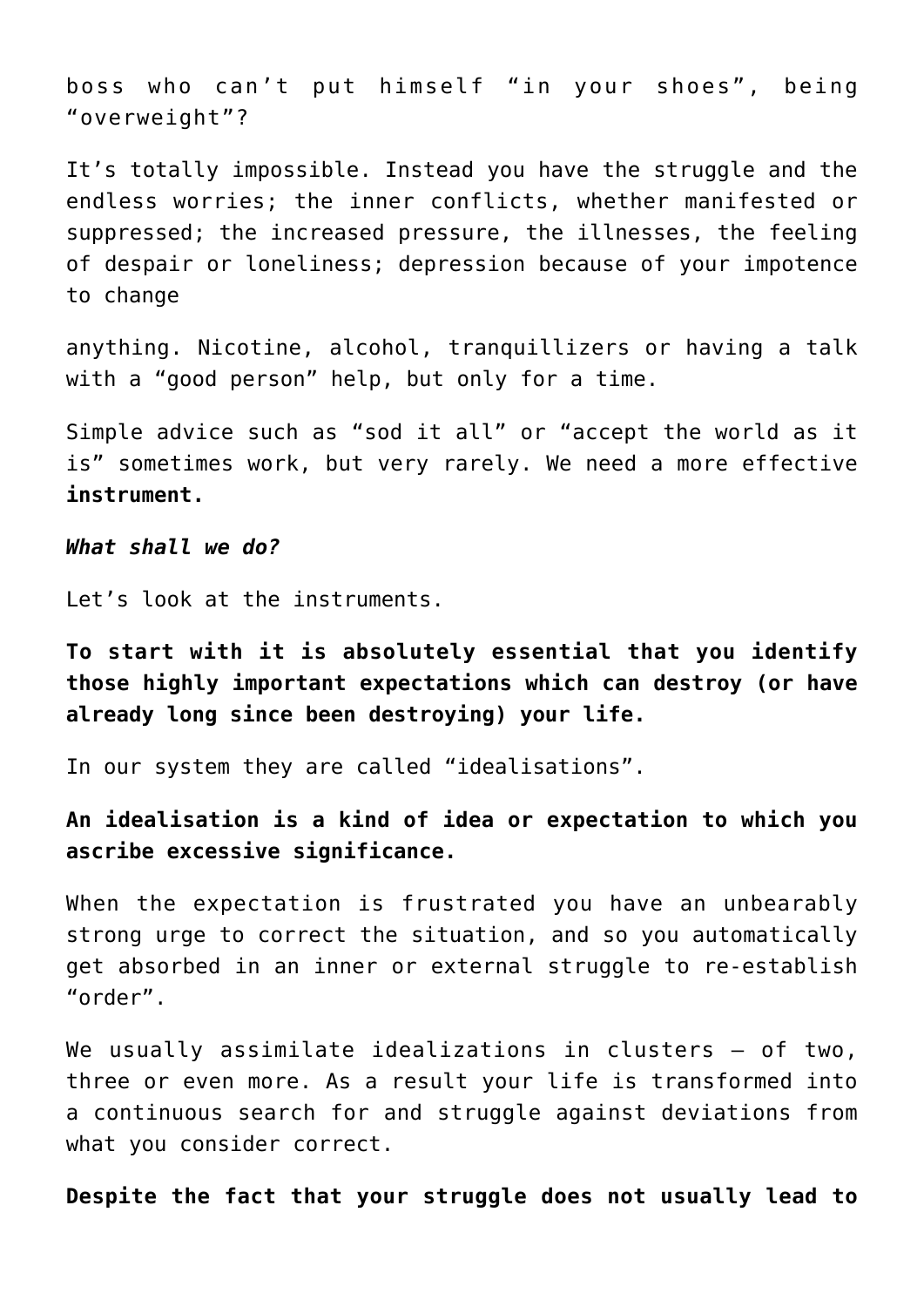boss who can't put himself "in your shoes", being "overweight"?

It's totally impossible. Instead you have the struggle and the endless worries; the inner conflicts, whether manifested or suppressed; the increased pressure, the illnesses, the feeling of despair or loneliness; depression because of your impotence to change

anything. Nicotine, alcohol, tranquillizers or having a talk with a "good person" help, but only for a time.

Simple advice such as "sod it all" or "accept the world as it is" sometimes work, but very rarely. We need a more effective **instrument.**

***What shall we do?***

Let's look at the instruments.

**To start with it is absolutely essential that you identify those highly important expectations which can destroy (or have already long since been destroying) your life.**

In our system they are called "idealisations".

**An idealisation is a kind of idea or expectation to which you ascribe excessive significance.**

When the expectation is frustrated you have an unbearably strong urge to correct the situation, and so you automatically get absorbed in an inner or external struggle to re-establish "order".

We usually assimilate idealizations in clusters – of two, three or even more. As a result your life is transformed into a continuous search for and struggle against deviations from what you consider correct.

**Despite the fact that your struggle does not usually lead to**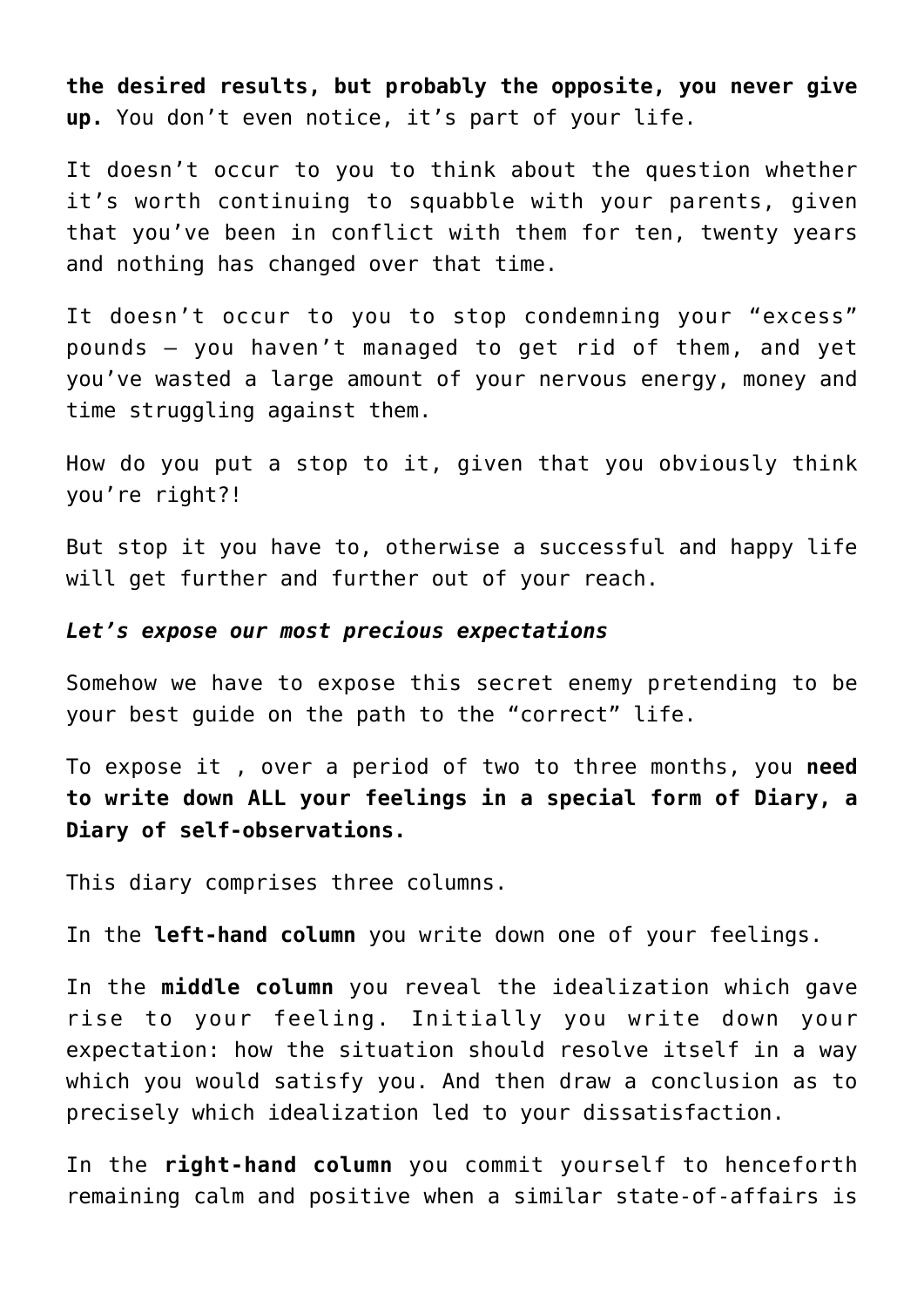**the desired results, but probably the opposite, you never give up.** You don't even notice, it's part of your life.

It doesn't occur to you to think about the question whether it's worth continuing to squabble with your parents, given that you've been in conflict with them for ten, twenty years and nothing has changed over that time.

It doesn't occur to you to stop condemning your "excess" pounds – you haven't managed to get rid of them, and yet you've wasted a large amount of your nervous energy, money and time struggling against them.

How do you put a stop to it, given that you obviously think you're right?!

But stop it you have to, otherwise a successful and happy life will get further and further out of your reach.

***Let's expose our most precious expectations***

Somehow we have to expose this secret enemy pretending to be your best guide on the path to the "correct" life.

To expose it , over a period of two to three months, you **need to write down ALL your feelings in a special form of Diary, a Diary of self-observations.**

This diary comprises three columns.

In the **left-hand column** you write down one of your feelings.

In the **middle column** you reveal the idealization which gave rise to your feeling. Initially you write down your expectation: how the situation should resolve itself in a way which you would satisfy you. And then draw a conclusion as to precisely which idealization led to your dissatisfaction.

In the **right-hand column** you commit yourself to henceforth remaining calm and positive when a similar state-of-affairs is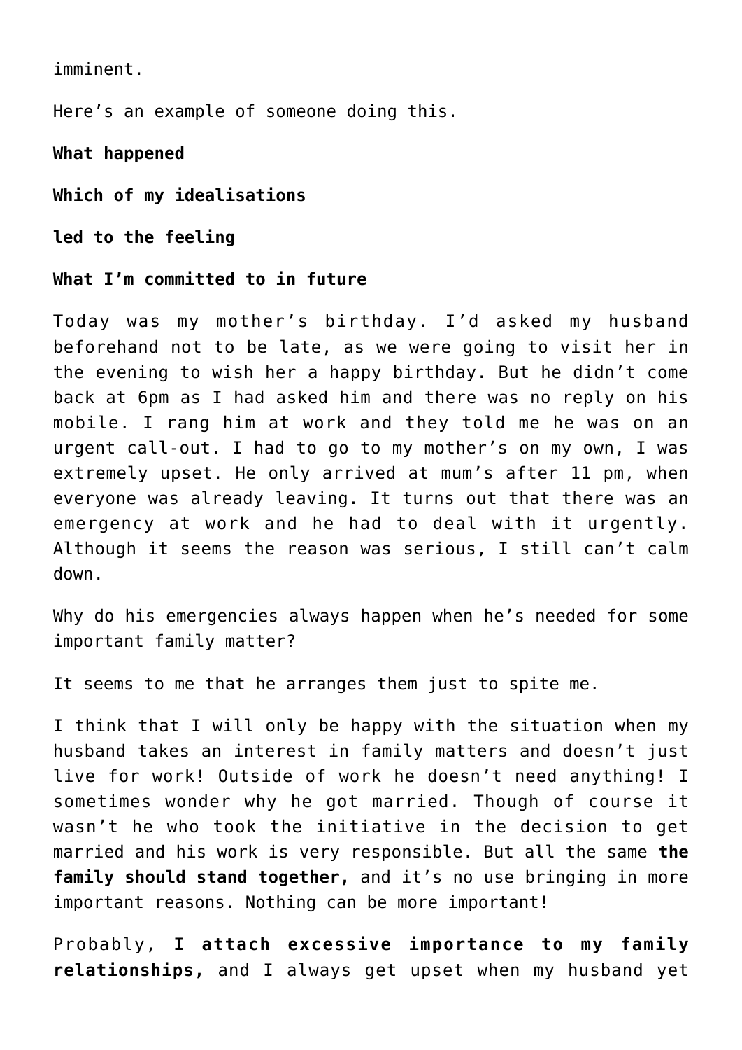imminent.

Here's an example of someone doing this.

**What happened**

**Which of my idealisations**

**led to the feeling**

**What I'm committed to in future**

Today was my mother's birthday. I'd asked my husband beforehand not to be late, as we were going to visit her in the evening to wish her a happy birthday. But he didn't come back at 6pm as I had asked him and there was no reply on his mobile. I rang him at work and they told me he was on an urgent call-out. I had to go to my mother's on my own, I was extremely upset. He only arrived at mum's after 11 pm, when everyone was already leaving. It turns out that there was an emergency at work and he had to deal with it urgently. Although it seems the reason was serious, I still can't calm down.

Why do his emergencies always happen when he's needed for some important family matter?

It seems to me that he arranges them just to spite me.

I think that I will only be happy with the situation when my husband takes an interest in family matters and doesn't just live for work! Outside of work he doesn't need anything! I sometimes wonder why he got married. Though of course it wasn't he who took the initiative in the decision to get married and his work is very responsible. But all the same **the family should stand together,** and it's no use bringing in more important reasons. Nothing can be more important!

Probably, **I attach excessive importance to my family relationships,** and I always get upset when my husband yet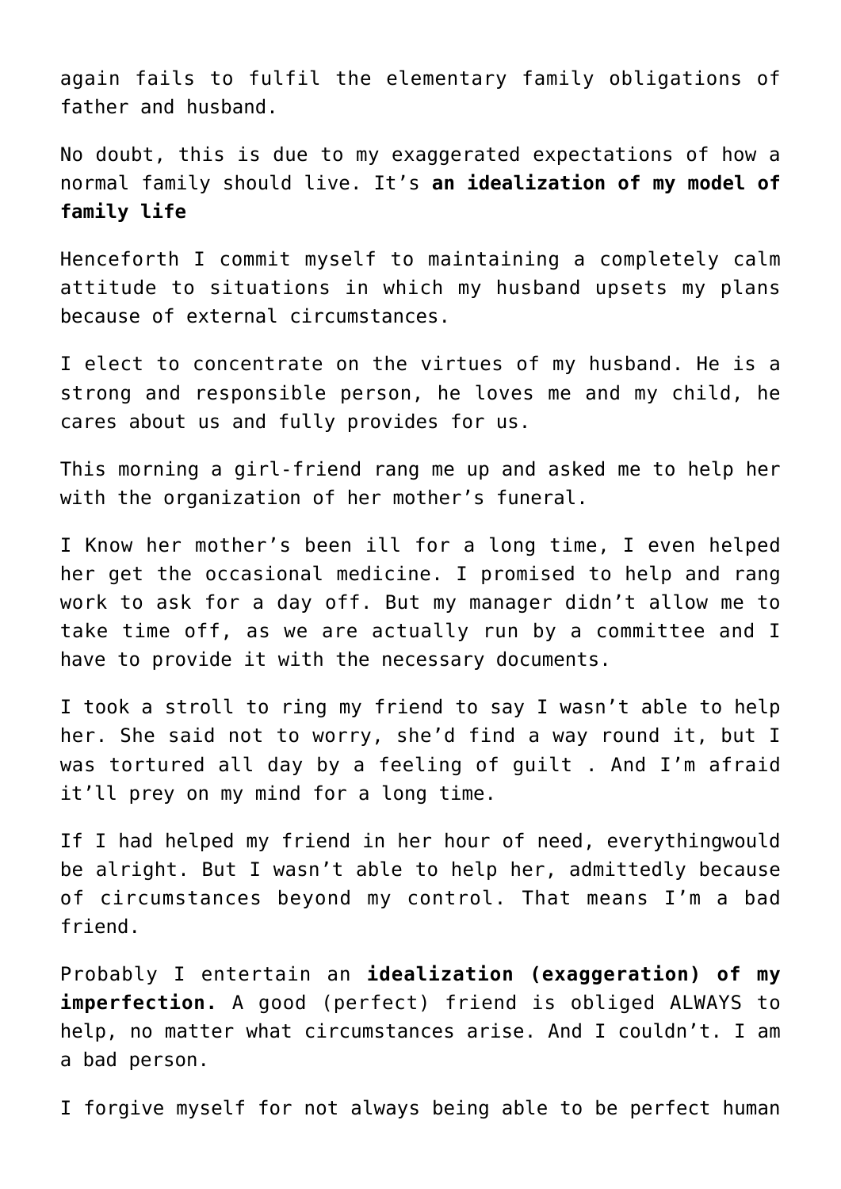again fails to fulfil the elementary family obligations of father and husband.

No doubt, this is due to my exaggerated expectations of how a normal family should live. It's **an idealization of my model of family life**

Henceforth I commit myself to maintaining a completely calm attitude to situations in which my husband upsets my plans because of external circumstances.

I elect to concentrate on the virtues of my husband. He is a strong and responsible person, he loves me and my child, he cares about us and fully provides for us.

This morning a girl-friend rang me up and asked me to help her with the organization of her mother's funeral.

I Know her mother's been ill for a long time, I even helped her get the occasional medicine. I promised to help and rang work to ask for a day off. But my manager didn't allow me to take time off, as we are actually run by a committee and I have to provide it with the necessary documents.

I took a stroll to ring my friend to say I wasn't able to help her. She said not to worry, she'd find a way round it, but I was tortured all day by a feeling of guilt . And I'm afraid it'll prey on my mind for a long time.

If I had helped my friend in her hour of need, everythingwould be alright. But I wasn't able to help her, admittedly because of circumstances beyond my control. That means I'm a bad friend.

Probably I entertain an **idealization (exaggeration) of my imperfection.** A good (perfect) friend is obliged ALWAYS to help, no matter what circumstances arise. And I couldn't. I am a bad person.

I forgive myself for not always being able to be perfect human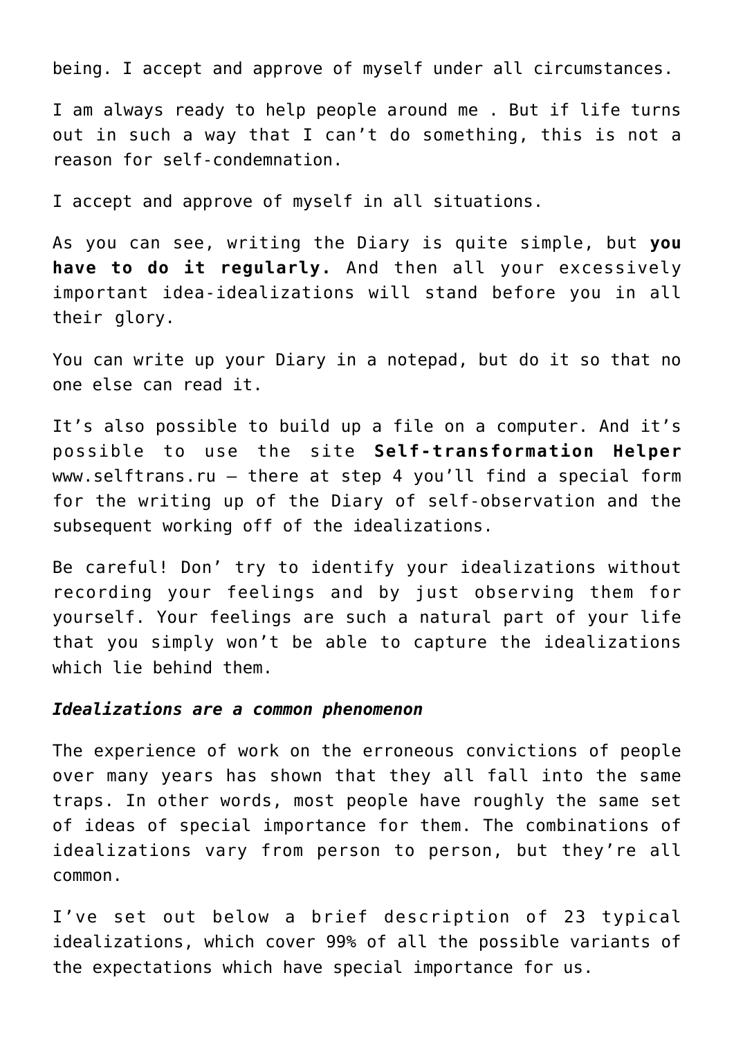being. I accept and approve of myself under all circumstances.

I am always ready to help people around me . But if life turns out in such a way that I can’t do something, this is not a reason for self-condemnation.

I accept and approve of myself in all situations.

As you can see, writing the Diary is quite simple, but **you have to do it regularly.** And then all your excessively important idea-idealizations will stand before you in all their glory.

You can write up your Diary in a notepad, but do it so that no one else can read it.

It’s also possible to build up a file on a computer. And it’s possible to use the site **Self-transformation Helper** www.selftrans.ru – there at step 4 you’ll find a special form for the writing up of the Diary of self-observation and the subsequent working off of the idealizations.

Be careful! Don’ try to identify your idealizations without recording your feelings and by just observing them for yourself. Your feelings are such a natural part of your life that you simply won’t be able to capture the idealizations which lie behind them.

***Idealizations are a common phenomenon***

The experience of work on the erroneous convictions of people over many years has shown that they all fall into the same traps. In other words, most people have roughly the same set of ideas of special importance for them. The combinations of idealizations vary from person to person, but they’re all common.

I’ve set out below a brief description of 23 typical idealizations, which cover 99% of all the possible variants of the expectations which have special importance for us.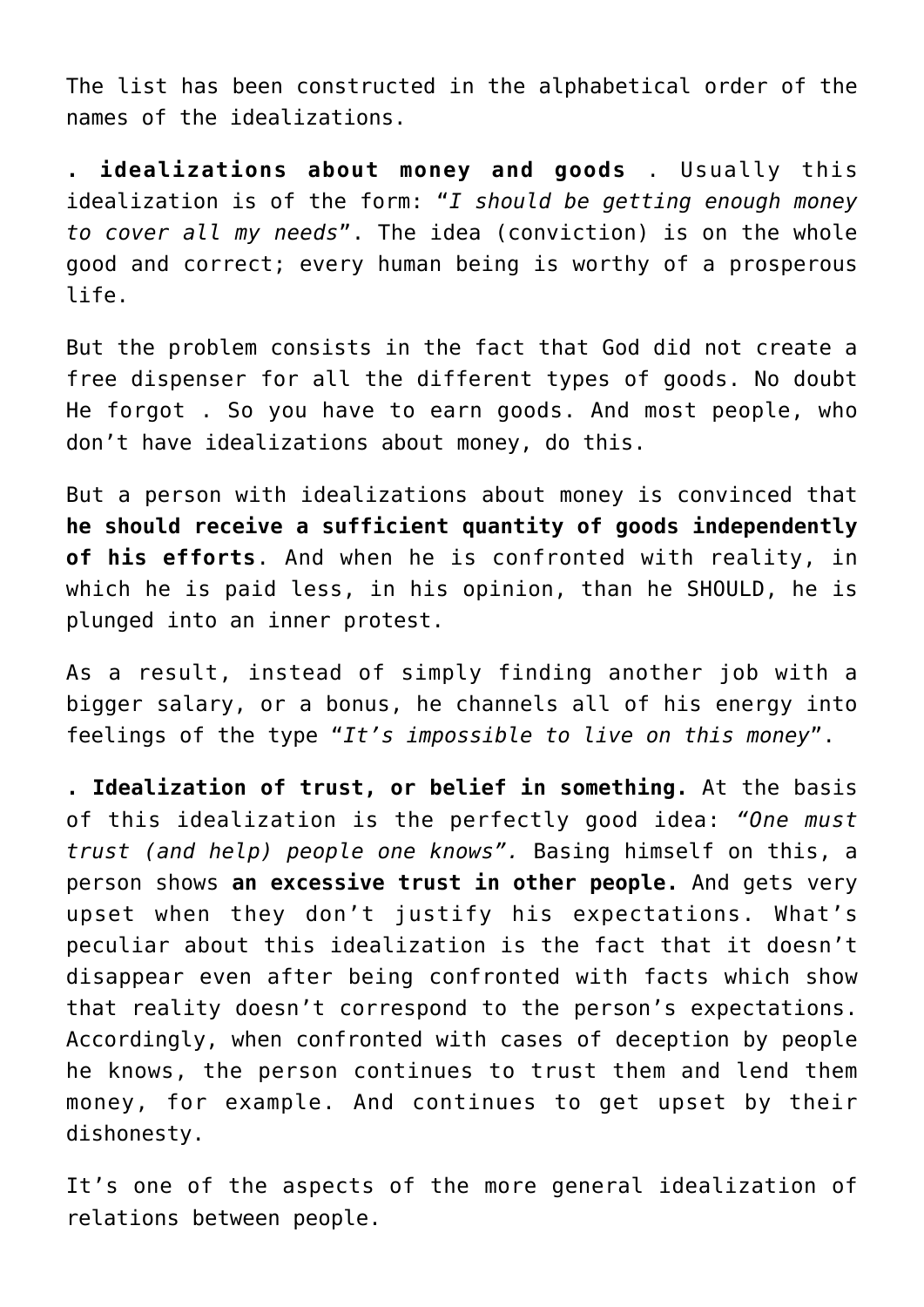The list has been constructed in the alphabetical order of the names of the idealizations.

**. idealizations about money and goods** . Usually this idealization is of the form: "*I should be getting enough money to cover all my needs*". The idea (conviction) is on the whole good and correct; every human being is worthy of a prosperous life.

But the problem consists in the fact that God did not create a free dispenser for all the different types of goods. No doubt He forgot . So you have to earn goods. And most people, who don't have idealizations about money, do this.

But a person with idealizations about money is convinced that **he should receive a sufficient quantity of goods independently of his efforts**. And when he is confronted with reality, in which he is paid less, in his opinion, than he SHOULD, he is plunged into an inner protest.

As a result, instead of simply finding another job with a bigger salary, or a bonus, he channels all of his energy into feelings of the type "*It's impossible to live on this money*".

**. Idealization of trust, or belief in something.** At the basis of this idealization is the perfectly good idea: *"One must trust (and help) people one knows".* Basing himself on this, a person shows **an excessive trust in other people.** And gets very upset when they don't justify his expectations. What's peculiar about this idealization is the fact that it doesn't disappear even after being confronted with facts which show that reality doesn't correspond to the person's expectations. Accordingly, when confronted with cases of deception by people he knows, the person continues to trust them and lend them money, for example. And continues to get upset by their dishonesty.

It's one of the aspects of the more general idealization of relations between people.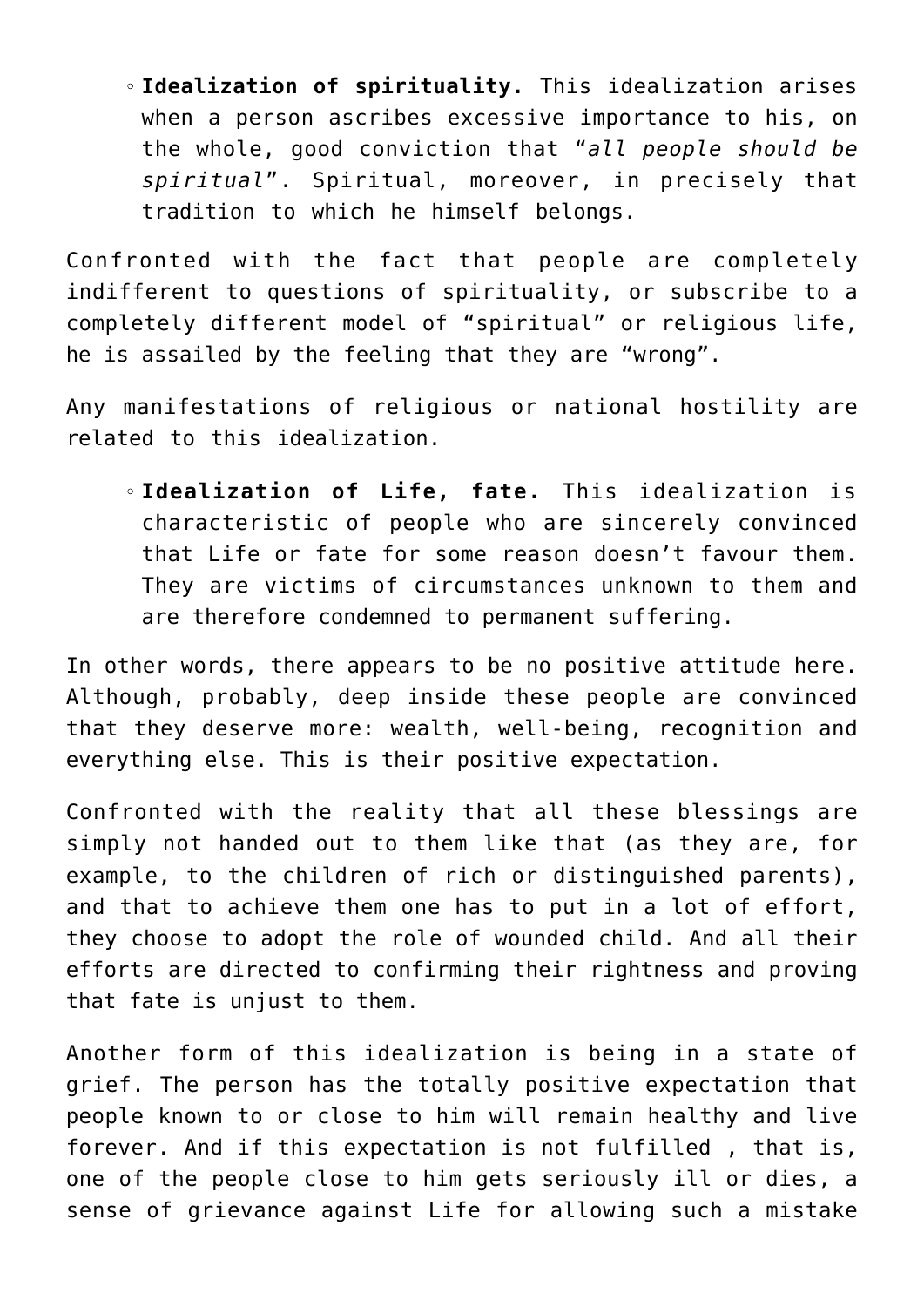- **Idealization of spirituality.** This idealization arises when a person ascribes excessive importance to his, on the whole, good conviction that "*all people should be spiritual*". Spiritual, moreover, in precisely that tradition to which he himself belongs.

Confronted with the fact that people are completely indifferent to questions of spirituality, or subscribe to a completely different model of "spiritual" or religious life, he is assailed by the feeling that they are "wrong".

Any manifestations of religious or national hostility are related to this idealization.

- **Idealization of Life, fate.** This idealization is characteristic of people who are sincerely convinced that Life or fate for some reason doesn't favour them. They are victims of circumstances unknown to them and are therefore condemned to permanent suffering.

In other words, there appears to be no positive attitude here. Although, probably, deep inside these people are convinced that they deserve more: wealth, well-being, recognition and everything else. This is their positive expectation.

Confronted with the reality that all these blessings are simply not handed out to them like that (as they are, for example, to the children of rich or distinguished parents), and that to achieve them one has to put in a lot of effort, they choose to adopt the role of wounded child. And all their efforts are directed to confirming their rightness and proving that fate is unjust to them.

Another form of this idealization is being in a state of grief. The person has the totally positive expectation that people known to or close to him will remain healthy and live forever. And if this expectation is not fulfilled , that is, one of the people close to him gets seriously ill or dies, a sense of grievance against Life for allowing such a mistake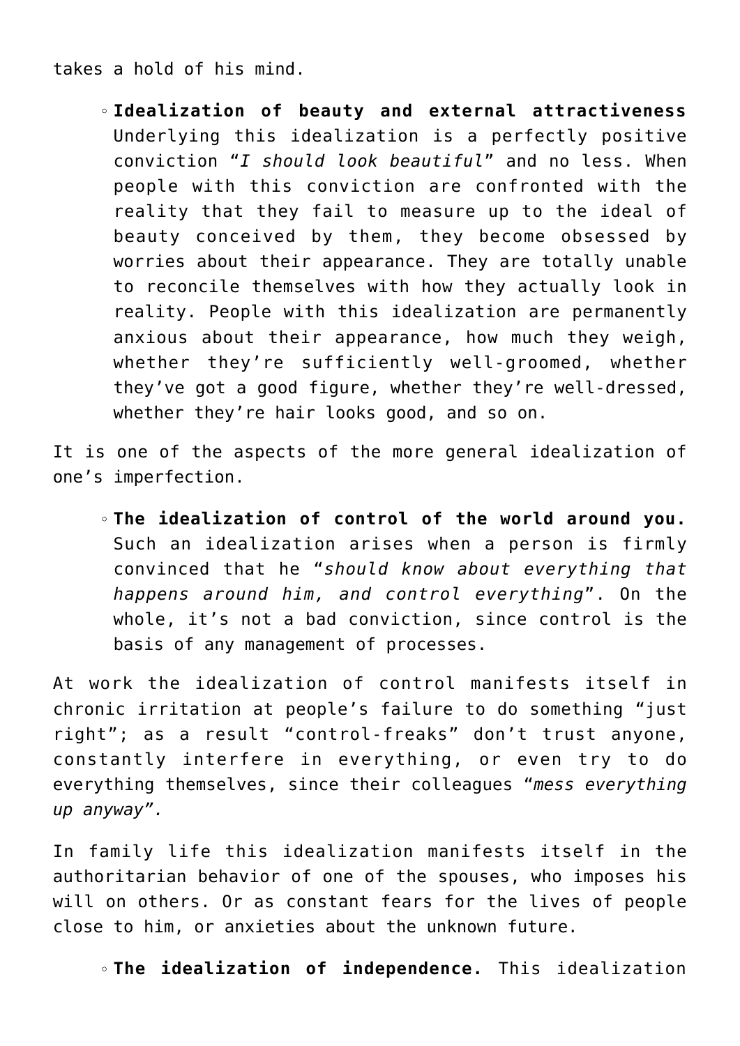takes a hold of his mind.

- **Idealization of beauty and external attractiveness** Underlying this idealization is a perfectly positive conviction "*I should look beautiful*" and no less. When people with this conviction are confronted with the reality that they fail to measure up to the ideal of beauty conceived by them, they become obsessed by worries about their appearance. They are totally unable to reconcile themselves with how they actually look in reality. People with this idealization are permanently anxious about their appearance, how much they weigh, whether they're sufficiently well-groomed, whether they've got a good figure, whether they're well-dressed, whether they're hair looks good, and so on.

It is one of the aspects of the more general idealization of one's imperfection.

- **The idealization of control of the world around you.** Such an idealization arises when a person is firmly convinced that he "*should know about everything that happens around him, and control everything*". On the whole, it's not a bad conviction, since control is the basis of any management of processes.

At work the idealization of control manifests itself in chronic irritation at people's failure to do something "just right"; as a result "control-freaks" don't trust anyone, constantly interfere in everything, or even try to do everything themselves, since their colleagues "*mess everything up anyway*".

In family life this idealization manifests itself in the authoritarian behavior of one of the spouses, who imposes his will on others. Or as constant fears for the lives of people close to him, or anxieties about the unknown future.

- **The idealization of independence.** This idealization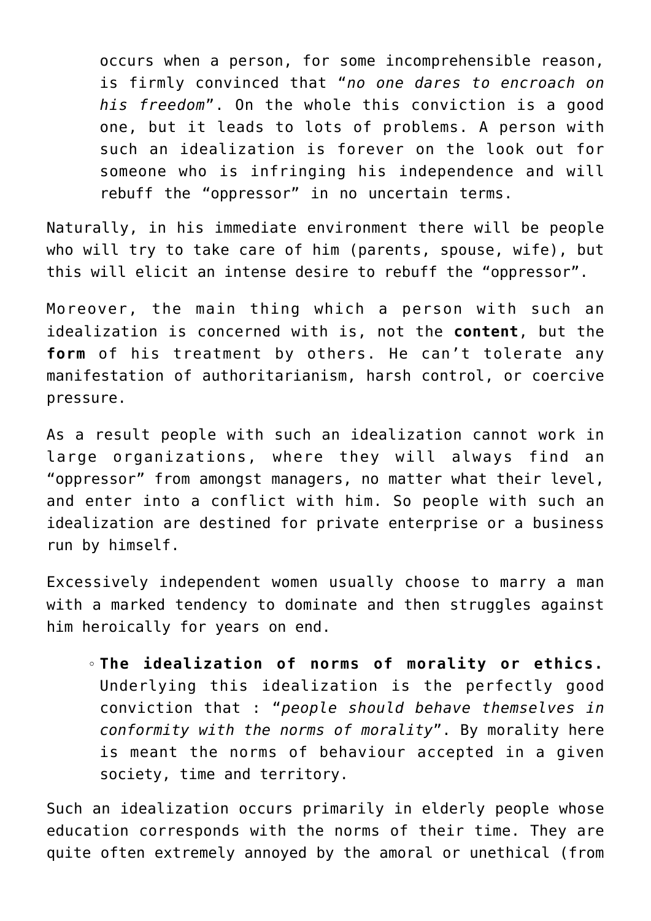occurs when a person, for some incomprehensible reason, is firmly convinced that "*no one dares to encroach on his freedom*". On the whole this conviction is a good one, but it leads to lots of problems. A person with such an idealization is forever on the look out for someone who is infringing his independence and will rebuff the "oppressor" in no uncertain terms.

Naturally, in his immediate environment there will be people who will try to take care of him (parents, spouse, wife), but this will elicit an intense desire to rebuff the "oppressor".

Moreover, the main thing which a person with such an idealization is concerned with is, not the **content**, but the **form** of his treatment by others. He can't tolerate any manifestation of authoritarianism, harsh control, or coercive pressure.

As a result people with such an idealization cannot work in large organizations, where they will always find an "oppressor" from amongst managers, no matter what their level, and enter into a conflict with him. So people with such an idealization are destined for private enterprise or a business run by himself.

Excessively independent women usually choose to marry a man with a marked tendency to dominate and then struggles against him heroically for years on end.

- **The idealization of norms of morality or ethics.** Underlying this idealization is the perfectly good conviction that : "*people should behave themselves in conformity with the norms of morality*". By morality here is meant the norms of behaviour accepted in a given society, time and territory.

Such an idealization occurs primarily in elderly people whose education corresponds with the norms of their time. They are quite often extremely annoyed by the amoral or unethical (from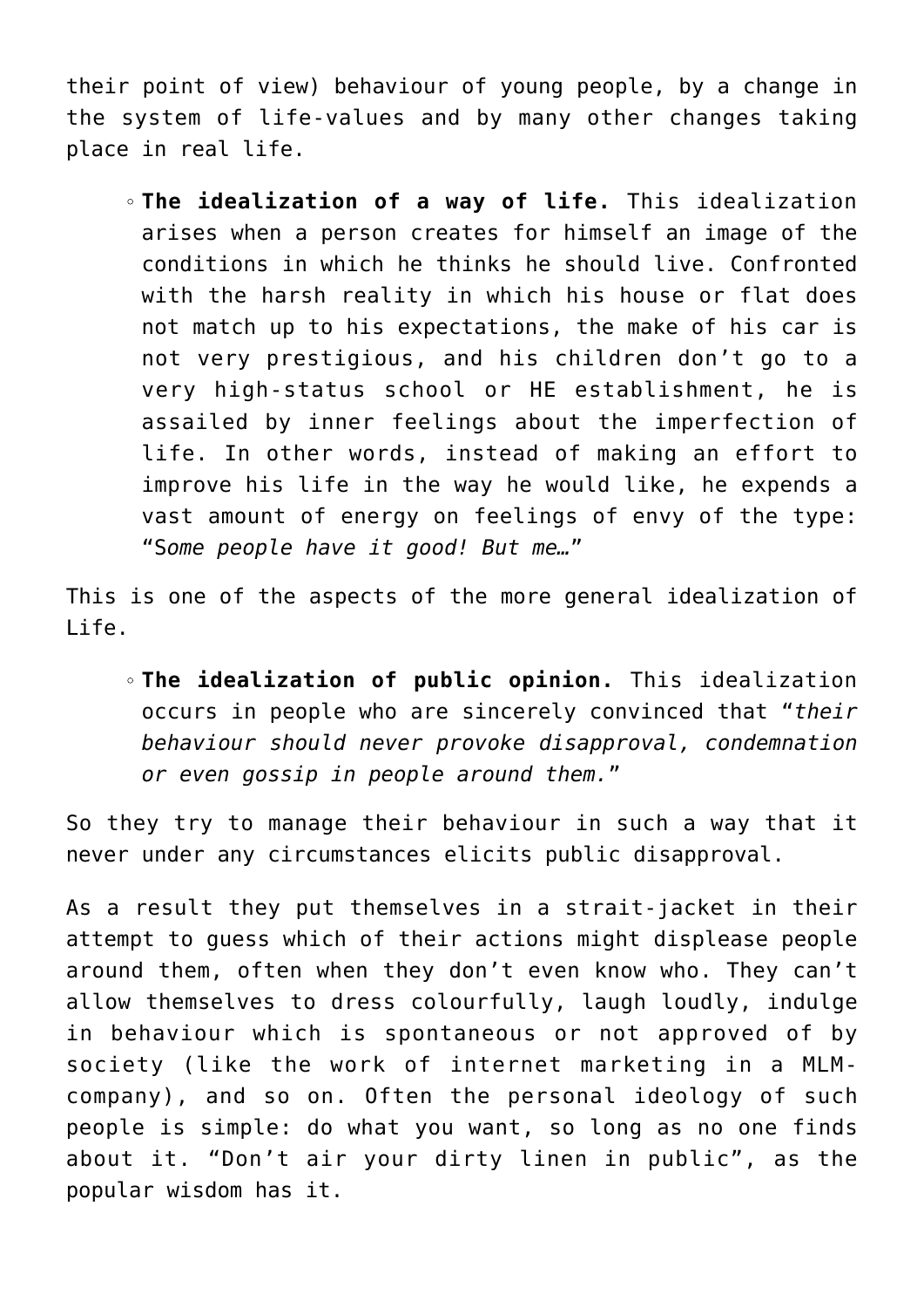their point of view) behaviour of young people, by a change in the system of life-values and by many other changes taking place in real life.

- **The idealization of a way of life.** This idealization arises when a person creates for himself an image of the conditions in which he thinks he should live. Confronted with the harsh reality in which his house or flat does not match up to his expectations, the make of his car is not very prestigious, and his children don't go to a very high-status school or HE establishment, he is assailed by inner feelings about the imperfection of life. In other words, instead of making an effort to improve his life in the way he would like, he expends a vast amount of energy on feelings of envy of the type: "S*ome people have it good! But me…*"

This is one of the aspects of the more general idealization of Life.

- **The idealization of public opinion.** This idealization occurs in people who are sincerely convinced that "*their behaviour should never provoke disapproval, condemnation or even gossip in people around them.*"

So they try to manage their behaviour in such a way that it never under any circumstances elicits public disapproval.

As a result they put themselves in a strait-jacket in their attempt to guess which of their actions might displease people around them, often when they don't even know who. They can't allow themselves to dress colourfully, laugh loudly, indulge in behaviour which is spontaneous or not approved of by society (like the work of internet marketing in a MLM-company), and so on. Often the personal ideology of such people is simple: do what you want, so long as no one finds about it. "Don't air your dirty linen in public", as the popular wisdom has it.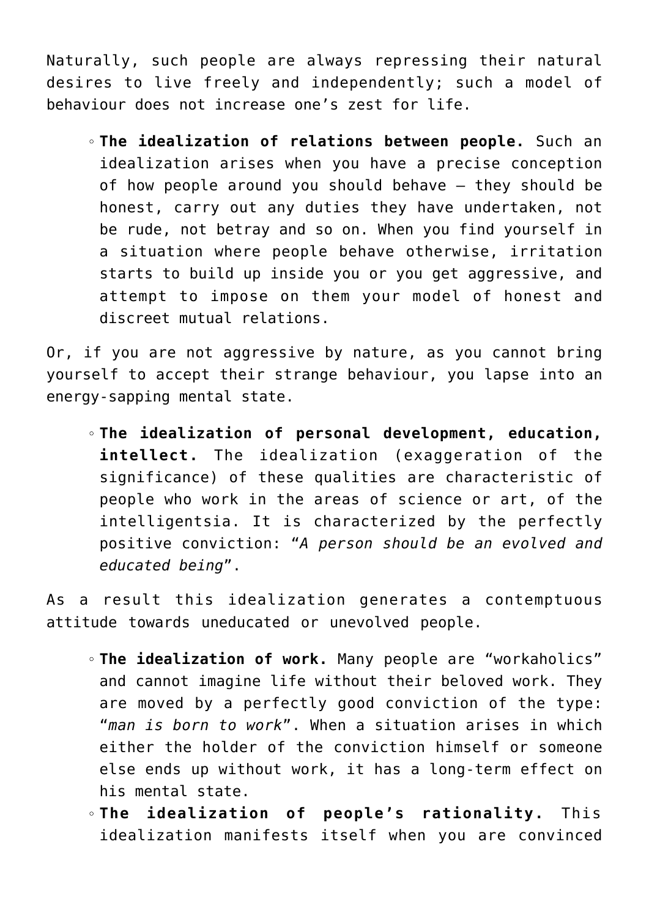Naturally, such people are always repressing their natural desires to live freely and independently; such a model of behaviour does not increase one's zest for life.

- **The idealization of relations between people.** Such an idealization arises when you have a precise conception of how people around you should behave – they should be honest, carry out any duties they have undertaken, not be rude, not betray and so on. When you find yourself in a situation where people behave otherwise, irritation starts to build up inside you or you get aggressive, and attempt to impose on them your model of honest and discreet mutual relations.

Or, if you are not aggressive by nature, as you cannot bring yourself to accept their strange behaviour, you lapse into an energy-sapping mental state.

- **The idealization of personal development, education, intellect.** The idealization (exaggeration of the significance) of these qualities are characteristic of people who work in the areas of science or art, of the intelligentsia. It is characterized by the perfectly positive conviction: "*A person should be an evolved and educated being*".

As a result this idealization generates a contemptuous attitude towards uneducated or unevolved people.

- **The idealization of work.** Many people are "workaholics" and cannot imagine life without their beloved work. They are moved by a perfectly good conviction of the type: "*man is born to work*". When a situation arises in which either the holder of the conviction himself or someone else ends up without work, it has a long-term effect on his mental state.
- **The idealization of people's rationality.** This idealization manifests itself when you are convinced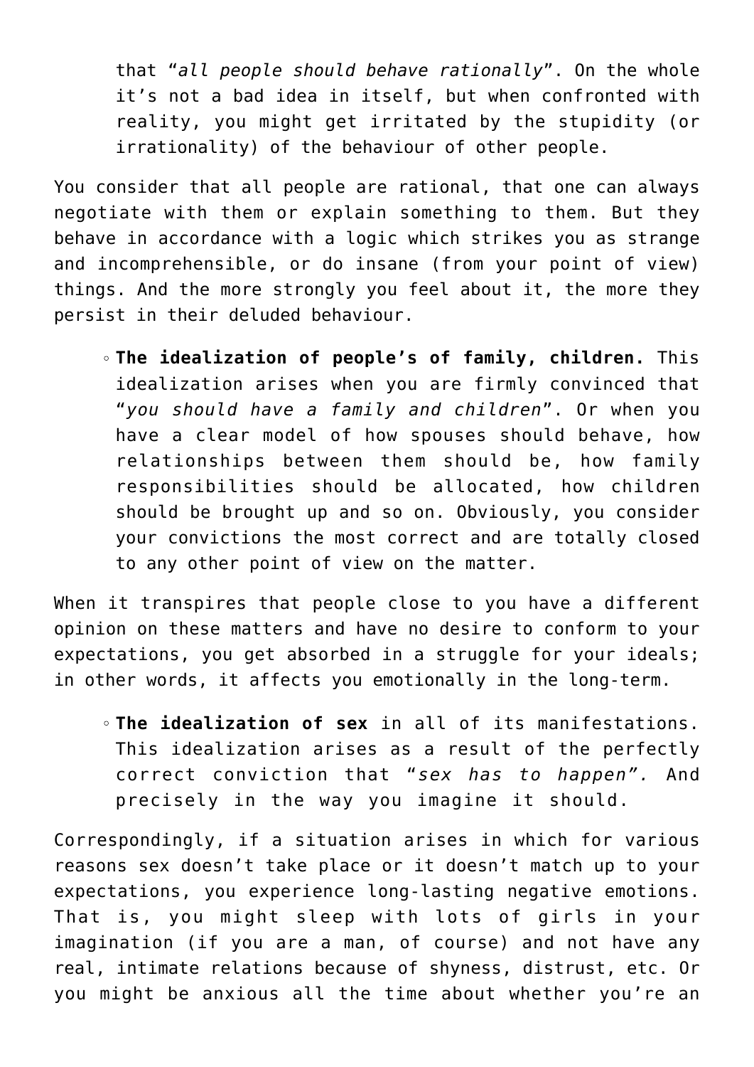that "*all people should behave rationally*". On the whole it's not a bad idea in itself, but when confronted with reality, you might get irritated by the stupidity (or irrationality) of the behaviour of other people.

You consider that all people are rational, that one can always negotiate with them or explain something to them. But they behave in accordance with a logic which strikes you as strange and incomprehensible, or do insane (from your point of view) things. And the more strongly you feel about it, the more they persist in their deluded behaviour.

- **The idealization of people's of family, children.** This idealization arises when you are firmly convinced that "*you should have a family and children*". Or when you have a clear model of how spouses should behave, how relationships between them should be, how family responsibilities should be allocated, how children should be brought up and so on. Obviously, you consider your convictions the most correct and are totally closed to any other point of view on the matter.

When it transpires that people close to you have a different opinion on these matters and have no desire to conform to your expectations, you get absorbed in a struggle for your ideals; in other words, it affects you emotionally in the long-term.

- **The idealization of sex** in all of its manifestations. This idealization arises as a result of the perfectly correct conviction that "*sex has to happen".* And precisely in the way you imagine it should.

Correspondingly, if a situation arises in which for various reasons sex doesn't take place or it doesn't match up to your expectations, you experience long-lasting negative emotions. That is, you might sleep with lots of girls in your imagination (if you are a man, of course) and not have any real, intimate relations because of shyness, distrust, etc. Or you might be anxious all the time about whether you're an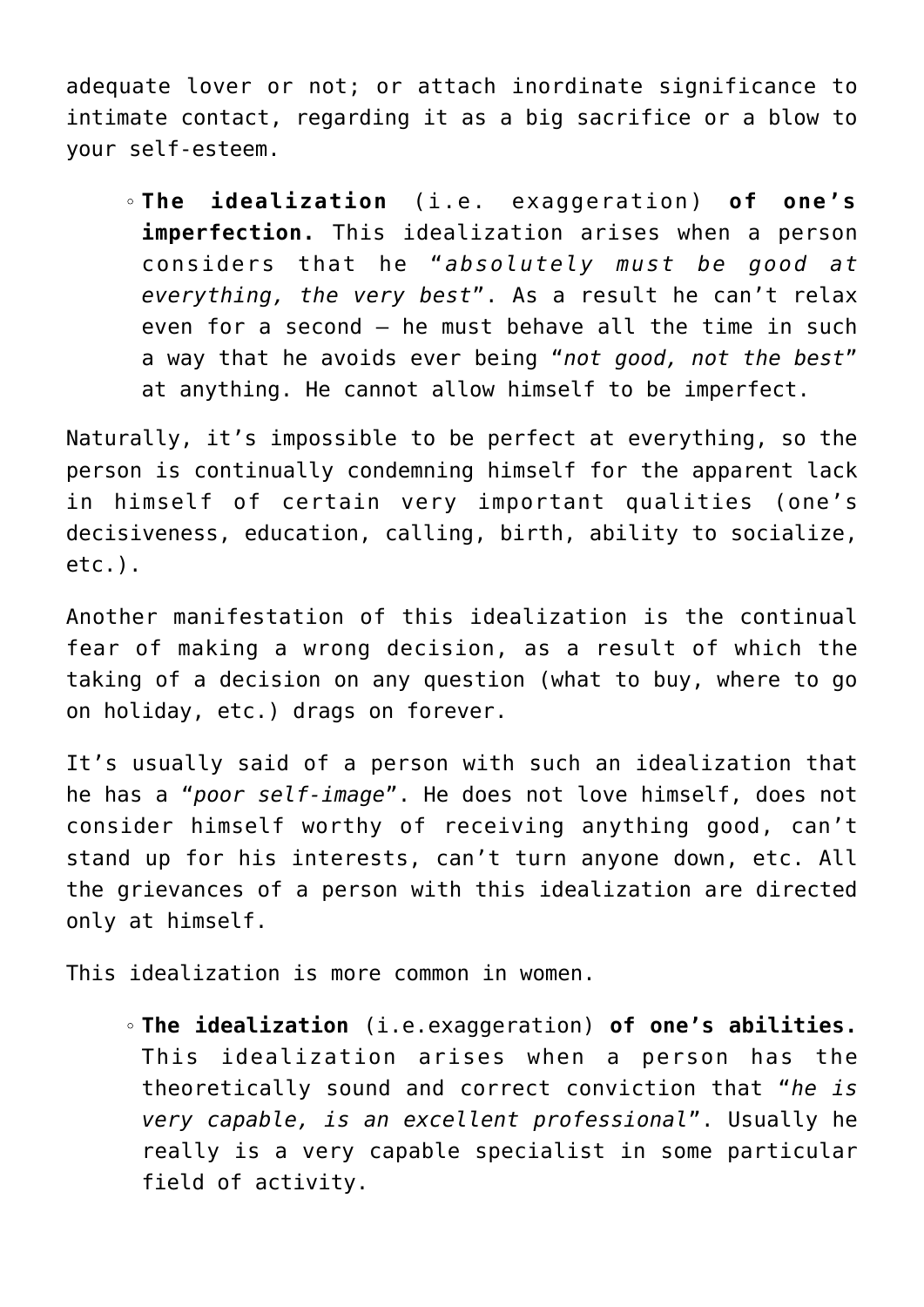adequate lover or not; or attach inordinate significance to intimate contact, regarding it as a big sacrifice or a blow to your self-esteem.

- **The idealization** (i.e. exaggeration) **of one's imperfection.** This idealization arises when a person considers that he "*absolutely must be good at everything, the very best*". As a result he can't relax even for a second – he must behave all the time in such a way that he avoids ever being "*not good, not the best*" at anything. He cannot allow himself to be imperfect.

Naturally, it's impossible to be perfect at everything, so the person is continually condemning himself for the apparent lack in himself of certain very important qualities (one's decisiveness, education, calling, birth, ability to socialize, etc.).

Another manifestation of this idealization is the continual fear of making a wrong decision, as a result of which the taking of a decision on any question (what to buy, where to go on holiday, etc.) drags on forever.

It's usually said of a person with such an idealization that he has a "*poor self-image*". He does not love himself, does not consider himself worthy of receiving anything good, can't stand up for his interests, can't turn anyone down, etc. All the grievances of a person with this idealization are directed only at himself.

This idealization is more common in women.

- **The idealization** (i.e.exaggeration) **of one's abilities.** This idealization arises when a person has the theoretically sound and correct conviction that "*he is very capable, is an excellent professional*". Usually he really is a very capable specialist in some particular field of activity.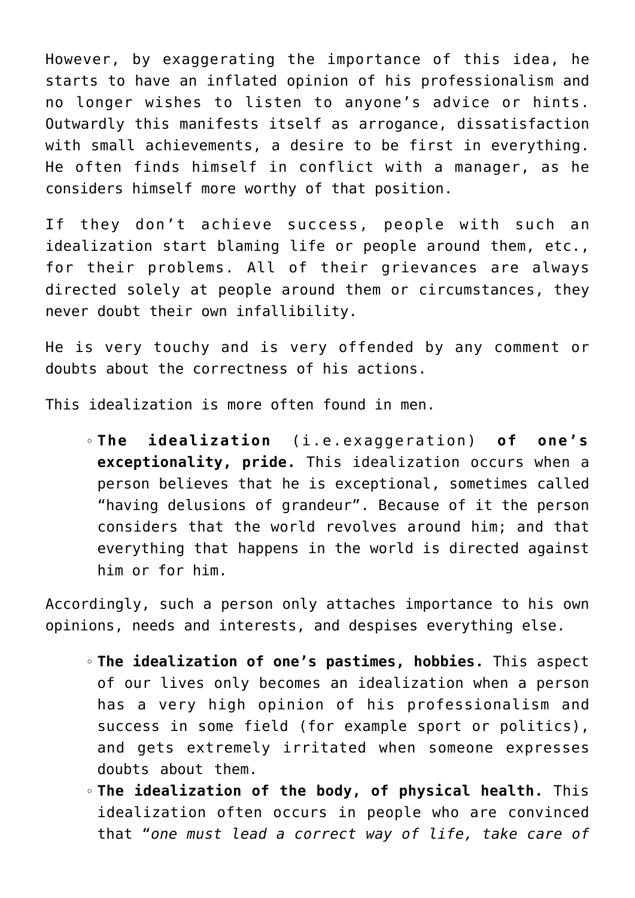However, by exaggerating the importance of this idea, he starts to have an inflated opinion of his professionalism and no longer wishes to listen to anyone's advice or hints. Outwardly this manifests itself as arrogance, dissatisfaction with small achievements, a desire to be first in everything. He often finds himself in conflict with a manager, as he considers himself more worthy of that position.

If they don't achieve success, people with such an idealization start blaming life or people around them, etc., for their problems. All of their grievances are always directed solely at people around them or circumstances, they never doubt their own infallibility.

He is very touchy and is very offended by any comment or doubts about the correctness of his actions.

This idealization is more often found in men.

- **The idealization** (i.e.exaggeration) **of one's exceptionality, pride.** This idealization occurs when a person believes that he is exceptional, sometimes called "having delusions of grandeur". Because of it the person considers that the world revolves around him; and that everything that happens in the world is directed against him or for him.

Accordingly, such a person only attaches importance to his own opinions, needs and interests, and despises everything else.

- **The idealization of one's pastimes, hobbies.** This aspect of our lives only becomes an idealization when a person has a very high opinion of his professionalism and success in some field (for example sport or politics), and gets extremely irritated when someone expresses doubts about them.
- **The idealization of the body, of physical health.** This idealization often occurs in people who are convinced that "*one must lead a correct way of life, take care of*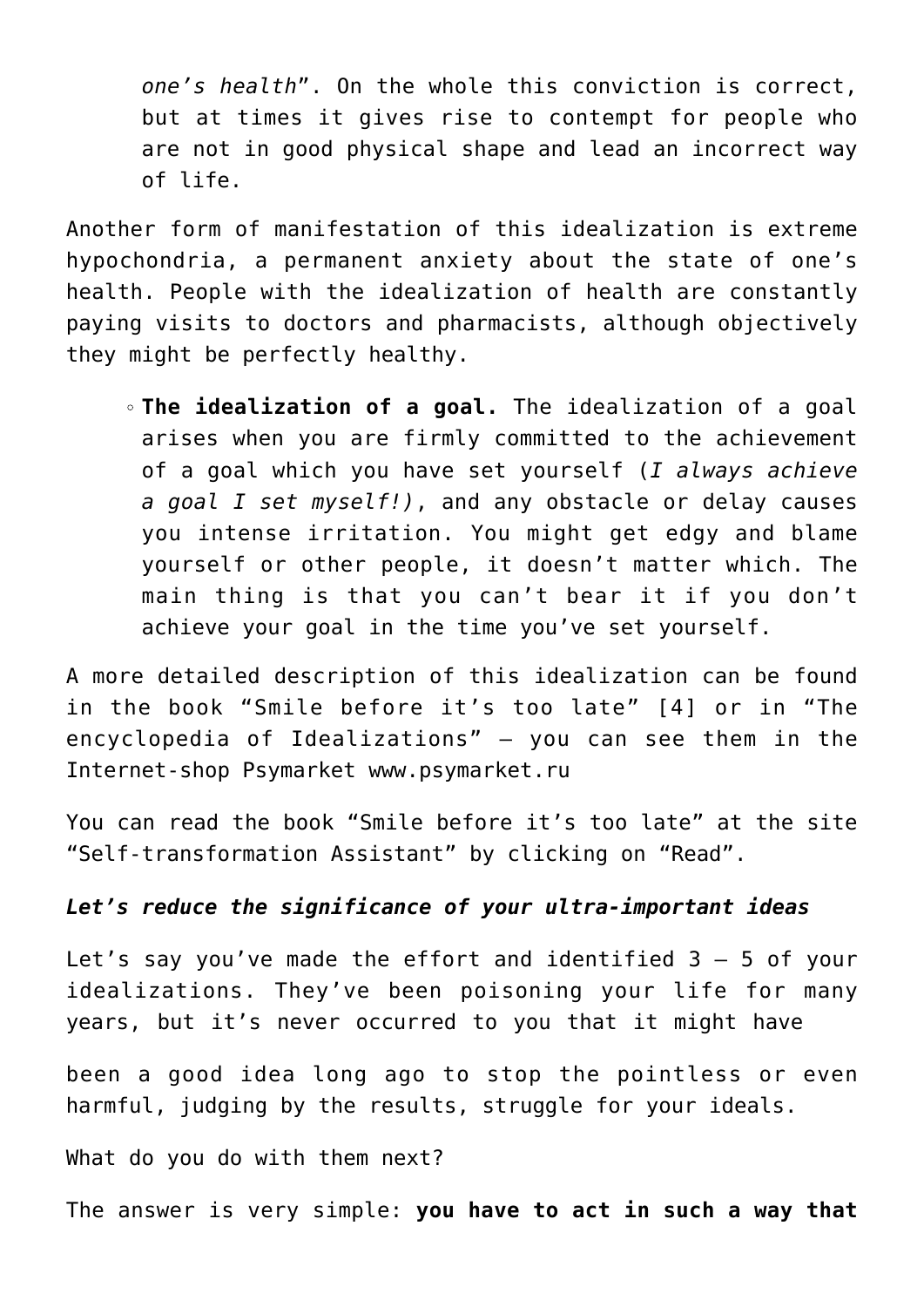*one's health*". On the whole this conviction is correct, but at times it gives rise to contempt for people who are not in good physical shape and lead an incorrect way of life.

Another form of manifestation of this idealization is extreme hypochondria, a permanent anxiety about the state of one's health. People with the idealization of health are constantly paying visits to doctors and pharmacists, although objectively they might be perfectly healthy.

- **The idealization of a goal.** The idealization of a goal arises when you are firmly committed to the achievement of a goal which you have set yourself (*I always achieve a goal I set myself!)*, and any obstacle or delay causes you intense irritation. You might get edgy and blame yourself or other people, it doesn't matter which. The main thing is that you can't bear it if you don't achieve your goal in the time you've set yourself.

A more detailed description of this idealization can be found in the book "Smile before it's too late" [4] or in "The encyclopedia of Idealizations" – you can see them in the Internet-shop Psymarket www.psymarket.ru

You can read the book "Smile before it's too late" at the site "Self-transformation Assistant" by clicking on "Read".

***Let's reduce the significance of your ultra-important ideas***

Let's say you've made the effort and identified 3 – 5 of your idealizations. They've been poisoning your life for many years, but it's never occurred to you that it might have been a good idea long ago to stop the pointless or even harmful, judging by the results, struggle for your ideals.

What do you do with them next?

The answer is very simple: **you have to act in such a way that**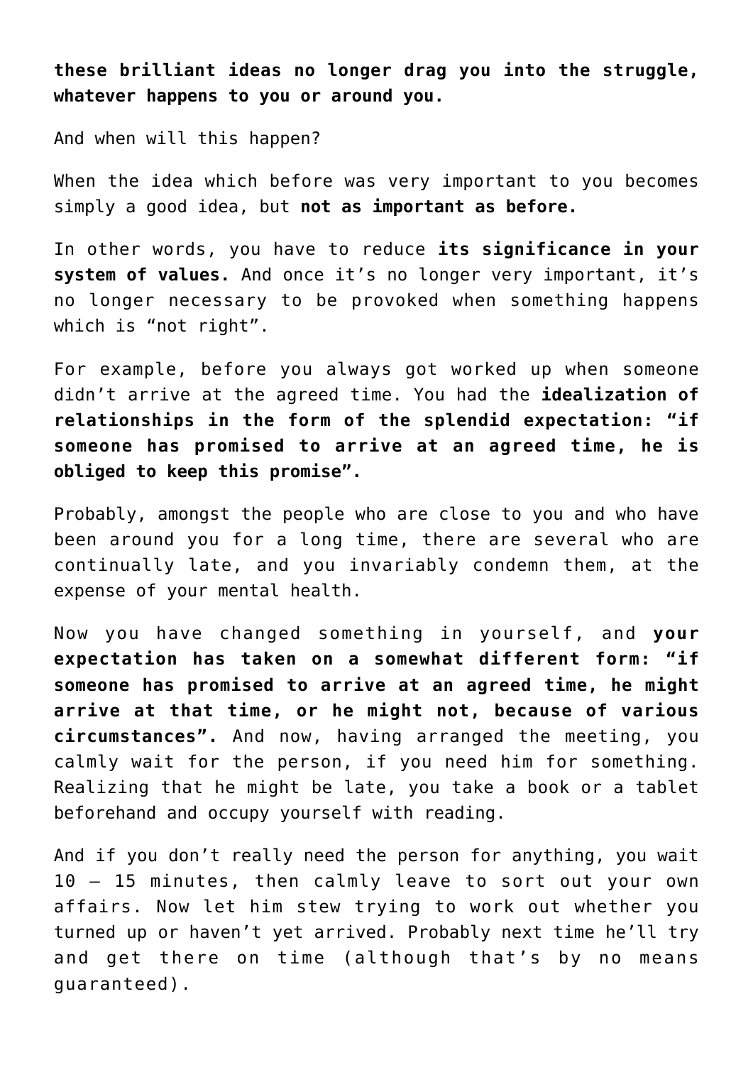**these brilliant ideas no longer drag you into the struggle, whatever happens to you or around you.**

And when will this happen?

When the idea which before was very important to you becomes simply a good idea, but **not as important as before.**

In other words, you have to reduce **its significance in your system of values.** And once it's no longer very important, it's no longer necessary to be provoked when something happens which is "not right".

For example, before you always got worked up when someone didn't arrive at the agreed time. You had the **idealization of relationships in the form of the splendid expectation: "if someone has promised to arrive at an agreed time, he is obliged to keep this promise".**

Probably, amongst the people who are close to you and who have been around you for a long time, there are several who are continually late, and you invariably condemn them, at the expense of your mental health.

Now you have changed something in yourself, and **your expectation has taken on a somewhat different form: "if someone has promised to arrive at an agreed time, he might arrive at that time, or he might not, because of various circumstances".** And now, having arranged the meeting, you calmly wait for the person, if you need him for something. Realizing that he might be late, you take a book or a tablet beforehand and occupy yourself with reading.

And if you don't really need the person for anything, you wait 10 – 15 minutes, then calmly leave to sort out your own affairs. Now let him stew trying to work out whether you turned up or haven't yet arrived. Probably next time he'll try and get there on time (although that's by no means guaranteed).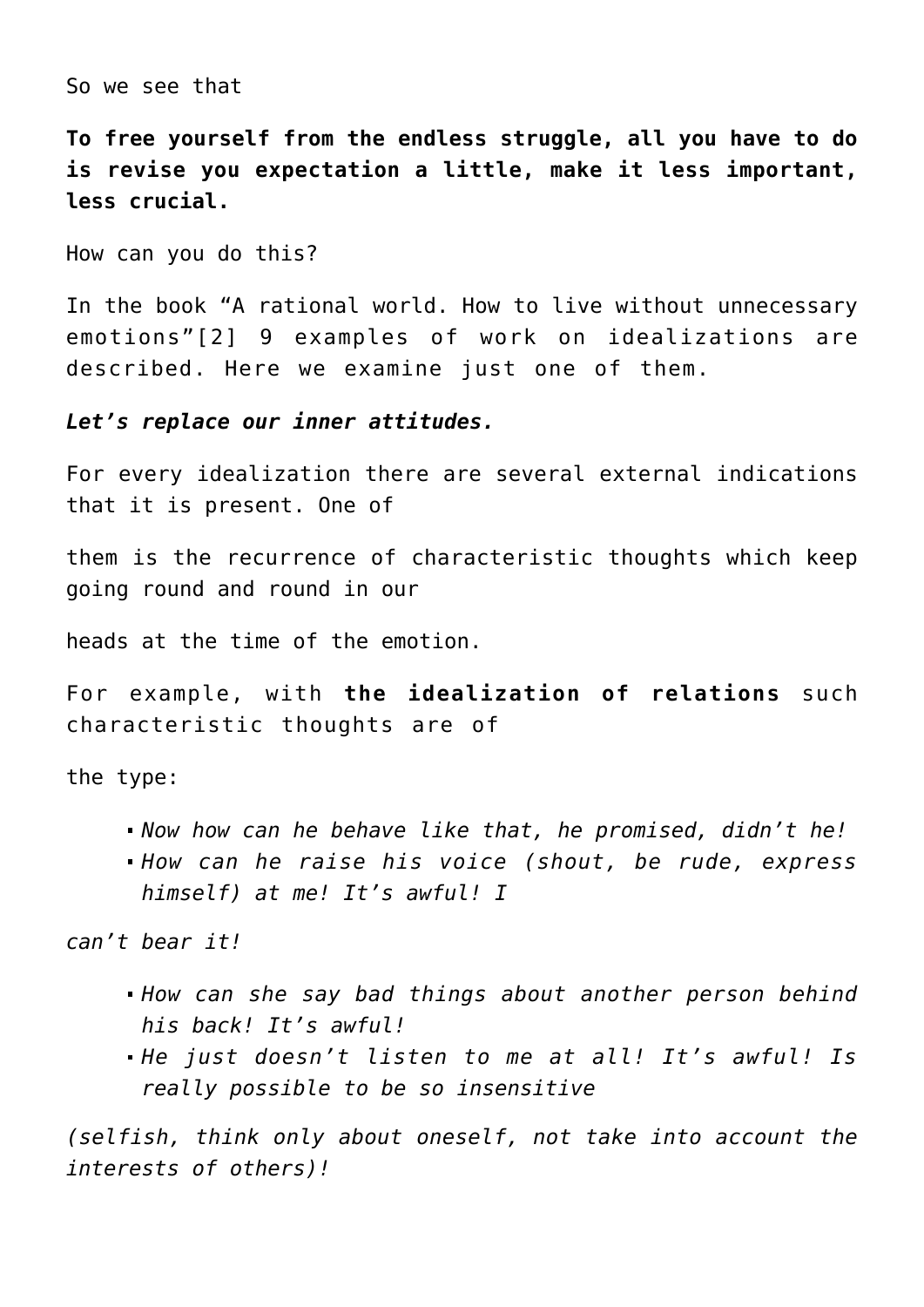So we see that

**To free yourself from the endless struggle, all you have to do is revise you expectation a little, make it less important, less crucial.**

How can you do this?

In the book "A rational world. How to live without unnecessary emotions"[2] 9 examples of work on idealizations are described. Here we examine just one of them.

***Let's replace our inner attitudes.***

For every idealization there are several external indications that it is present. One of them is the recurrence of characteristic thoughts which keep going round and round in our heads at the time of the emotion.

For example, with **the idealization of relations** such characteristic thoughts are of the type:

- *Now how can he behave like that, he promised, didn't he!*
- *How can he raise his voice (shout, be rude, express himself) at me! It's awful! I can't bear it!*
- *How can she say bad things about another person behind his back! It's awful!*
- *He just doesn't listen to me at all! It's awful! Is really possible to be so insensitive (selfish, think only about oneself, not take into account the interests of others)!*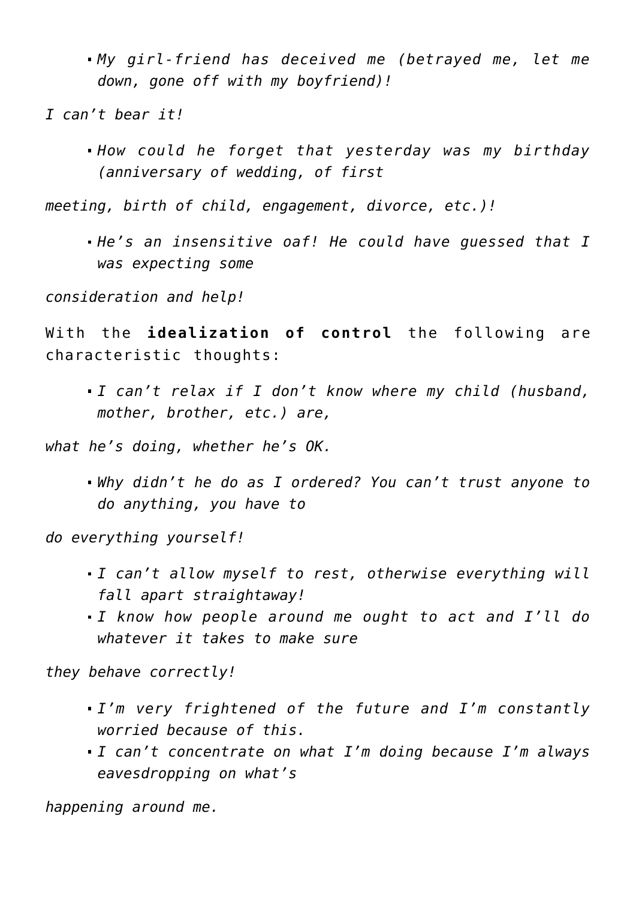- *My girl-friend has deceived me (betrayed me, let me down, gone off with my boyfriend)!*

*I can't bear it!*

- *How could he forget that yesterday was my birthday (anniversary of wedding, of first*

*meeting, birth of child, engagement, divorce, etc.)!*

- *He's an insensitive oaf! He could have guessed that I was expecting some*

*consideration and help!*

With the **idealization of control** the following are characteristic thoughts:

- *I can't relax if I don't know where my child (husband, mother, brother, etc.) are,*

*what he's doing, whether he's OK.*

- *Why didn't he do as I ordered? You can't trust anyone to do anything, you have to*

*do everything yourself!*

- *I can't allow myself to rest, otherwise everything will fall apart straightaway!*
- *I know how people around me ought to act and I'll do whatever it takes to make sure*

*they behave correctly!*

- *I'm very frightened of the future and I'm constantly worried because of this.*
- *I can't concentrate on what I'm doing because I'm always eavesdropping on what's*

*happening around me.*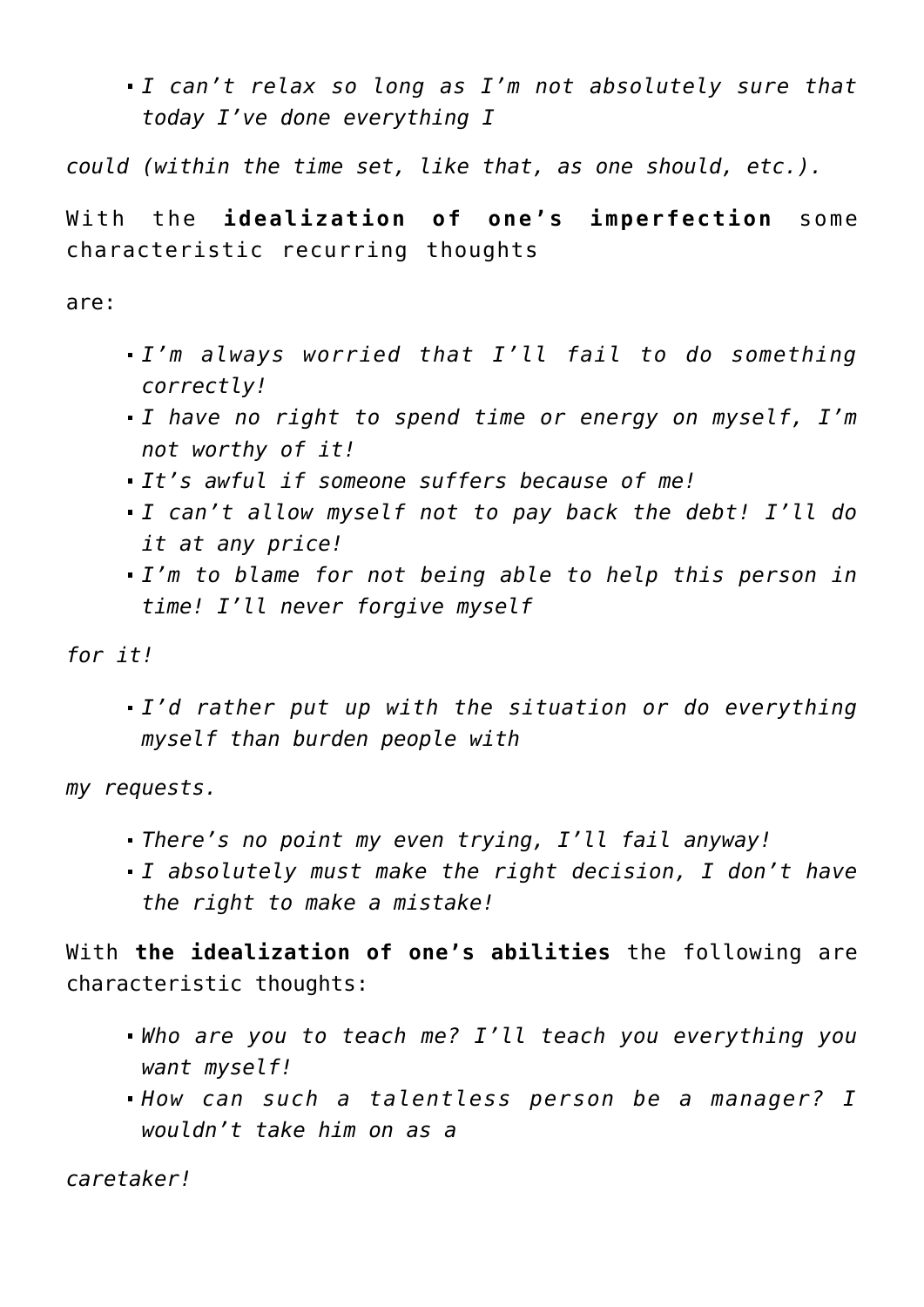- *I can't relax so long as I'm not absolutely sure that today I've done everything I could (within the time set, like that, as one should, etc.).*

With the **idealization of one's imperfection** some characteristic recurring thoughts are:

- *I'm always worried that I'll fail to do something correctly!*
- *I have no right to spend time or energy on myself, I'm not worthy of it!*
- *It's awful if someone suffers because of me!*
- *I can't allow myself not to pay back the debt! I'll do it at any price!*
- *I'm to blame for not being able to help this person in time! I'll never forgive myself for it!*
- *I'd rather put up with the situation or do everything myself than burden people with my requests.*
- *There's no point my even trying, I'll fail anyway!*
- *I absolutely must make the right decision, I don't have the right to make a mistake!*

With **the idealization of one's abilities** the following are characteristic thoughts:

- *Who are you to teach me? I'll teach you everything you want myself!*
- *How can such a talentless person be a manager? I wouldn't take him on as a caretaker!*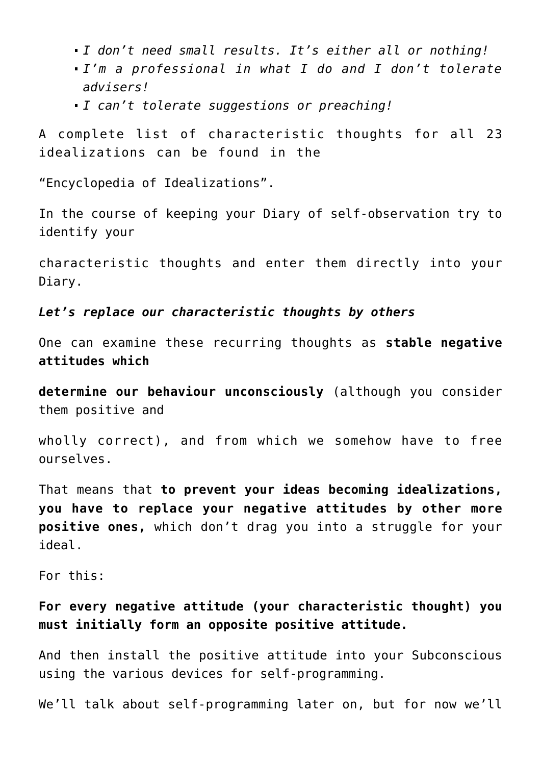- *I don't need small results. It's either all or nothing!*
- *I'm a professional in what I do and I don't tolerate advisers!*
- *I can't tolerate suggestions or preaching!*

A complete list of characteristic thoughts for all 23 idealizations can be found in the

"Encyclopedia of Idealizations".

In the course of keeping your Diary of self-observation try to identify your

characteristic thoughts and enter them directly into your Diary.

***Let's replace our characteristic thoughts by others***

One can examine these recurring thoughts as **stable negative attitudes which**

**determine our behaviour unconsciously** (although you consider them positive and

wholly correct), and from which we somehow have to free ourselves.

That means that **to prevent your ideas becoming idealizations, you have to replace your negative attitudes by other more positive ones,** which don't drag you into a struggle for your ideal.

For this:

**For every negative attitude (your characteristic thought) you must initially form an opposite positive attitude.**

And then install the positive attitude into your Subconscious using the various devices for self-programming.

We'll talk about self-programming later on, but for now we'll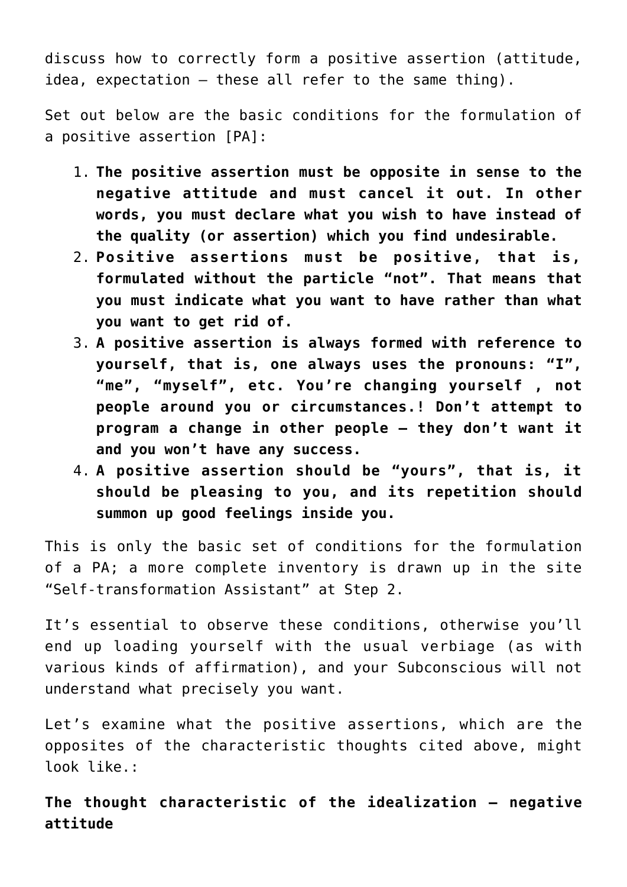discuss how to correctly form a positive assertion (attitude, idea, expectation – these all refer to the same thing).

Set out below are the basic conditions for the formulation of a positive assertion [PA]:

1. **The positive assertion must be opposite in sense to the negative attitude and must cancel it out. In other words, you must declare what you wish to have instead of the quality (or assertion) which you find undesirable.**
2. **Positive assertions must be positive, that is, formulated without the particle "not". That means that you must indicate what you want to have rather than what you want to get rid of.**
3. **A positive assertion is always formed with reference to yourself, that is, one always uses the pronouns: "I", "me", "myself", etc. You're changing yourself , not people around you or circumstances.! Don't attempt to program a change in other people – they don't want it and you won't have any success.**
4. **A positive assertion should be "yours", that is, it should be pleasing to you, and its repetition should summon up good feelings inside you.**

This is only the basic set of conditions for the formulation of a PA; a more complete inventory is drawn up in the site "Self-transformation Assistant" at Step 2.

It's essential to observe these conditions, otherwise you'll end up loading yourself with the usual verbiage (as with various kinds of affirmation), and your Subconscious will not understand what precisely you want.

Let's examine what the positive assertions, which are the opposites of the characteristic thoughts cited above, might look like.:

**The thought characteristic of the idealization – negative attitude**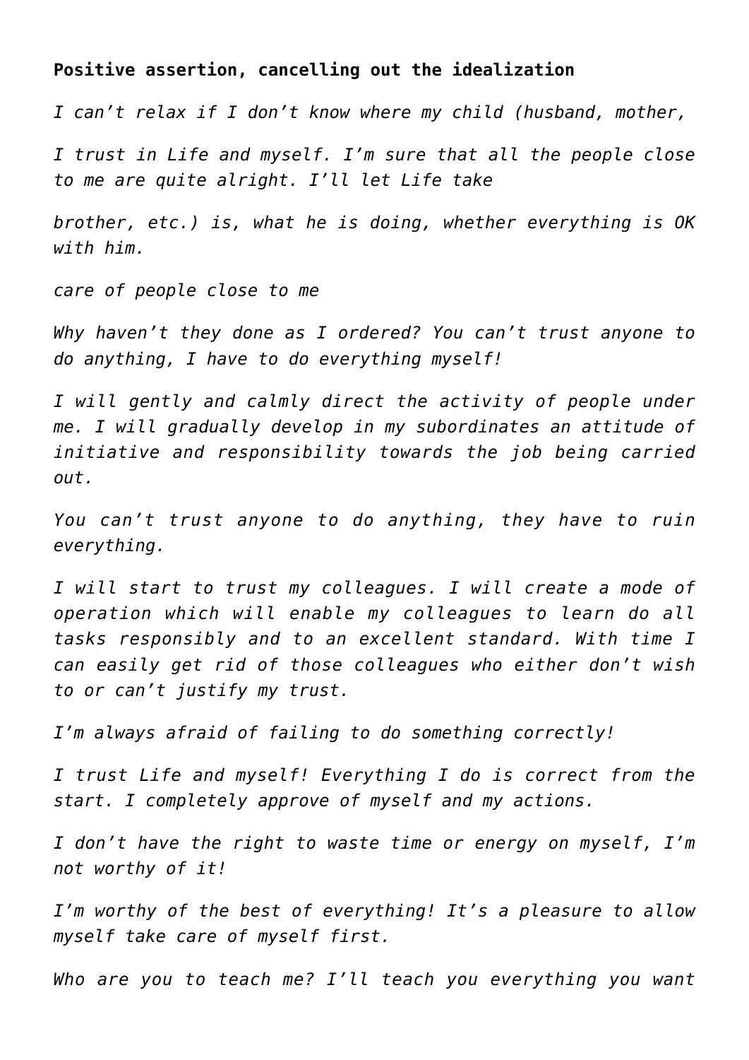**Positive assertion, cancelling out the idealization**

*I can't relax if I don't know where my child (husband, mother,*

*I trust in Life and myself. I'm sure that all the people close to me are quite alright. I'll let Life take*

*brother, etc.) is, what he is doing, whether everything is OK with him.*

*care of people close to me*

*Why haven't they done as I ordered? You can't trust anyone to do anything, I have to do everything myself!*

*I will gently and calmly direct the activity of people under me. I will gradually develop in my subordinates an attitude of initiative and responsibility towards the job being carried out.*

*You can't trust anyone to do anything, they have to ruin everything.*

*I will start to trust my colleagues. I will create a mode of operation which will enable my colleagues to learn do all tasks responsibly and to an excellent standard. With time I can easily get rid of those colleagues who either don't wish to or can't justify my trust.*

*I'm always afraid of failing to do something correctly!*

*I trust Life and myself! Everything I do is correct from the start. I completely approve of myself and my actions.*

*I don't have the right to waste time or energy on myself, I'm not worthy of it!*

*I'm worthy of the best of everything! It's a pleasure to allow myself take care of myself first.*

*Who are you to teach me? I'll teach you everything you want*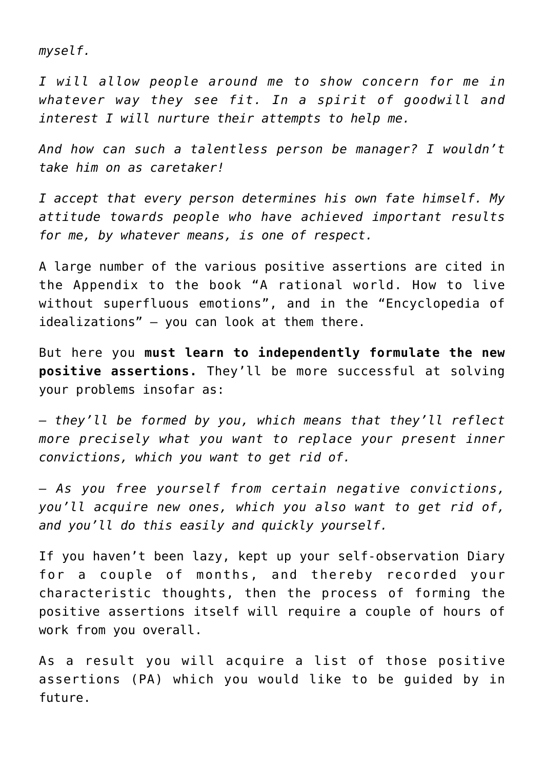*myself.*

*I will allow people around me to show concern for me in whatever way they see fit. In a spirit of goodwill and interest I will nurture their attempts to help me.*

*And how can such a talentless person be manager? I wouldn't take him on as caretaker!*

*I accept that every person determines his own fate himself. My attitude towards people who have achieved important results for me, by whatever means, is one of respect.*

A large number of the various positive assertions are cited in the Appendix to the book "A rational world. How to live without superfluous emotions", and in the "Encyclopedia of idealizations" – you can look at them there.

But here you **must learn to independently formulate the new positive assertions.** They'll be more successful at solving your problems insofar as:

– *they'll be formed by you, which means that they'll reflect more precisely what you want to replace your present inner convictions, which you want to get rid of.*

– *As you free yourself from certain negative convictions, you'll acquire new ones, which you also want to get rid of, and you'll do this easily and quickly yourself.*

If you haven't been lazy, kept up your self-observation Diary for a couple of months, and thereby recorded your characteristic thoughts, then the process of forming the positive assertions itself will require a couple of hours of work from you overall.

As a result you will acquire a list of those positive assertions (PA) which you would like to be guided by in future.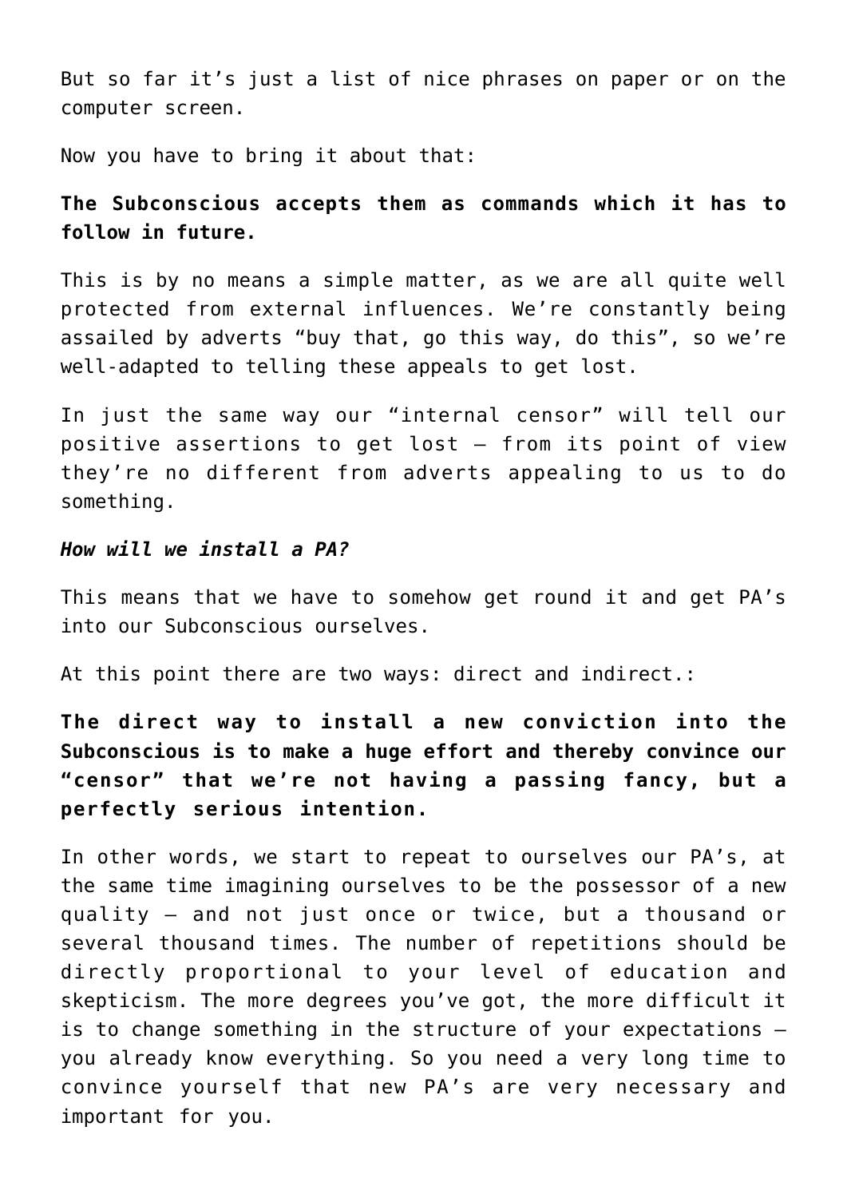But so far it’s just a list of nice phrases on paper or on the computer screen.

Now you have to bring it about that:

**The Subconscious accepts them as commands which it has to follow in future.**

This is by no means a simple matter, as we are all quite well protected from external influences. We’re constantly being assailed by adverts “buy that, go this way, do this”, so we’re well-adapted to telling these appeals to get lost.

In just the same way our “internal censor” will tell our positive assertions to get lost – from its point of view they’re no different from adverts appealing to us to do something.

***How will we install a PA?***

This means that we have to somehow get round it and get PA’s into our Subconscious ourselves.

At this point there are two ways: direct and indirect.:

**The direct way to install a new conviction into the Subconscious is to make a huge effort and thereby convince our “censor” that we’re not having a passing fancy, but a perfectly serious intention.**

In other words, we start to repeat to ourselves our PA’s, at the same time imagining ourselves to be the possessor of a new quality – and not just once or twice, but a thousand or several thousand times. The number of repetitions should be directly proportional to your level of education and skepticism. The more degrees you’ve got, the more difficult it is to change something in the structure of your expectations – you already know everything. So you need a very long time to convince yourself that new PA’s are very necessary and important for you.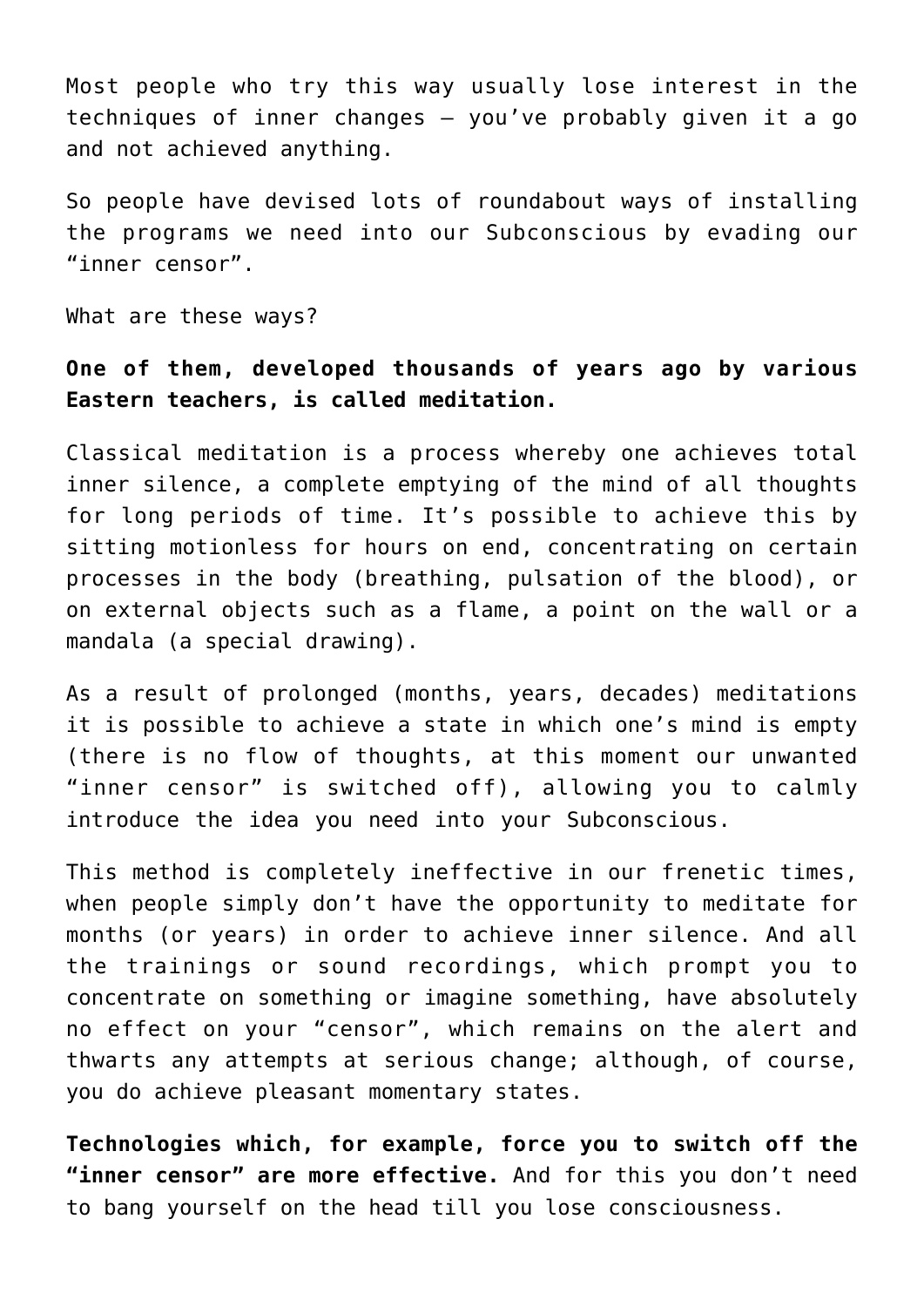Most people who try this way usually lose interest in the techniques of inner changes – you've probably given it a go and not achieved anything.

So people have devised lots of roundabout ways of installing the programs we need into our Subconscious by evading our "inner censor".

What are these ways?

**One of them, developed thousands of years ago by various Eastern teachers, is called meditation.**

Classical meditation is a process whereby one achieves total inner silence, a complete emptying of the mind of all thoughts for long periods of time. It's possible to achieve this by sitting motionless for hours on end, concentrating on certain processes in the body (breathing, pulsation of the blood), or on external objects such as a flame, a point on the wall or a mandala (a special drawing).

As a result of prolonged (months, years, decades) meditations it is possible to achieve a state in which one's mind is empty (there is no flow of thoughts, at this moment our unwanted "inner censor" is switched off), allowing you to calmly introduce the idea you need into your Subconscious.

This method is completely ineffective in our frenetic times, when people simply don't have the opportunity to meditate for months (or years) in order to achieve inner silence. And all the trainings or sound recordings, which prompt you to concentrate on something or imagine something, have absolutely no effect on your "censor", which remains on the alert and thwarts any attempts at serious change; although, of course, you do achieve pleasant momentary states.

**Technologies which, for example, force you to switch off the "inner censor" are more effective.** And for this you don't need to bang yourself on the head till you lose consciousness.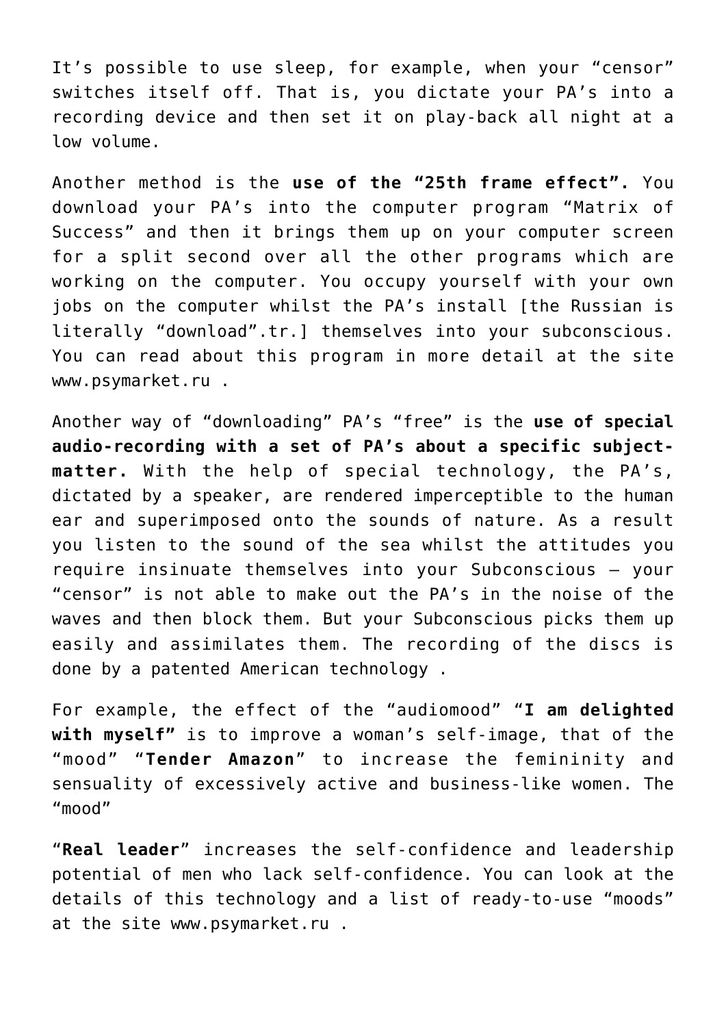It's possible to use sleep, for example, when your "censor" switches itself off. That is, you dictate your PA's into a recording device and then set it on play-back all night at a low volume.

Another method is the **use of the "25th frame effect".** You download your PA's into the computer program "Matrix of Success" and then it brings them up on your computer screen for a split second over all the other programs which are working on the computer. You occupy yourself with your own jobs on the computer whilst the PA's install [the Russian is literally "download".tr.] themselves into your subconscious. You can read about this program in more detail at the site www.psymarket.ru .

Another way of "downloading" PA's "free" is the **use of special audio-recording with a set of PA's about a specific subject-matter.** With the help of special technology, the PA's, dictated by a speaker, are rendered imperceptible to the human ear and superimposed onto the sounds of nature. As a result you listen to the sound of the sea whilst the attitudes you require insinuate themselves into your Subconscious – your "censor" is not able to make out the PA's in the noise of the waves and then block them. But your Subconscious picks them up easily and assimilates them. The recording of the discs is done by a patented American technology .

For example, the effect of the "audiomood" "**I am delighted with myself"** is to improve a woman's self-image, that of the "mood" "**Tender Amazon**" to increase the femininity and sensuality of excessively active and business-like women. The "mood"

"**Real leader**" increases the self-confidence and leadership potential of men who lack self-confidence. You can look at the details of this technology and a list of ready-to-use "moods" at the site www.psymarket.ru .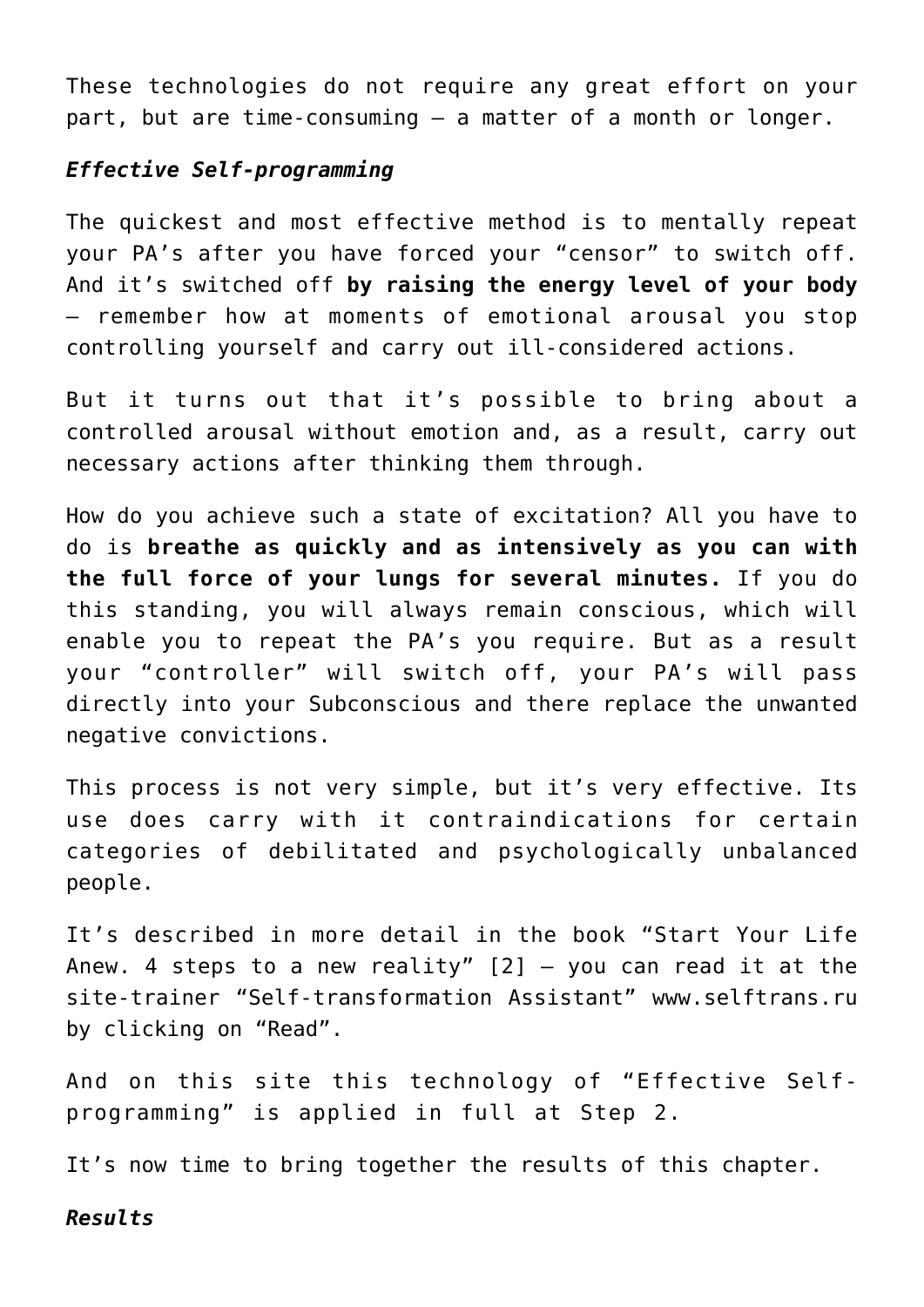These technologies do not require any great effort on your part, but are time-consuming – a matter of a month or longer.

***Effective Self-programming***

The quickest and most effective method is to mentally repeat your PA's after you have forced your "censor" to switch off. And it's switched off **by raising the energy level of your body** – remember how at moments of emotional arousal you stop controlling yourself and carry out ill-considered actions.

But it turns out that it's possible to bring about a controlled arousal without emotion and, as a result, carry out necessary actions after thinking them through.

How do you achieve such a state of excitation? All you have to do is **breathe as quickly and as intensively as you can with the full force of your lungs for several minutes.** If you do this standing, you will always remain conscious, which will enable you to repeat the PA's you require. But as a result your "controller" will switch off, your PA's will pass directly into your Subconscious and there replace the unwanted negative convictions.

This process is not very simple, but it's very effective. Its use does carry with it contraindications for certain categories of debilitated and psychologically unbalanced people.

It's described in more detail in the book "Start Your Life Anew. 4 steps to a new reality" [2] – you can read it at the site-trainer "Self-transformation Assistant" www.selftrans.ru by clicking on "Read".

And on this site this technology of "Effective Self-programming" is applied in full at Step 2.

It's now time to bring together the results of this chapter.

***Results***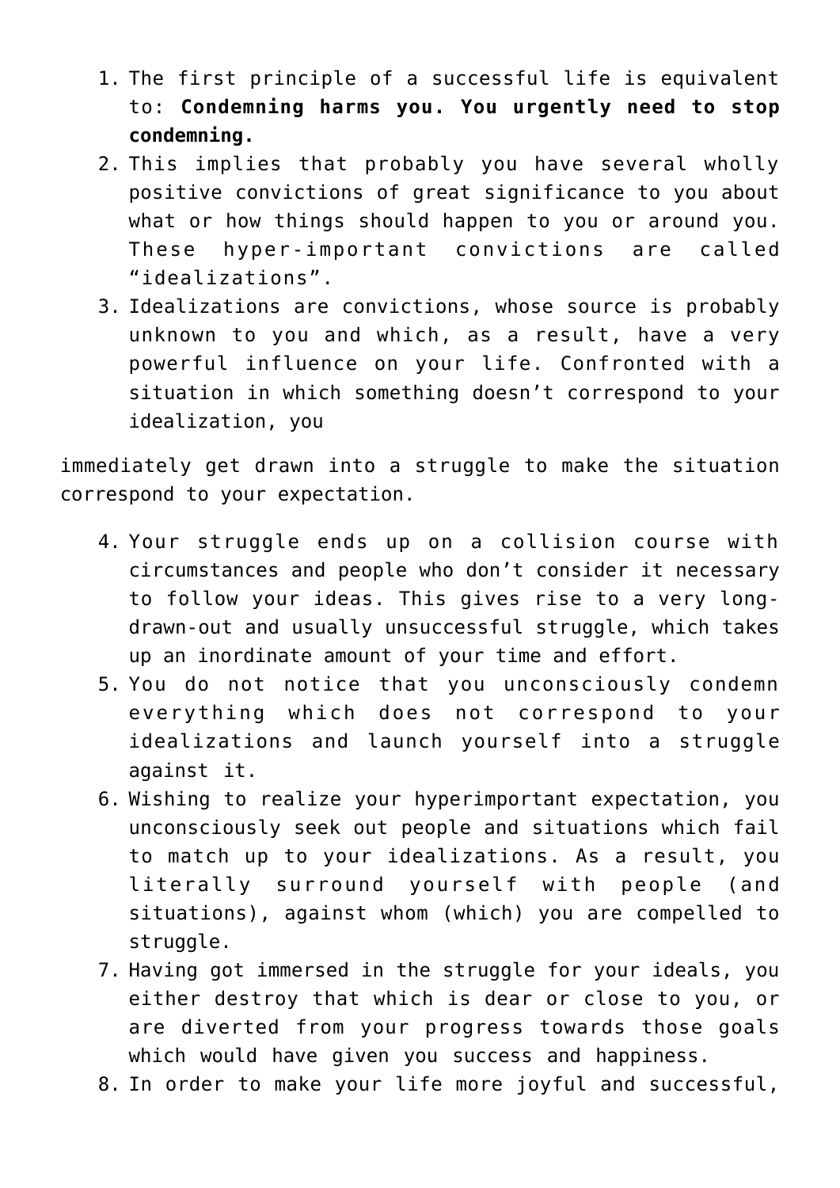1. The first principle of a successful life is equivalent to: **Condemning harms you. You urgently need to stop condemning.**
2. This implies that probably you have several wholly positive convictions of great significance to you about what or how things should happen to you or around you. These hyper-important convictions are called “idealizations”.
3. Idealizations are convictions, whose source is probably unknown to you and which, as a result, have a very powerful influence on your life. Confronted with a situation in which something doesn’t correspond to your idealization, you

immediately get drawn into a struggle to make the situation correspond to your expectation.

4. Your struggle ends up on a collision course with circumstances and people who don’t consider it necessary to follow your ideas. This gives rise to a very long-drawn-out and usually unsuccessful struggle, which takes up an inordinate amount of your time and effort.
5. You do not notice that you unconsciously condemn everything which does not correspond to your idealizations and launch yourself into a struggle against it.
6. Wishing to realize your hyperimportant expectation, you unconsciously seek out people and situations which fail to match up to your idealizations. As a result, you literally surround yourself with people (and situations), against whom (which) you are compelled to struggle.
7. Having got immersed in the struggle for your ideals, you either destroy that which is dear or close to you, or are diverted from your progress towards those goals which would have given you success and happiness.
8. In order to make your life more joyful and successful,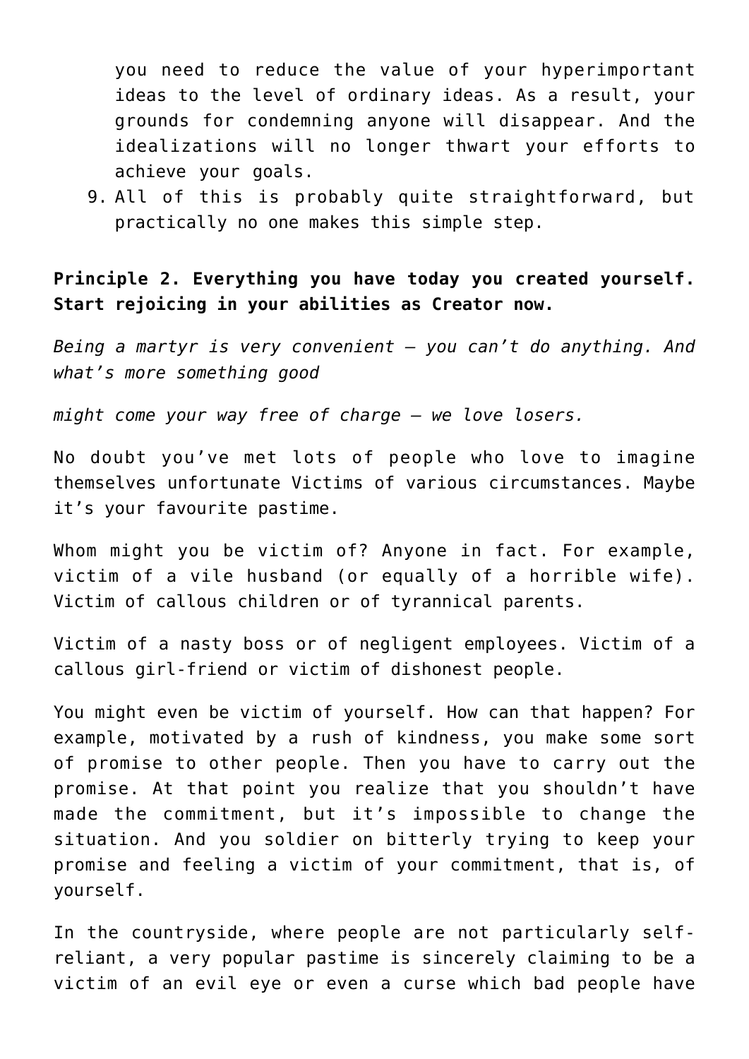you need to reduce the value of your hyperimportant ideas to the level of ordinary ideas. As a result, your grounds for condemning anyone will disappear. And the idealizations will no longer thwart your efforts to achieve your goals.

9. All of this is probably quite straightforward, but practically no one makes this simple step.

**Principle 2. Everything you have today you created yourself. Start rejoicing in your abilities as Creator now.**

*Being a martyr is very convenient – you can't do anything. And what's more something good*

*might come your way free of charge – we love losers.*

No doubt you've met lots of people who love to imagine themselves unfortunate Victims of various circumstances. Maybe it's your favourite pastime.

Whom might you be victim of? Anyone in fact. For example, victim of a vile husband (or equally of a horrible wife). Victim of callous children or of tyrannical parents.

Victim of a nasty boss or of negligent employees. Victim of a callous girl-friend or victim of dishonest people.

You might even be victim of yourself. How can that happen? For example, motivated by a rush of kindness, you make some sort of promise to other people. Then you have to carry out the promise. At that point you realize that you shouldn't have made the commitment, but it's impossible to change the situation. And you soldier on bitterly trying to keep your promise and feeling a victim of your commitment, that is, of yourself.

In the countryside, where people are not particularly self-reliant, a very popular pastime is sincerely claiming to be a victim of an evil eye or even a curse which bad people have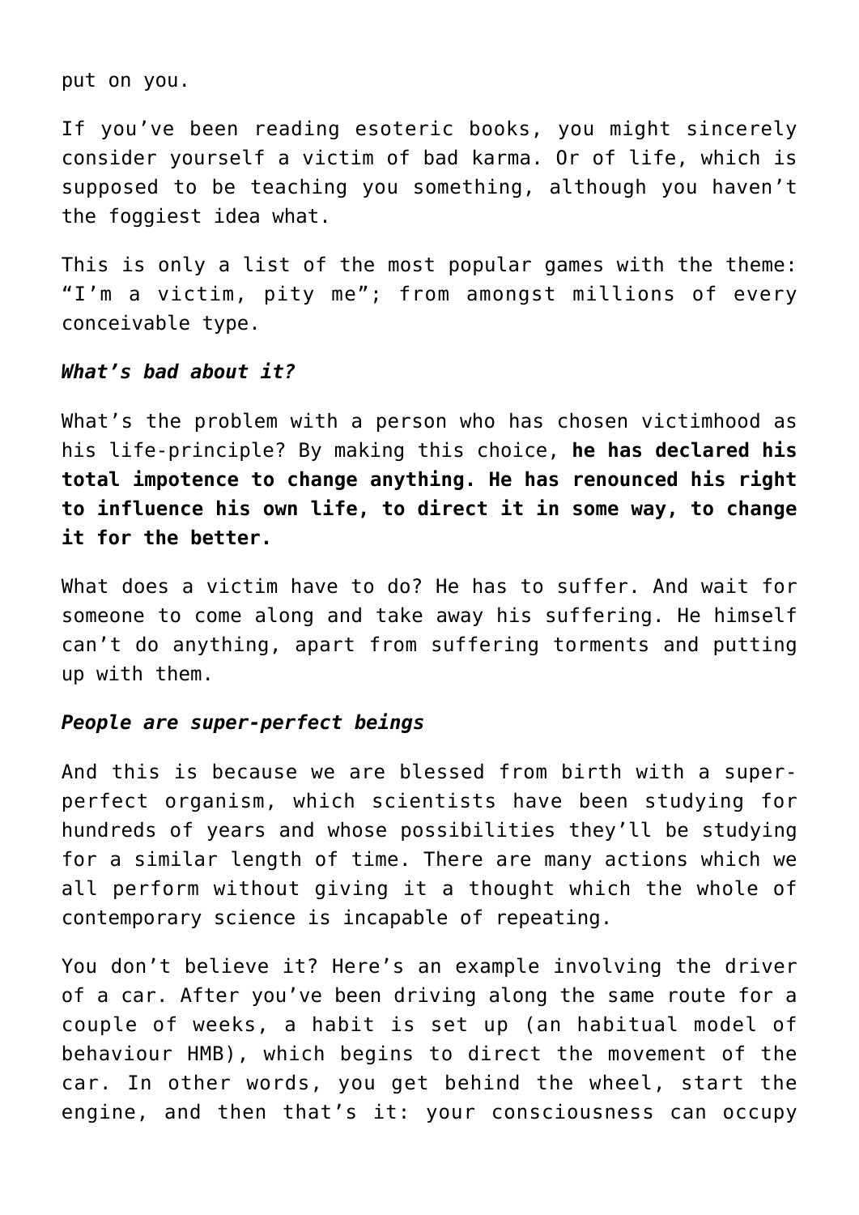put on you.

If you've been reading esoteric books, you might sincerely consider yourself a victim of bad karma. Or of life, which is supposed to be teaching you something, although you haven't the foggiest idea what.

This is only a list of the most popular games with the theme: "I'm a victim, pity me"; from amongst millions of every conceivable type.

***What's bad about it?***

What's the problem with a person who has chosen victimhood as his life-principle? By making this choice, **he has declared his total impotence to change anything. He has renounced his right to influence his own life, to direct it in some way, to change it for the better.**

What does a victim have to do? He has to suffer. And wait for someone to come along and take away his suffering. He himself can't do anything, apart from suffering torments and putting up with them.

***People are super-perfect beings***

And this is because we are blessed from birth with a super-perfect organism, which scientists have been studying for hundreds of years and whose possibilities they'll be studying for a similar length of time. There are many actions which we all perform without giving it a thought which the whole of contemporary science is incapable of repeating.

You don't believe it? Here's an example involving the driver of a car. After you've been driving along the same route for a couple of weeks, a habit is set up (an habitual model of behaviour HMB), which begins to direct the movement of the car. In other words, you get behind the wheel, start the engine, and then that's it: your consciousness can occupy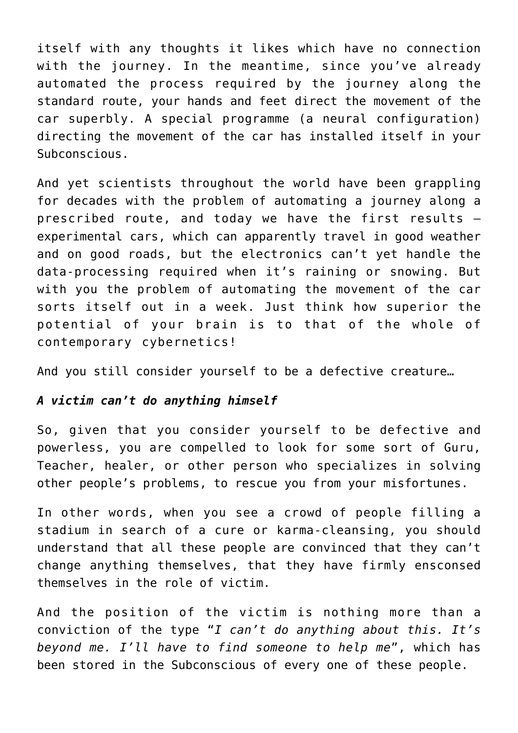itself with any thoughts it likes which have no connection with the journey. In the meantime, since you've already automated the process required by the journey along the standard route, your hands and feet direct the movement of the car superbly. A special programme (a neural configuration) directing the movement of the car has installed itself in your Subconscious.

And yet scientists throughout the world have been grappling for decades with the problem of automating a journey along a prescribed route, and today we have the first results – experimental cars, which can apparently travel in good weather and on good roads, but the electronics can't yet handle the data-processing required when it's raining or snowing. But with you the problem of automating the movement of the car sorts itself out in a week. Just think how superior the potential of your brain is to that of the whole of contemporary cybernetics!

And you still consider yourself to be a defective creature…

### *A victim can't do anything himself*

So, given that you consider yourself to be defective and powerless, you are compelled to look for some sort of Guru, Teacher, healer, or other person who specializes in solving other people's problems, to rescue you from your misfortunes.

In other words, when you see a crowd of people filling a stadium in search of a cure or karma-cleansing, you should understand that all these people are convinced that they can't change anything themselves, that they have firmly ensconsed themselves in the role of victim.

And the position of the victim is nothing more than a conviction of the type "*I can't do anything about this. It's beyond me. I'll have to find someone to help me*", which has been stored in the Subconscious of every one of these people.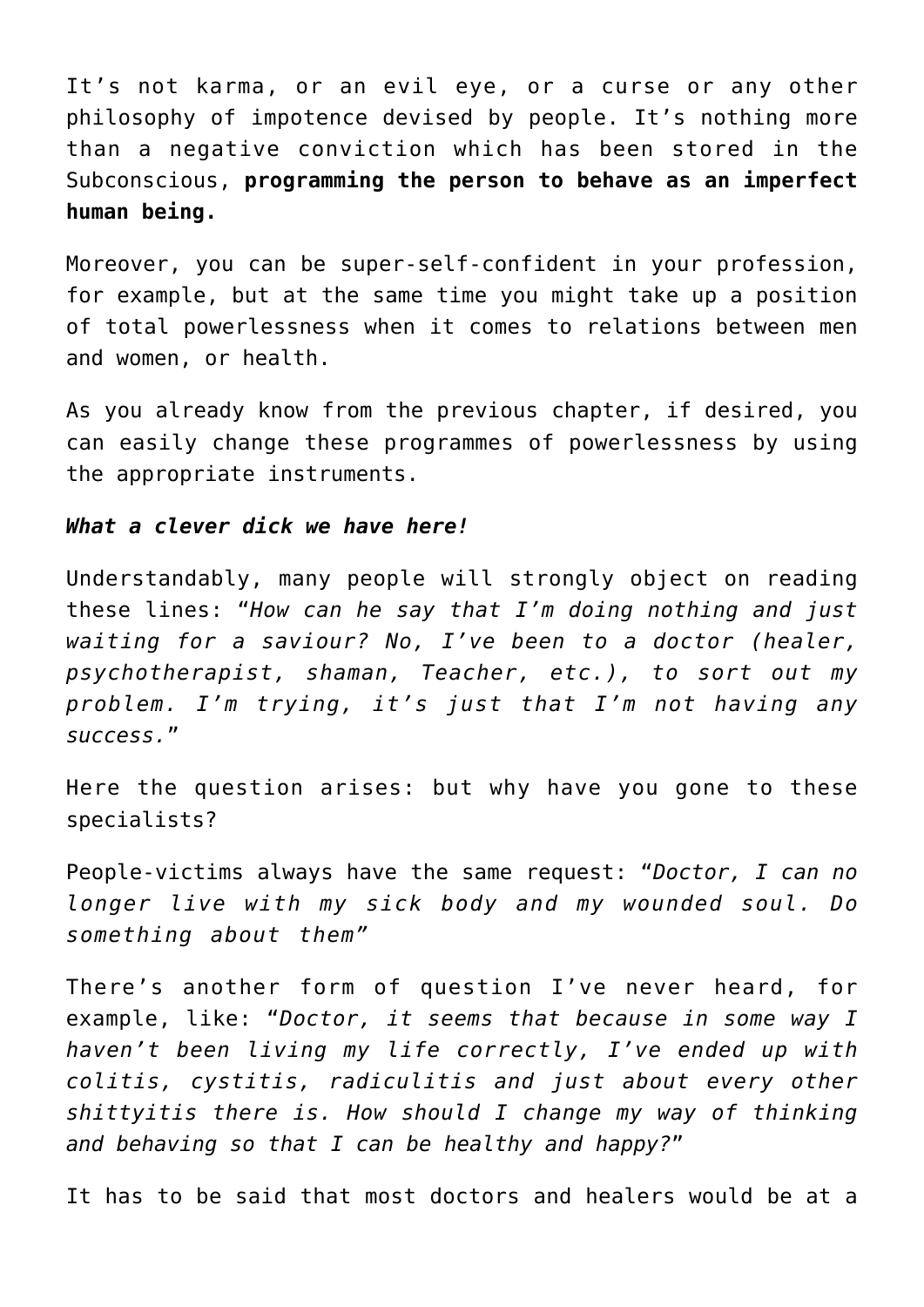It's not karma, or an evil eye, or a curse or any other philosophy of impotence devised by people. It's nothing more than a negative conviction which has been stored in the Subconscious, **programming the person to behave as an imperfect human being.**

Moreover, you can be super-self-confident in your profession, for example, but at the same time you might take up a position of total powerlessness when it comes to relations between men and women, or health.

As you already know from the previous chapter, if desired, you can easily change these programmes of powerlessness by using the appropriate instruments.

***What a clever dick we have here!***

Understandably, many people will strongly object on reading these lines: "*How can he say that I'm doing nothing and just waiting for a saviour? No, I've been to a doctor (healer, psychotherapist, shaman, Teacher, etc.), to sort out my problem. I'm trying, it's just that I'm not having any success.*"

Here the question arises: but why have you gone to these specialists?

People-victims always have the same request: "*Doctor, I can no longer live with my sick body and my wounded soul. Do something about them*"

There's another form of question I've never heard, for example, like: "*Doctor, it seems that because in some way I haven't been living my life correctly, I've ended up with colitis, cystitis, radiculitis and just about every other shittyitis there is. How should I change my way of thinking and behaving so that I can be healthy and happy?*"

It has to be said that most doctors and healers would be at a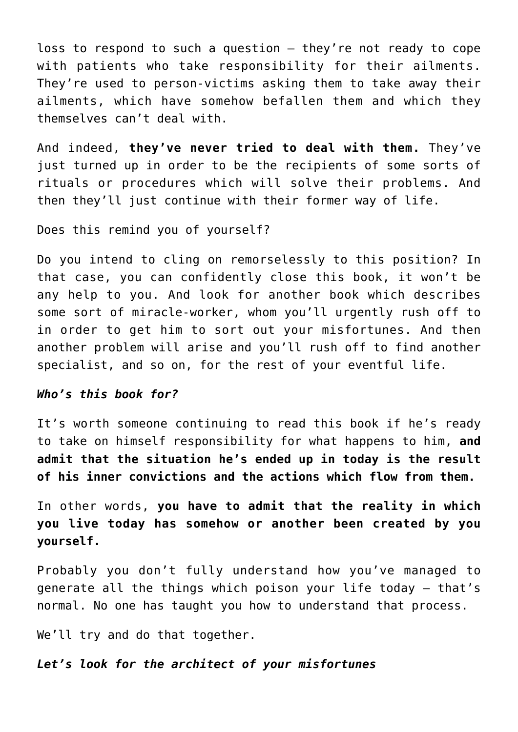loss to respond to such a question – they're not ready to cope with patients who take responsibility for their ailments. They're used to person-victims asking them to take away their ailments, which have somehow befallen them and which they themselves can't deal with.

And indeed, **they've never tried to deal with them.** They've just turned up in order to be the recipients of some sorts of rituals or procedures which will solve their problems. And then they'll just continue with their former way of life.

Does this remind you of yourself?

Do you intend to cling on remorselessly to this position? In that case, you can confidently close this book, it won't be any help to you. And look for another book which describes some sort of miracle-worker, whom you'll urgently rush off to in order to get him to sort out your misfortunes. And then another problem will arise and you'll rush off to find another specialist, and so on, for the rest of your eventful life.

***Who's this book for?***

It's worth someone continuing to read this book if he's ready to take on himself responsibility for what happens to him, **and admit that the situation he's ended up in today is the result of his inner convictions and the actions which flow from them.**

In other words, **you have to admit that the reality in which you live today has somehow or another been created by you yourself.**

Probably you don't fully understand how you've managed to generate all the things which poison your life today – that's normal. No one has taught you how to understand that process.

We'll try and do that together.

***Let's look for the architect of your misfortunes***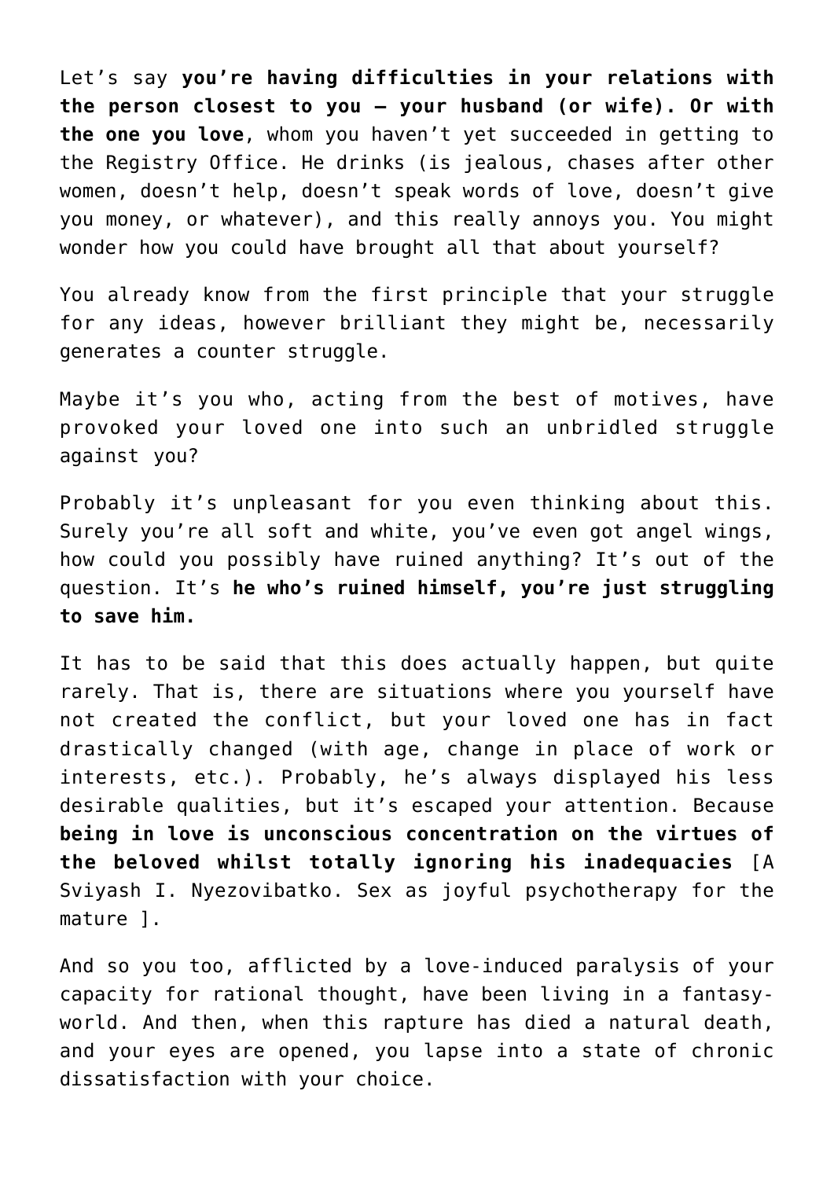Let’s say **you’re having difficulties in your relations with the person closest to you – your husband (or wife). Or with the one you love**, whom you haven’t yet succeeded in getting to the Registry Office. He drinks (is jealous, chases after other women, doesn’t help, doesn’t speak words of love, doesn’t give you money, or whatever), and this really annoys you. You might wonder how you could have brought all that about yourself?

You already know from the first principle that your struggle for any ideas, however brilliant they might be, necessarily generates a counter struggle.

Maybe it’s you who, acting from the best of motives, have provoked your loved one into such an unbridled struggle against you?

Probably it’s unpleasant for you even thinking about this. Surely you’re all soft and white, you’ve even got angel wings, how could you possibly have ruined anything? It’s out of the question. It’s **he who’s ruined himself, you’re just struggling to save him.**

It has to be said that this does actually happen, but quite rarely. That is, there are situations where you yourself have not created the conflict, but your loved one has in fact drastically changed (with age, change in place of work or interests, etc.). Probably, he’s always displayed his less desirable qualities, but it’s escaped your attention. Because **being in love is unconscious concentration on the virtues of the beloved whilst totally ignoring his inadequacies** [A Sviyash I. Nyezovibatko. Sex as joyful psychotherapy for the mature ].

And so you too, afflicted by a love-induced paralysis of your capacity for rational thought, have been living in a fantasy-world. And then, when this rapture has died a natural death, and your eyes are opened, you lapse into a state of chronic dissatisfaction with your choice.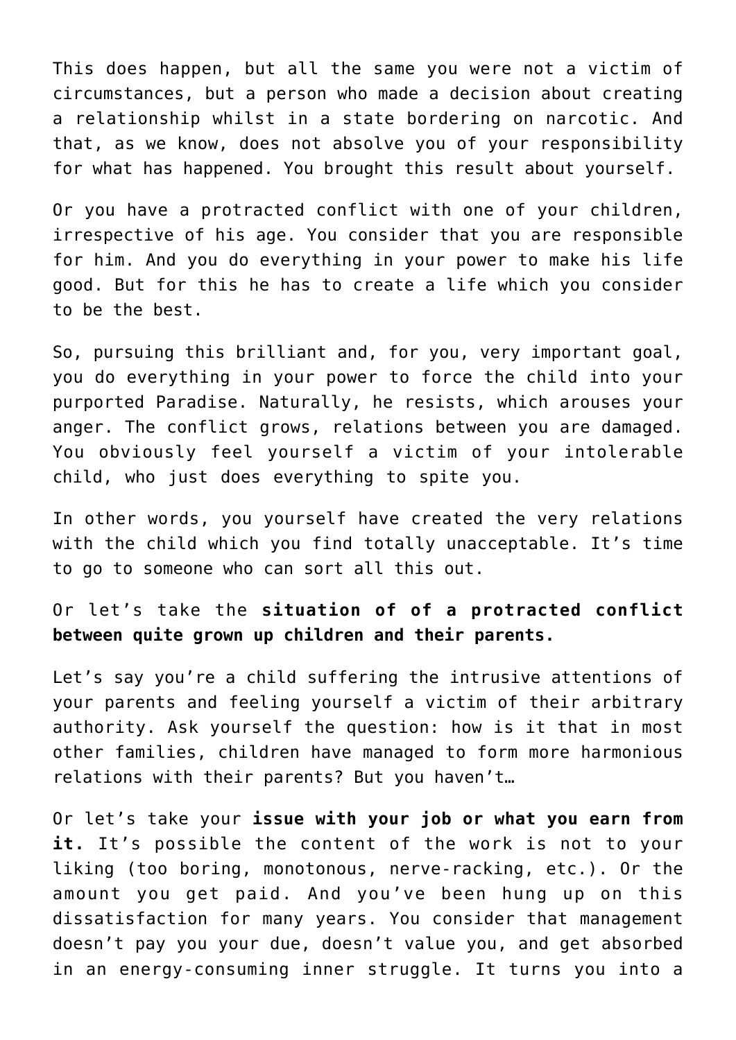This does happen, but all the same you were not a victim of circumstances, but a person who made a decision about creating a relationship whilst in a state bordering on narcotic. And that, as we know, does not absolve you of your responsibility for what has happened. You brought this result about yourself.

Or you have a protracted conflict with one of your children, irrespective of his age. You consider that you are responsible for him. And you do everything in your power to make his life good. But for this he has to create a life which you consider to be the best.

So, pursuing this brilliant and, for you, very important goal, you do everything in your power to force the child into your purported Paradise. Naturally, he resists, which arouses your anger. The conflict grows, relations between you are damaged. You obviously feel yourself a victim of your intolerable child, who just does everything to spite you.

In other words, you yourself have created the very relations with the child which you find totally unacceptable. It's time to go to someone who can sort all this out.

Or let's take the **situation of of a protracted conflict between quite grown up children and their parents.**

Let's say you're a child suffering the intrusive attentions of your parents and feeling yourself a victim of their arbitrary authority. Ask yourself the question: how is it that in most other families, children have managed to form more harmonious relations with their parents? But you haven't…

Or let's take your **issue with your job or what you earn from it.** It's possible the content of the work is not to your liking (too boring, monotonous, nerve-racking, etc.). Or the amount you get paid. And you've been hung up on this dissatisfaction for many years. You consider that management doesn't pay you your due, doesn't value you, and get absorbed in an energy-consuming inner struggle. It turns you into a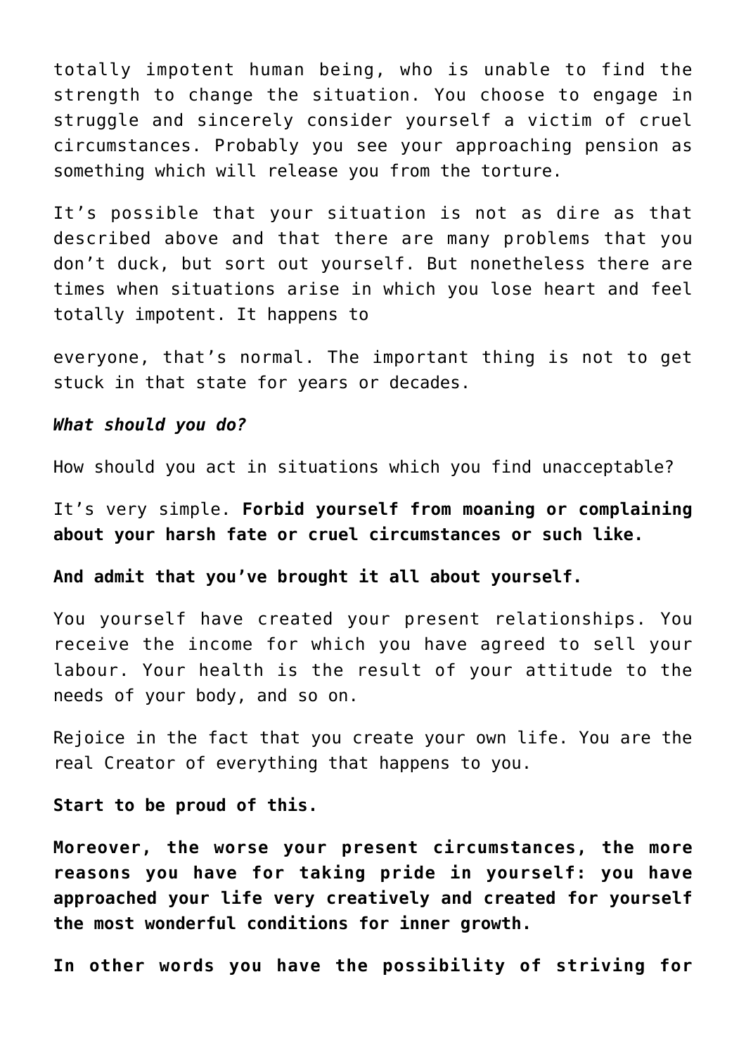totally impotent human being, who is unable to find the strength to change the situation. You choose to engage in struggle and sincerely consider yourself a victim of cruel circumstances. Probably you see your approaching pension as something which will release you from the torture.

It's possible that your situation is not as dire as that described above and that there are many problems that you don't duck, but sort out yourself. But nonetheless there are times when situations arise in which you lose heart and feel totally impotent. It happens to everyone, that's normal. The important thing is not to get stuck in that state for years or decades.

***What should you do?***

How should you act in situations which you find unacceptable?

It's very simple. **Forbid yourself from moaning or complaining about your harsh fate or cruel circumstances or such like.**

**And admit that you've brought it all about yourself.**

You yourself have created your present relationships. You receive the income for which you have agreed to sell your labour. Your health is the result of your attitude to the needs of your body, and so on.

Rejoice in the fact that you create your own life. You are the real Creator of everything that happens to you.

**Start to be proud of this.**

**Moreover, the worse your present circumstances, the more reasons you have for taking pride in yourself: you have approached your life very creatively and created for yourself the most wonderful conditions for inner growth.**

**In other words you have the possibility of striving for**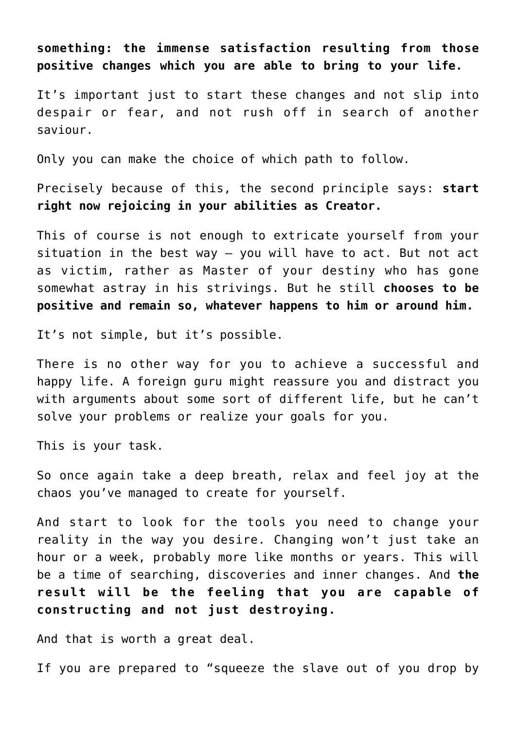**something: the immense satisfaction resulting from those positive changes which you are able to bring to your life.**

It’s important just to start these changes and not slip into despair or fear, and not rush off in search of another saviour.

Only you can make the choice of which path to follow.

Precisely because of this, the second principle says: **start right now rejoicing in your abilities as Creator.**

This of course is not enough to extricate yourself from your situation in the best way – you will have to act. But not act as victim, rather as Master of your destiny who has gone somewhat astray in his strivings. But he still **chooses to be positive and remain so, whatever happens to him or around him.**

It’s not simple, but it’s possible.

There is no other way for you to achieve a successful and happy life. A foreign guru might reassure you and distract you with arguments about some sort of different life, but he can’t solve your problems or realize your goals for you.

This is your task.

So once again take a deep breath, relax and feel joy at the chaos you’ve managed to create for yourself.

And start to look for the tools you need to change your reality in the way you desire. Changing won’t just take an hour or a week, probably more like months or years. This will be a time of searching, discoveries and inner changes. And **the result will be the feeling that you are capable of constructing and not just destroying.**

And that is worth a great deal.

If you are prepared to “squeeze the slave out of you drop by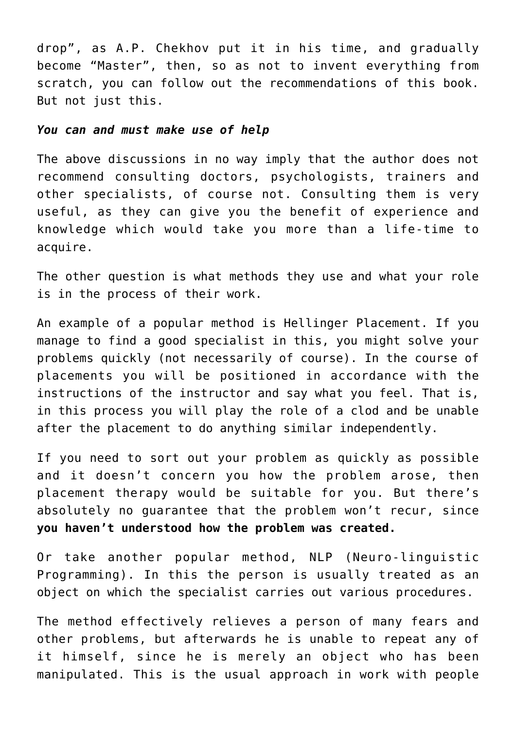drop", as A.P. Chekhov put it in his time, and gradually become "Master", then, so as not to invent everything from scratch, you can follow out the recommendations of this book. But not just this.

***You can and must make use of help***

The above discussions in no way imply that the author does not recommend consulting doctors, psychologists, trainers and other specialists, of course not. Consulting them is very useful, as they can give you the benefit of experience and knowledge which would take you more than a life-time to acquire.

The other question is what methods they use and what your role is in the process of their work.

An example of a popular method is Hellinger Placement. If you manage to find a good specialist in this, you might solve your problems quickly (not necessarily of course). In the course of placements you will be positioned in accordance with the instructions of the instructor and say what you feel. That is, in this process you will play the role of a clod and be unable after the placement to do anything similar independently.

If you need to sort out your problem as quickly as possible and it doesn't concern you how the problem arose, then placement therapy would be suitable for you. But there's absolutely no guarantee that the problem won't recur, since **you haven't understood how the problem was created.**

Or take another popular method, NLP (Neuro-linguistic Programming). In this the person is usually treated as an object on which the specialist carries out various procedures.

The method effectively relieves a person of many fears and other problems, but afterwards he is unable to repeat any of it himself, since he is merely an object who has been manipulated. This is the usual approach in work with people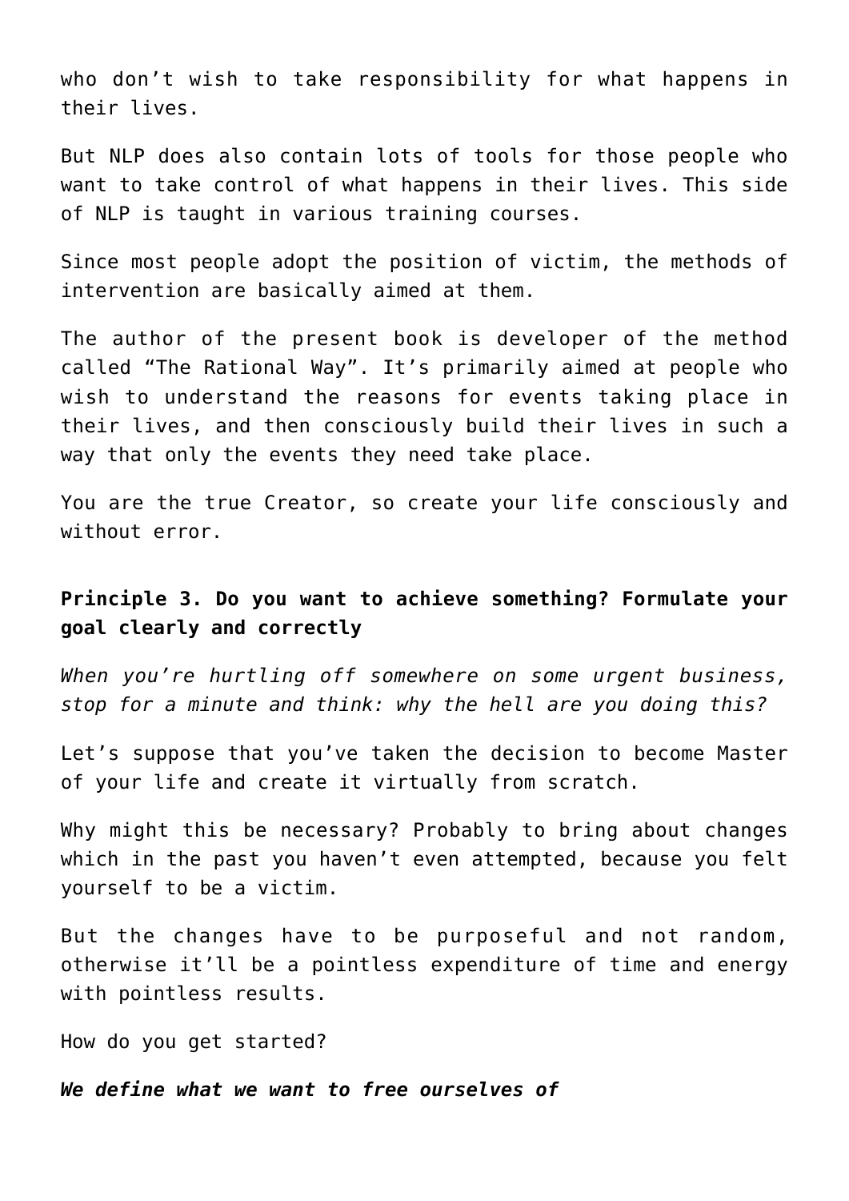who don’t wish to take responsibility for what happens in their lives.

But NLP does also contain lots of tools for those people who want to take control of what happens in their lives. This side of NLP is taught in various training courses.

Since most people adopt the position of victim, the methods of intervention are basically aimed at them.

The author of the present book is developer of the method called “The Rational Way”. It’s primarily aimed at people who wish to understand the reasons for events taking place in their lives, and then consciously build their lives in such a way that only the events they need take place.

You are the true Creator, so create your life consciously and without error.

## Principle 3. Do you want to achieve something? Formulate your goal clearly and correctly

*When you’re hurtling off somewhere on some urgent business, stop for a minute and think: why the hell are you doing this?*

Let’s suppose that you’ve taken the decision to become Master of your life and create it virtually from scratch.

Why might this be necessary? Probably to bring about changes which in the past you haven’t even attempted, because you felt yourself to be a victim.

But the changes have to be purposeful and not random, otherwise it’ll be a pointless expenditure of time and energy with pointless results.

How do you get started?

***We define what we want to free ourselves of***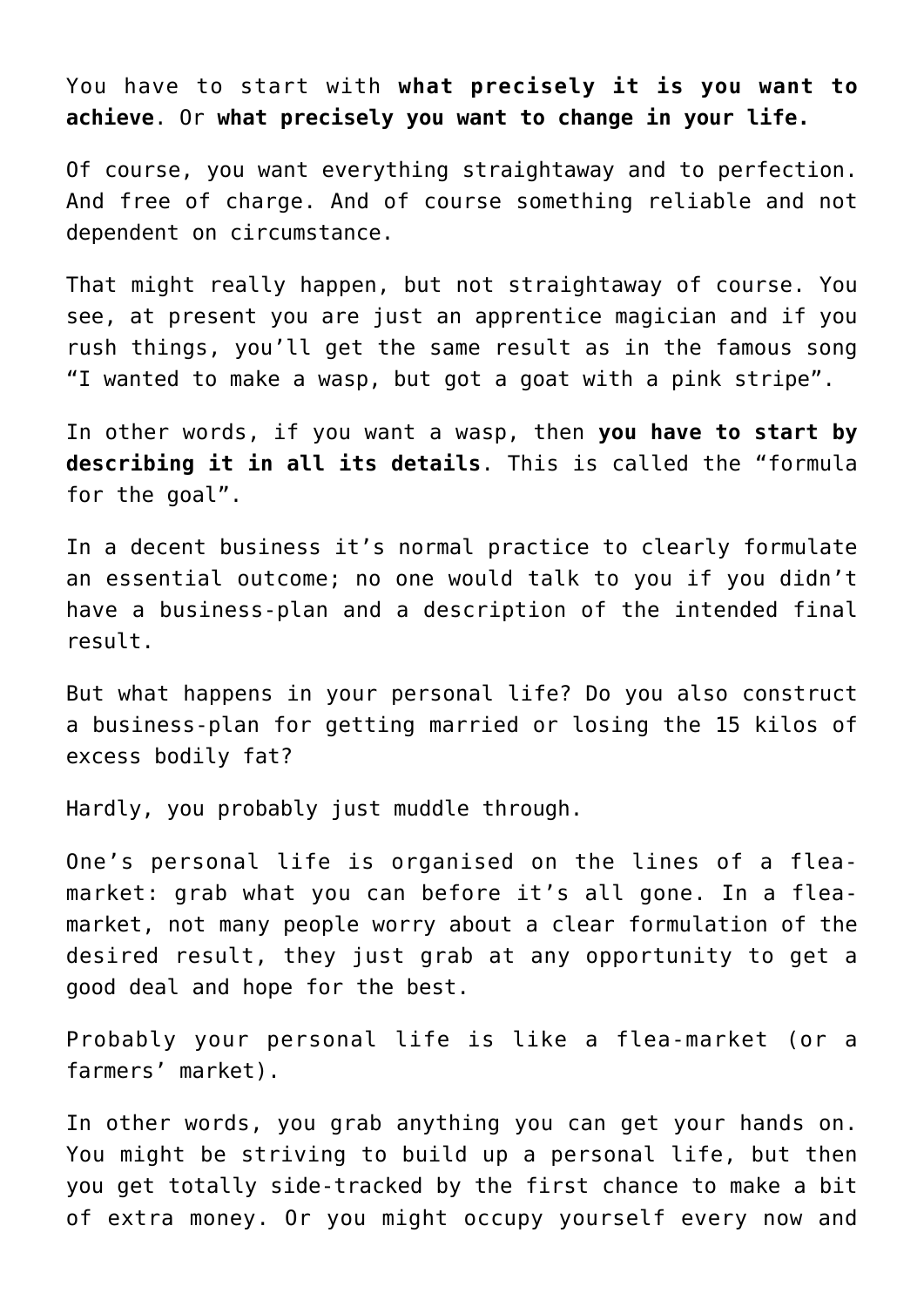You have to start with **what precisely it is you want to achieve**. Or **what precisely you want to change in your life.**

Of course, you want everything straightaway and to perfection. And free of charge. And of course something reliable and not dependent on circumstance.

That might really happen, but not straightaway of course. You see, at present you are just an apprentice magician and if you rush things, you'll get the same result as in the famous song "I wanted to make a wasp, but got a goat with a pink stripe".

In other words, if you want a wasp, then **you have to start by describing it in all its details**. This is called the "formula for the goal".

In a decent business it's normal practice to clearly formulate an essential outcome; no one would talk to you if you didn't have a business-plan and a description of the intended final result.

But what happens in your personal life? Do you also construct a business-plan for getting married or losing the 15 kilos of excess bodily fat?

Hardly, you probably just muddle through.

One's personal life is organised on the lines of a flea-market: grab what you can before it's all gone. In a flea-market, not many people worry about a clear formulation of the desired result, they just grab at any opportunity to get a good deal and hope for the best.

Probably your personal life is like a flea-market (or a farmers' market).

In other words, you grab anything you can get your hands on. You might be striving to build up a personal life, but then you get totally side-tracked by the first chance to make a bit of extra money. Or you might occupy yourself every now and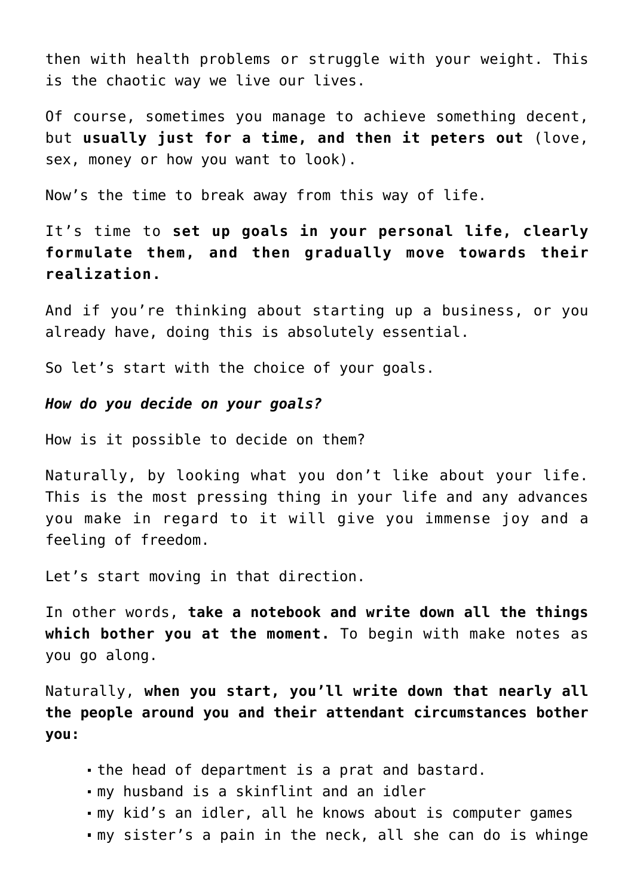then with health problems or struggle with your weight. This is the chaotic way we live our lives.

Of course, sometimes you manage to achieve something decent, but **usually just for a time, and then it peters out** (love, sex, money or how you want to look).

Now's the time to break away from this way of life.

It's time to **set up goals in your personal life, clearly formulate them, and then gradually move towards their realization.**

And if you're thinking about starting up a business, or you already have, doing this is absolutely essential.

So let's start with the choice of your goals.

***How do you decide on your goals?***

How is it possible to decide on them?

Naturally, by looking what you don't like about your life. This is the most pressing thing in your life and any advances you make in regard to it will give you immense joy and a feeling of freedom.

Let's start moving in that direction.

In other words, **take a notebook and write down all the things which bother you at the moment.** To begin with make notes as you go along.

Naturally, **when you start, you'll write down that nearly all the people around you and their attendant circumstances bother you:**

- the head of department is a prat and bastard.
- my husband is a skinflint and an idler
- my kid's an idler, all he knows about is computer games
- my sister's a pain in the neck, all she can do is whinge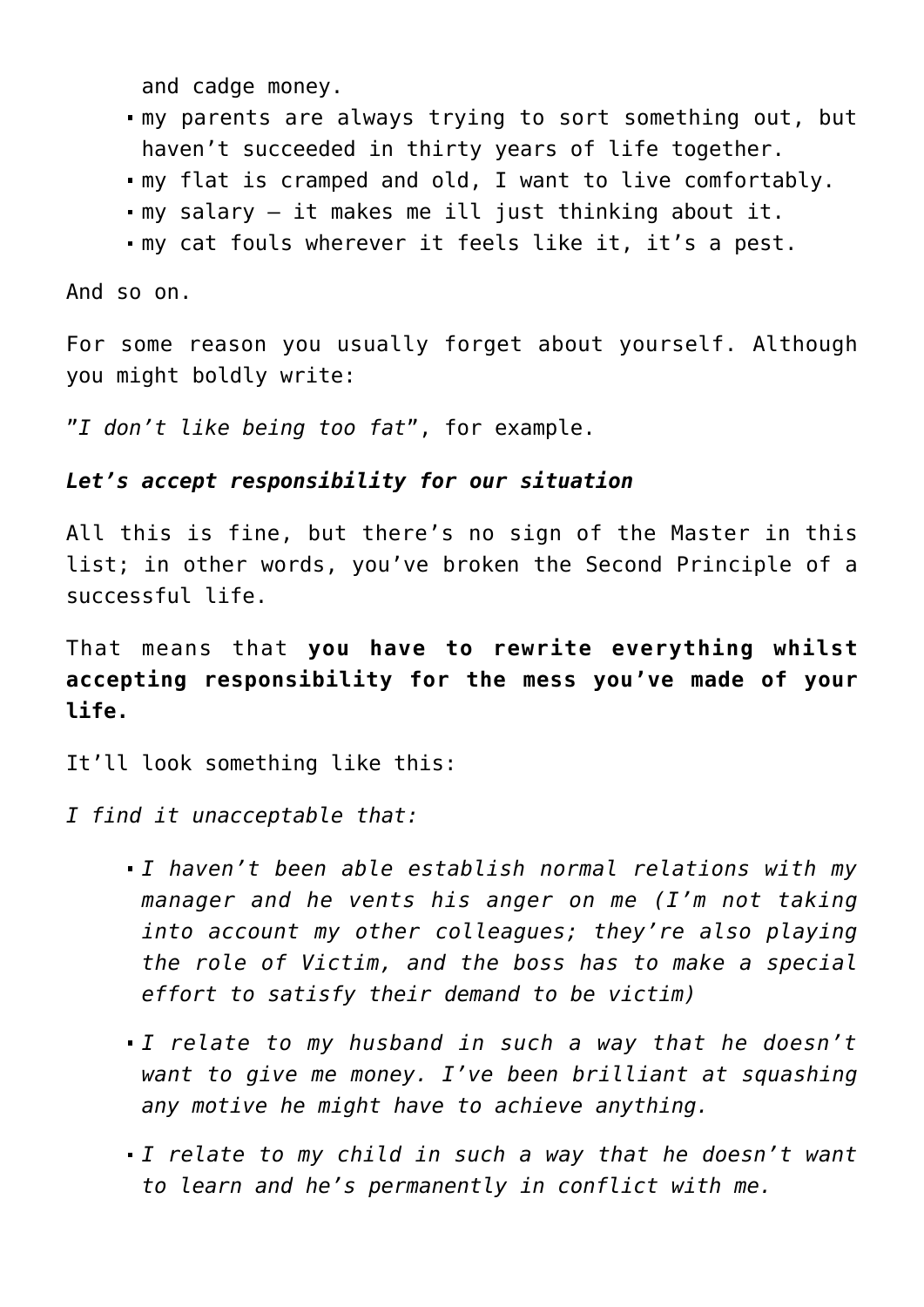and cadge money.

- my parents are always trying to sort something out, but haven't succeeded in thirty years of life together.
- my flat is cramped and old, I want to live comfortably.
- my salary – it makes me ill just thinking about it.
- my cat fouls wherever it feels like it, it's a pest.

And so on.

For some reason you usually forget about yourself. Although you might boldly write:

"*I don't like being too fat*", for example.

***Let's accept responsibility for our situation***

All this is fine, but there's no sign of the Master in this list; in other words, you've broken the Second Principle of a successful life.

That means that **you have to rewrite everything whilst accepting responsibility for the mess you've made of your life.**

It'll look something like this:

*I find it unacceptable that:*

- *I haven't been able establish normal relations with my manager and he vents his anger on me (I'm not taking into account my other colleagues; they're also playing the role of Victim, and the boss has to make a special effort to satisfy their demand to be victim)*
- *I relate to my husband in such a way that he doesn't want to give me money. I've been brilliant at squashing any motive he might have to achieve anything.*
- *I relate to my child in such a way that he doesn't want to learn and he's permanently in conflict with me.*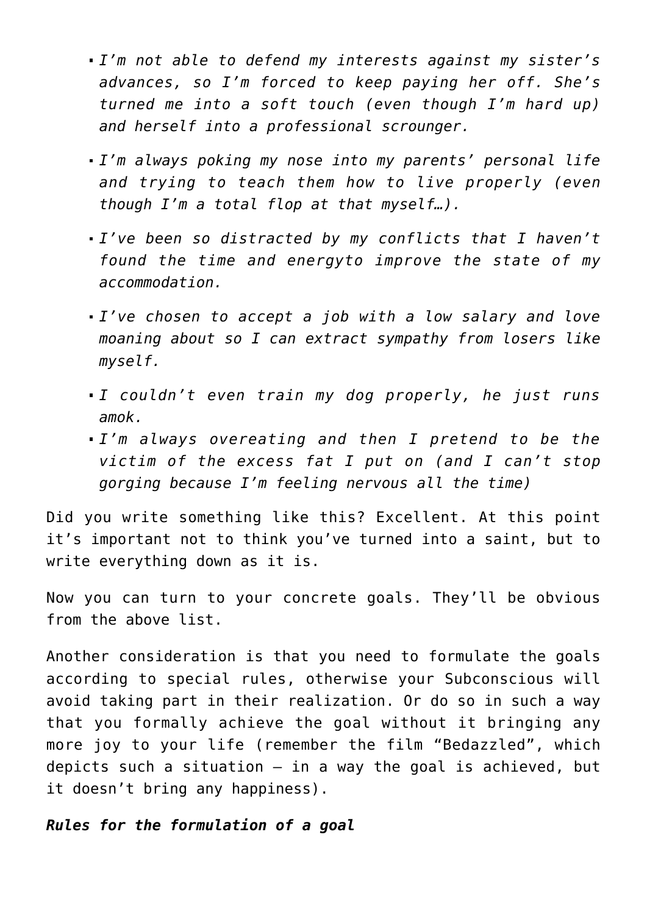- *I'm not able to defend my interests against my sister's advances, so I'm forced to keep paying her off. She's turned me into a soft touch (even though I'm hard up) and herself into a professional scrounger.*
- *I'm always poking my nose into my parents' personal life and trying to teach them how to live properly (even though I'm a total flop at that myself…).*
- *I've been so distracted by my conflicts that I haven't found the time and energyto improve the state of my accommodation.*
- *I've chosen to accept a job with a low salary and love moaning about so I can extract sympathy from losers like myself.*
- *I couldn't even train my dog properly, he just runs amok.*
- *I'm always overeating and then I pretend to be the victim of the excess fat I put on (and I can't stop gorging because I'm feeling nervous all the time)*

Did you write something like this? Excellent. At this point it's important not to think you've turned into a saint, but to write everything down as it is.

Now you can turn to your concrete goals. They'll be obvious from the above list.

Another consideration is that you need to formulate the goals according to special rules, otherwise your Subconscious will avoid taking part in their realization. Or do so in such a way that you formally achieve the goal without it bringing any more joy to your life (remember the film "Bedazzled", which depicts such a situation – in a way the goal is achieved, but it doesn't bring any happiness).

***Rules for the formulation of a goal***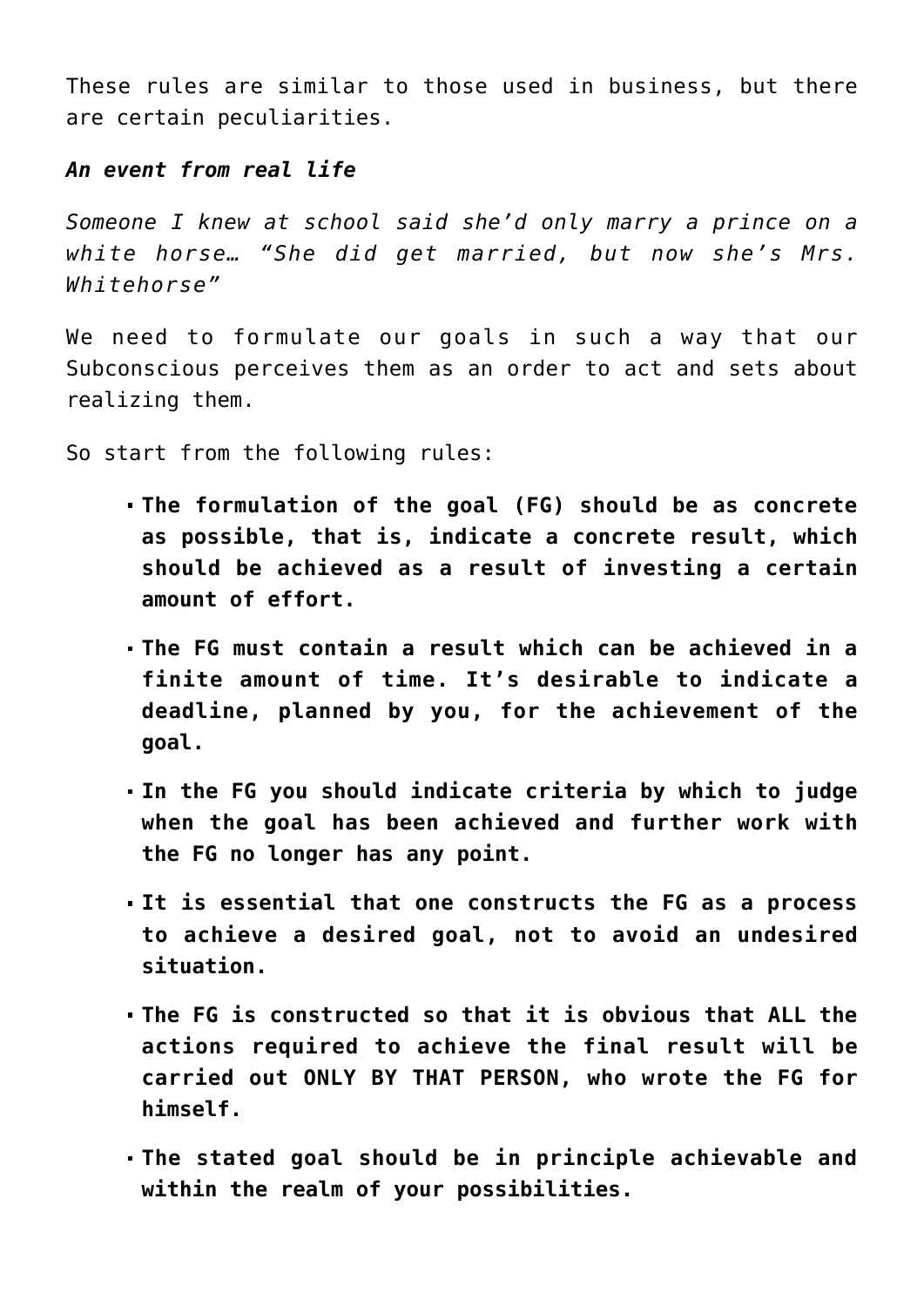These rules are similar to those used in business, but there are certain peculiarities.

***An event from real life***

*Someone I knew at school said she'd only marry a prince on a white horse… "She did get married, but now she's Mrs. Whitehorse"*

We need to formulate our goals in such a way that our Subconscious perceives them as an order to act and sets about realizing them.

So start from the following rules:

- **The formulation of the goal (FG) should be as concrete as possible, that is, indicate a concrete result, which should be achieved as a result of investing a certain amount of effort.**
- **The FG must contain a result which can be achieved in a finite amount of time. It's desirable to indicate a deadline, planned by you, for the achievement of the goal.**
- **In the FG you should indicate criteria by which to judge when the goal has been achieved and further work with the FG no longer has any point.**
- **It is essential that one constructs the FG as a process to achieve a desired goal, not to avoid an undesired situation.**
- **The FG is constructed so that it is obvious that ALL the actions required to achieve the final result will be carried out ONLY BY THAT PERSON, who wrote the FG for himself.**
- **The stated goal should be in principle achievable and within the realm of your possibilities.**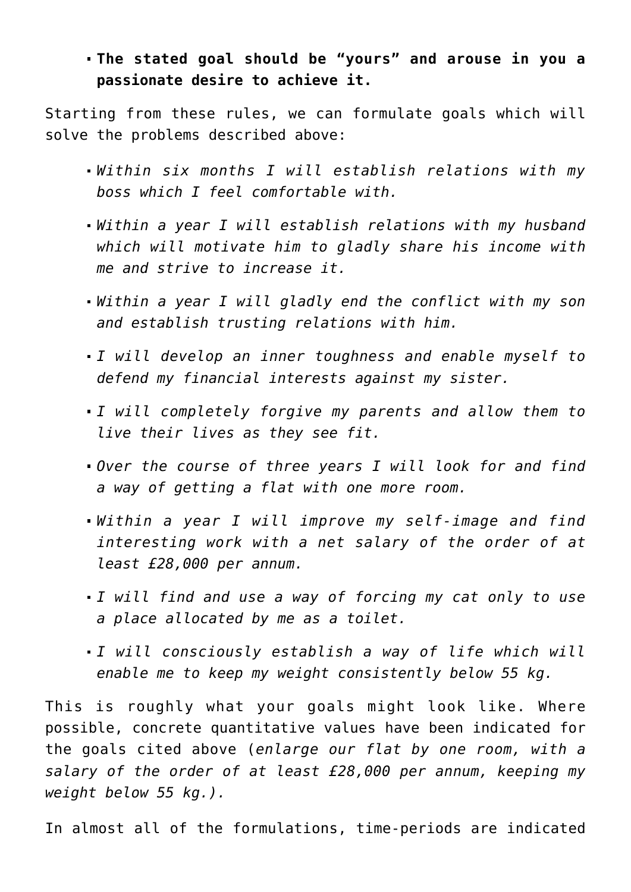- **The stated goal should be "yours" and arouse in you a passionate desire to achieve it.**

Starting from these rules, we can formulate goals which will solve the problems described above:

- *Within six months I will establish relations with my boss which I feel comfortable with.*
- *Within a year I will establish relations with my husband which will motivate him to gladly share his income with me and strive to increase it.*
- *Within a year I will gladly end the conflict with my son and establish trusting relations with him.*
- *I will develop an inner toughness and enable myself to defend my financial interests against my sister.*
- *I will completely forgive my parents and allow them to live their lives as they see fit.*
- *Over the course of three years I will look for and find a way of getting a flat with one more room.*
- *Within a year I will improve my self-image and find interesting work with a net salary of the order of at least £28,000 per annum.*
- *I will find and use a way of forcing my cat only to use a place allocated by me as a toilet.*
- *I will consciously establish a way of life which will enable me to keep my weight consistently below 55 kg.*

This is roughly what your goals might look like. Where possible, concrete quantitative values have been indicated for the goals cited above (*enlarge our flat by one room, with a salary of the order of at least £28,000 per annum, keeping my weight below 55 kg.).*

In almost all of the formulations, time-periods are indicated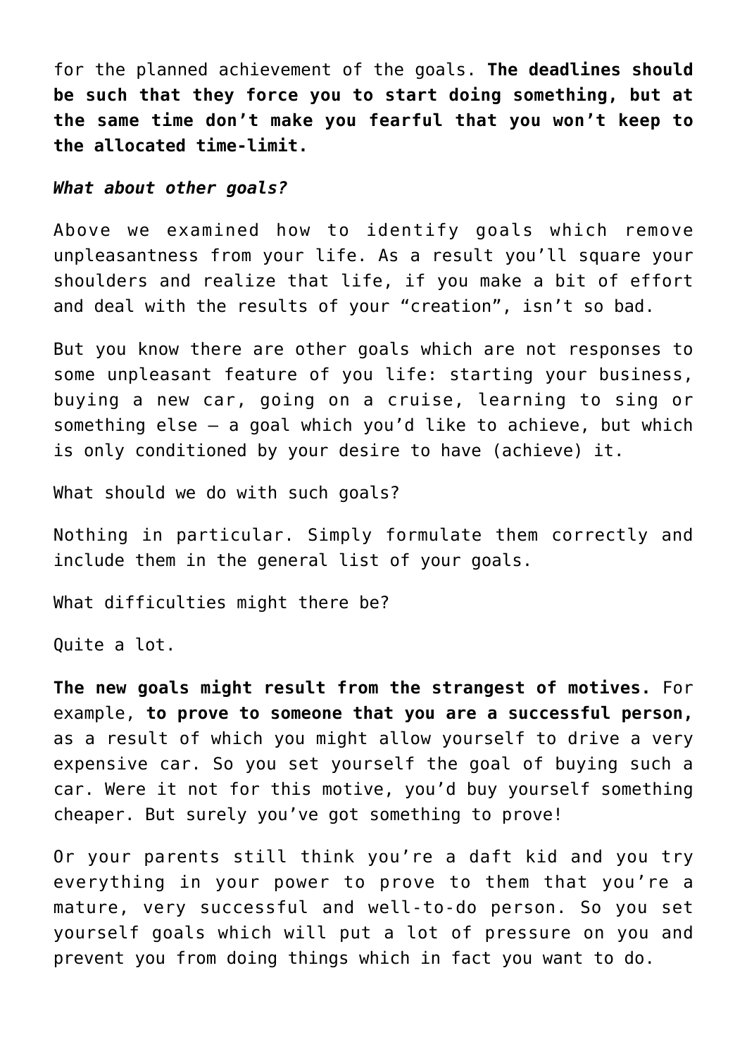for the planned achievement of the goals. **The deadlines should be such that they force you to start doing something, but at the same time don't make you fearful that you won't keep to the allocated time-limit.**

***What about other goals?***

Above we examined how to identify goals which remove unpleasantness from your life. As a result you'll square your shoulders and realize that life, if you make a bit of effort and deal with the results of your "creation", isn't so bad.

But you know there are other goals which are not responses to some unpleasant feature of you life: starting your business, buying a new car, going on a cruise, learning to sing or something else – a goal which you'd like to achieve, but which is only conditioned by your desire to have (achieve) it.

What should we do with such goals?

Nothing in particular. Simply formulate them correctly and include them in the general list of your goals.

What difficulties might there be?

Quite a lot.

**The new goals might result from the strangest of motives.** For example, **to prove to someone that you are a successful person,** as a result of which you might allow yourself to drive a very expensive car. So you set yourself the goal of buying such a car. Were it not for this motive, you'd buy yourself something cheaper. But surely you've got something to prove!

Or your parents still think you're a daft kid and you try everything in your power to prove to them that you're a mature, very successful and well-to-do person. So you set yourself goals which will put a lot of pressure on you and prevent you from doing things which in fact you want to do.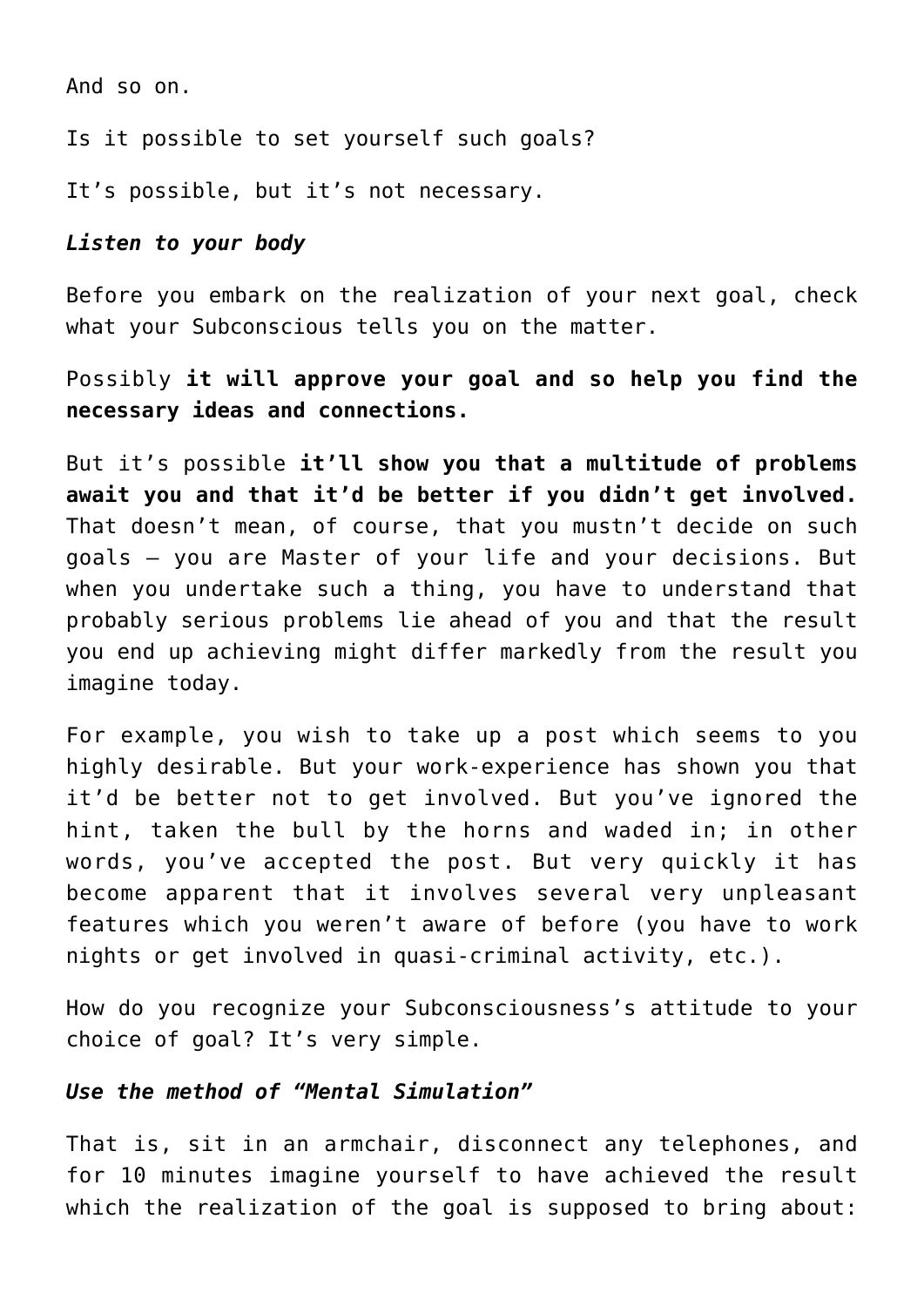And so on.

Is it possible to set yourself such goals?

It's possible, but it's not necessary.

***Listen to your body***

Before you embark on the realization of your next goal, check what your Subconscious tells you on the matter.

Possibly **it will approve your goal and so help you find the necessary ideas and connections.**

But it's possible **it'll show you that a multitude of problems await you and that it'd be better if you didn't get involved.** That doesn't mean, of course, that you mustn't decide on such goals – you are Master of your life and your decisions. But when you undertake such a thing, you have to understand that probably serious problems lie ahead of you and that the result you end up achieving might differ markedly from the result you imagine today.

For example, you wish to take up a post which seems to you highly desirable. But your work-experience has shown you that it'd be better not to get involved. But you've ignored the hint, taken the bull by the horns and waded in; in other words, you've accepted the post. But very quickly it has become apparent that it involves several very unpleasant features which you weren't aware of before (you have to work nights or get involved in quasi-criminal activity, etc.).

How do you recognize your Subconsciousness's attitude to your choice of goal? It's very simple.

***Use the method of "Mental Simulation"***

That is, sit in an armchair, disconnect any telephones, and for 10 minutes imagine yourself to have achieved the result which the realization of the goal is supposed to bring about: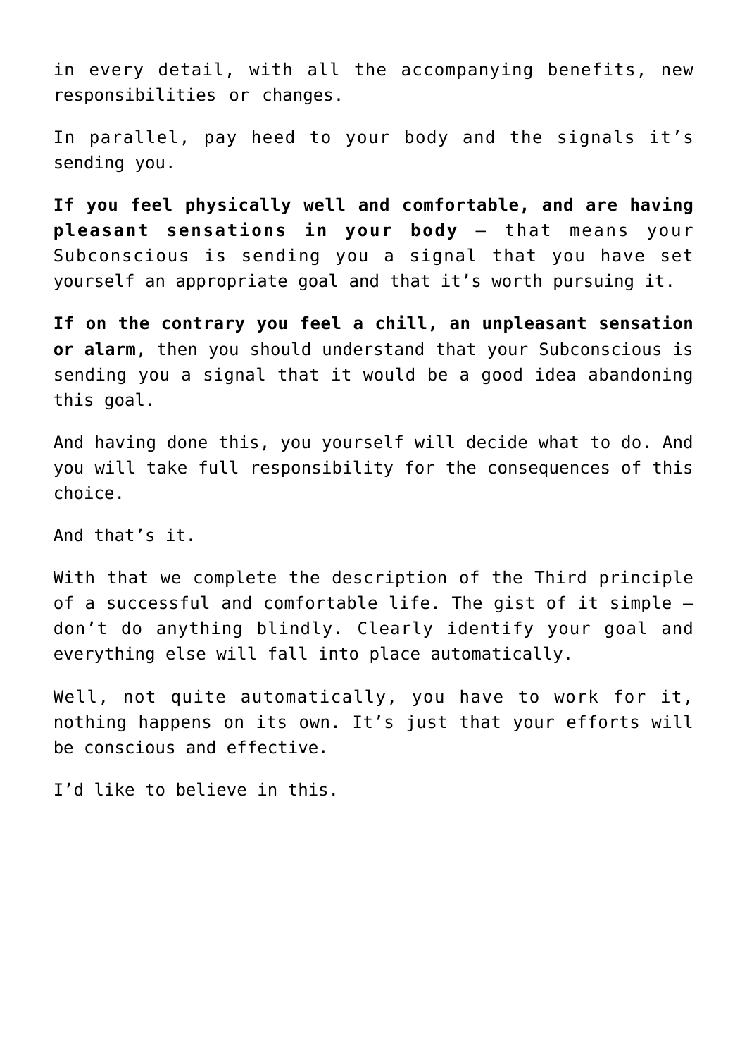in every detail, with all the accompanying benefits, new responsibilities or changes.

In parallel, pay heed to your body and the signals it's sending you.

**If you feel physically well and comfortable, and are having pleasant sensations in your body** – that means your Subconscious is sending you a signal that you have set yourself an appropriate goal and that it's worth pursuing it.

**If on the contrary you feel a chill, an unpleasant sensation or alarm**, then you should understand that your Subconscious is sending you a signal that it would be a good idea abandoning this goal.

And having done this, you yourself will decide what to do. And you will take full responsibility for the consequences of this choice.

And that's it.

With that we complete the description of the Third principle of a successful and comfortable life. The gist of it simple – don't do anything blindly. Clearly identify your goal and everything else will fall into place automatically.

Well, not quite automatically, you have to work for it, nothing happens on its own. It's just that your efforts will be conscious and effective.

I'd like to believe in this.